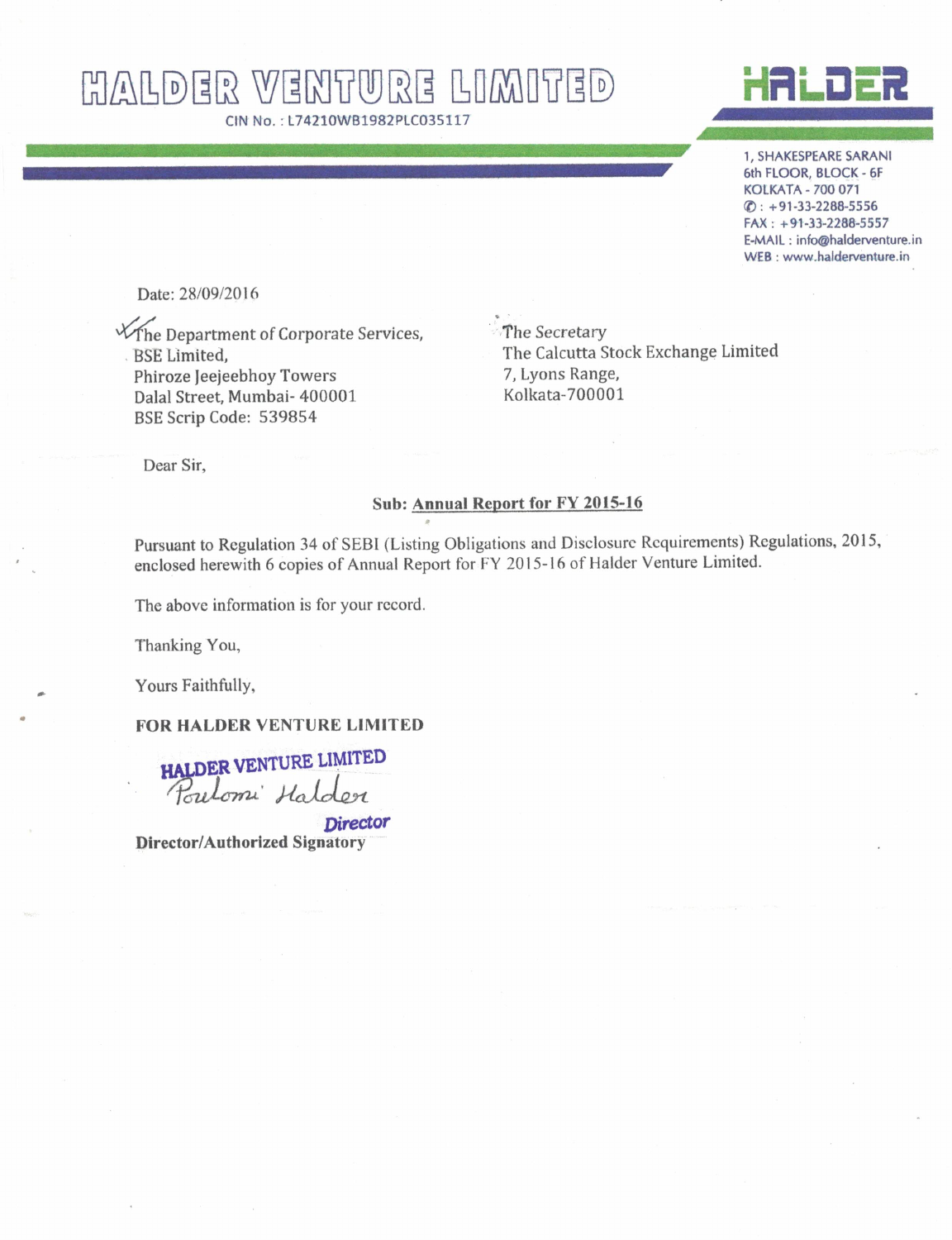# HALDER VENTURE LIMITED

CIN No. : L74210WB1982PLC035117

HALDER

1, SHAKESPEARE SARANI
6th FLOOR, BLOCK - 6F
KOLKATA - 700 071
✆ : +91-33-2288-5556
FAX : +91-33-2288-5557
E-MAIL : info@halderventure.in
WEB : www.halderventure.in

Date: 28/09/2016

The Department of Corporate Services,
BSE Limited,
Phiroze Jeejeebhoy Towers
Dalal Street, Mumbai- 400001
BSE Scrip Code: 539854

The Secretary
The Calcutta Stock Exchange Limited
7, Lyons Range,
Kolkata-700001

Dear Sir,

**Sub: Annual Report for FY 2015-16**

Pursuant to Regulation 34 of SEBI (Listing Obligations and Disclosure Requirements) Regulations, 2015, enclosed herewith 6 copies of Annual Report for FY 2015-16 of Halder Venture Limited.

The above information is for your record.

Thanking You,

Yours Faithfully,

**FOR HALDER VENTURE LIMITED**

HALDER VENTURE LIMITED
Poulomi Halder
Director

**Director/Authorized Signatory**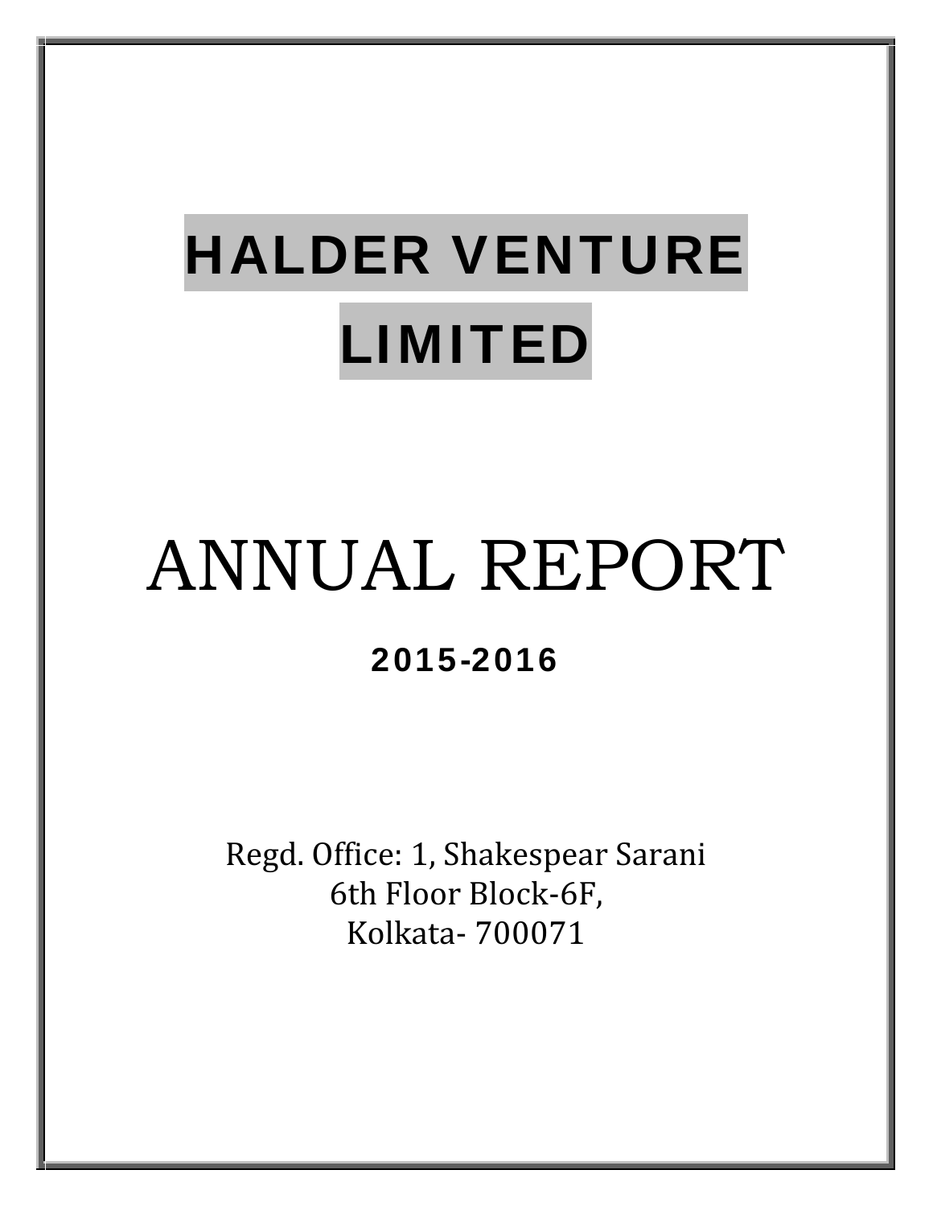# HALDER VENTURE LIMITED

# ANNUAL REPORT

## 2015-2016

Regd. Office: 1, Shakespear Sarani
6th Floor Block-6F,
Kolkata- 700071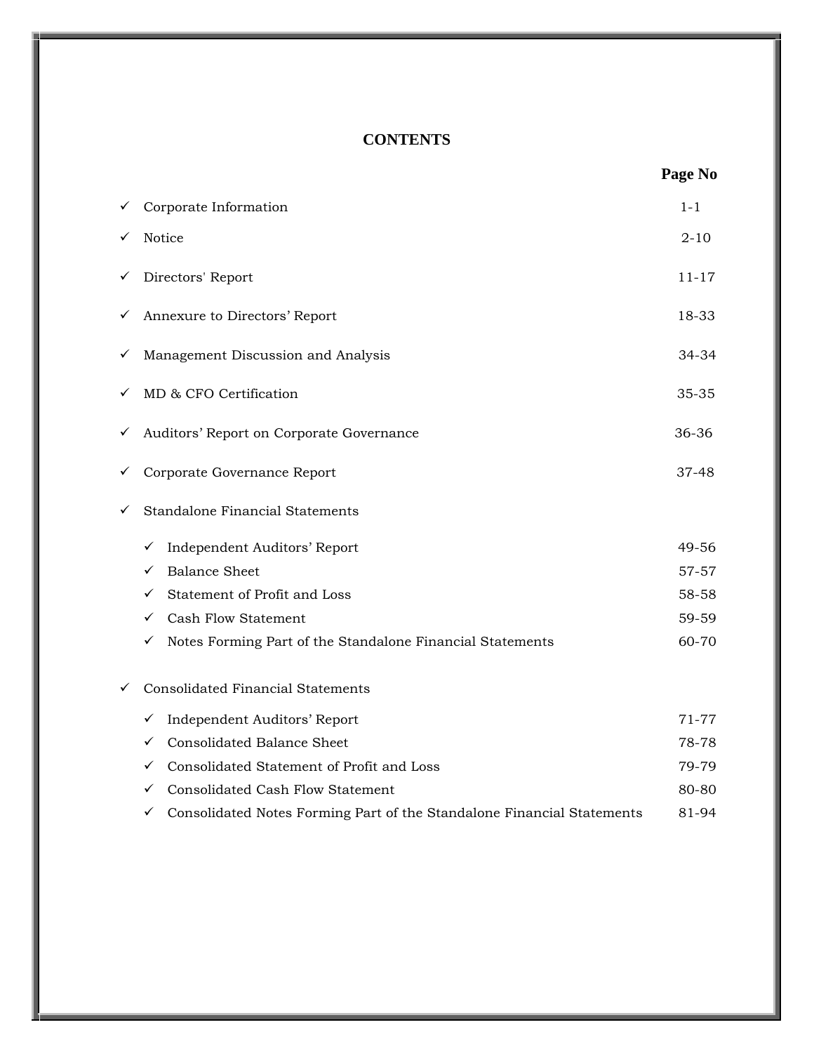# CONTENTS

| | Page No |
|---|---|
| ✓ Corporate Information | 1-1 |
| ✓ Notice | 2-10 |
| ✓ Directors' Report | 11-17 |
| ✓ Annexure to Directors' Report | 18-33 |
| ✓ Management Discussion and Analysis | 34-34 |
| ✓ MD & CFO Certification | 35-35 |
| ✓ Auditors' Report on Corporate Governance | 36-36 |
| ✓ Corporate Governance Report | 37-48 |
| ✓ Standalone Financial Statements | |
| ✓ Independent Auditors' Report | 49-56 |
| ✓ Balance Sheet | 57-57 |
| ✓ Statement of Profit and Loss | 58-58 |
| ✓ Cash Flow Statement | 59-59 |
| ✓ Notes Forming Part of the Standalone Financial Statements | 60-70 |
| ✓ Consolidated Financial Statements | |
| ✓ Independent Auditors' Report | 71-77 |
| ✓ Consolidated Balance Sheet | 78-78 |
| ✓ Consolidated Statement of Profit and Loss | 79-79 |
| ✓ Consolidated Cash Flow Statement | 80-80 |
| ✓ Consolidated Notes Forming Part of the Standalone Financial Statements | 81-94 |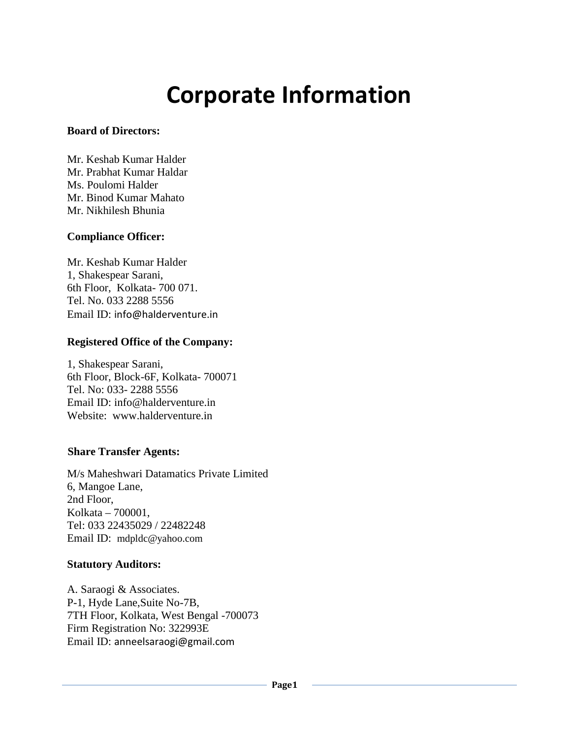# Corporate Information

**Board of Directors:**

Mr. Keshab Kumar Halder
Mr. Prabhat Kumar Haldar
Ms. Poulomi Halder
Mr. Binod Kumar Mahato
Mr. Nikhilesh Bhunia

**Compliance Officer:**

Mr. Keshab Kumar Halder
1, Shakespear Sarani,
6th Floor, Kolkata- 700 071.
Tel. No. 033 2288 5556
Email ID: info@halderventure.in

**Registered Office of the Company:**

1, Shakespear Sarani,
6th Floor, Block-6F, Kolkata- 700071
Tel. No: 033- 2288 5556
Email ID: info@halderventure.in
Website: www.halderventure.in

**Share Transfer Agents:**

M/s Maheshwari Datamatics Private Limited
6, Mangoe Lane,
2nd Floor,
Kolkata – 700001,
Tel: 033 22435029 / 22482248
Email ID: mdpldc@yahoo.com

**Statutory Auditors:**

A. Saraogi & Associates.
P-1, Hyde Lane,Suite No-7B,
7TH Floor, Kolkata, West Bengal -700073
Firm Registration No: 322993E
Email ID: anneelsaraogi@gmail.com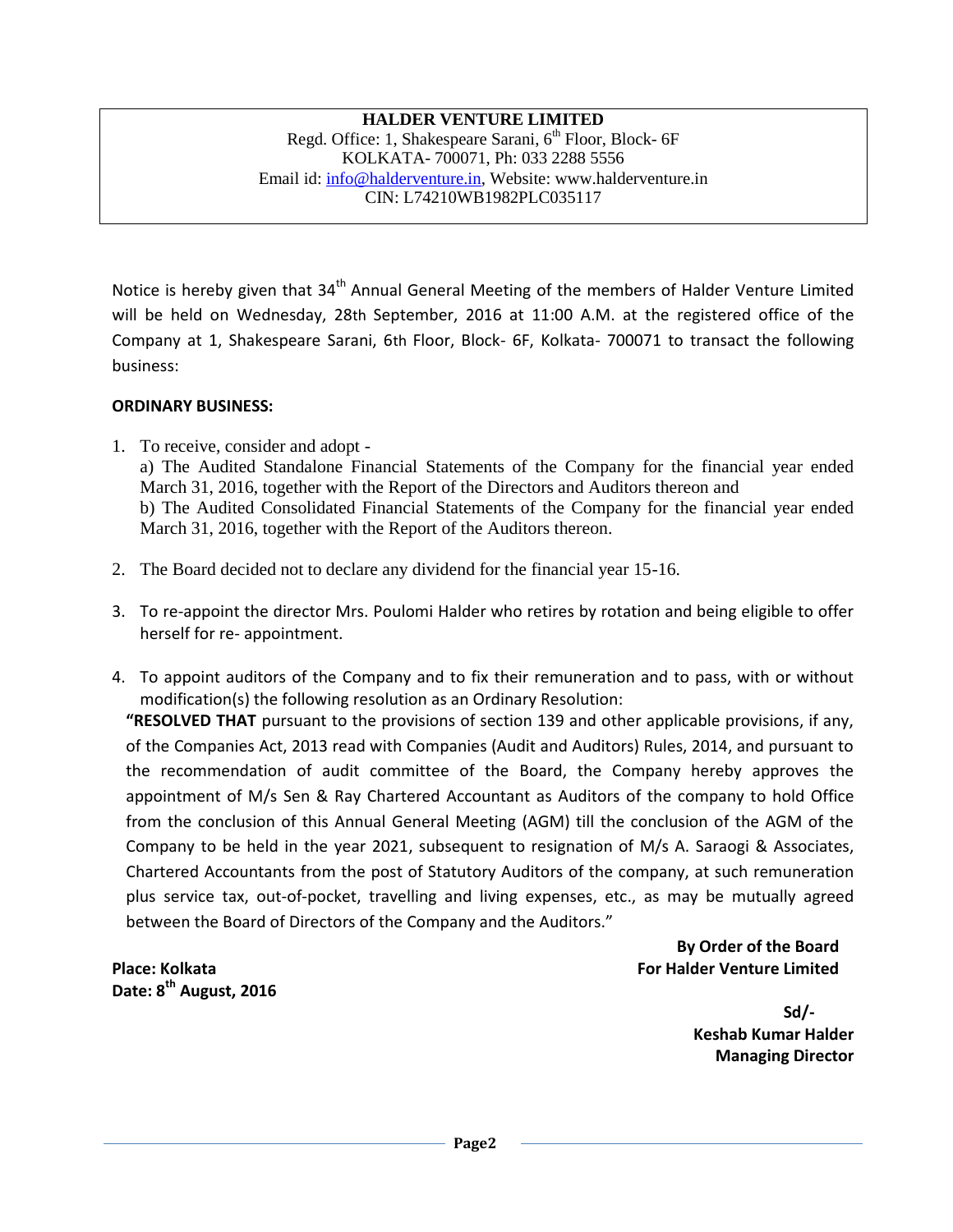**HALDER VENTURE LIMITED**
Regd. Office: 1, Shakespeare Sarani, 6th Floor, Block- 6F
KOLKATA- 700071, Ph: 033 2288 5556
Email id: info@halderventure.in, Website: www.halderventure.in
CIN: L74210WB1982PLC035117

Notice is hereby given that 34th Annual General Meeting of the members of Halder Venture Limited will be held on Wednesday, 28th September, 2016 at 11:00 A.M. at the registered office of the Company at 1, Shakespeare Sarani, 6th Floor, Block- 6F, Kolkata- 700071 to transact the following business:

**ORDINARY BUSINESS:**

1. To receive, consider and adopt -
   a) The Audited Standalone Financial Statements of the Company for the financial year ended March 31, 2016, together with the Report of the Directors and Auditors thereon and
   b) The Audited Consolidated Financial Statements of the Company for the financial year ended March 31, 2016, together with the Report of the Auditors thereon.

2. The Board decided not to declare any dividend for the financial year 15-16.

3. To re-appoint the director Mrs. Poulomi Halder who retires by rotation and being eligible to offer herself for re- appointment.

4. To appoint auditors of the Company and to fix their remuneration and to pass, with or without modification(s) the following resolution as an Ordinary Resolution:
   **"RESOLVED THAT** pursuant to the provisions of section 139 and other applicable provisions, if any, of the Companies Act, 2013 read with Companies (Audit and Auditors) Rules, 2014, and pursuant to the recommendation of audit committee of the Board, the Company hereby approves the appointment of M/s Sen & Ray Chartered Accountant as Auditors of the company to hold Office from the conclusion of this Annual General Meeting (AGM) till the conclusion of the AGM of the Company to be held in the year 2021, subsequent to resignation of M/s A. Saraogi & Associates, Chartered Accountants from the post of Statutory Auditors of the company, at such remuneration plus service tax, out-of-pocket, travelling and living expenses, etc., as may be mutually agreed between the Board of Directors of the Company and the Auditors."

**By Order of the Board**
**For Halder Venture Limited**

**Place: Kolkata**
**Date: 8th August, 2016**

**Sd/-**
**Keshab Kumar Halder**
**Managing Director**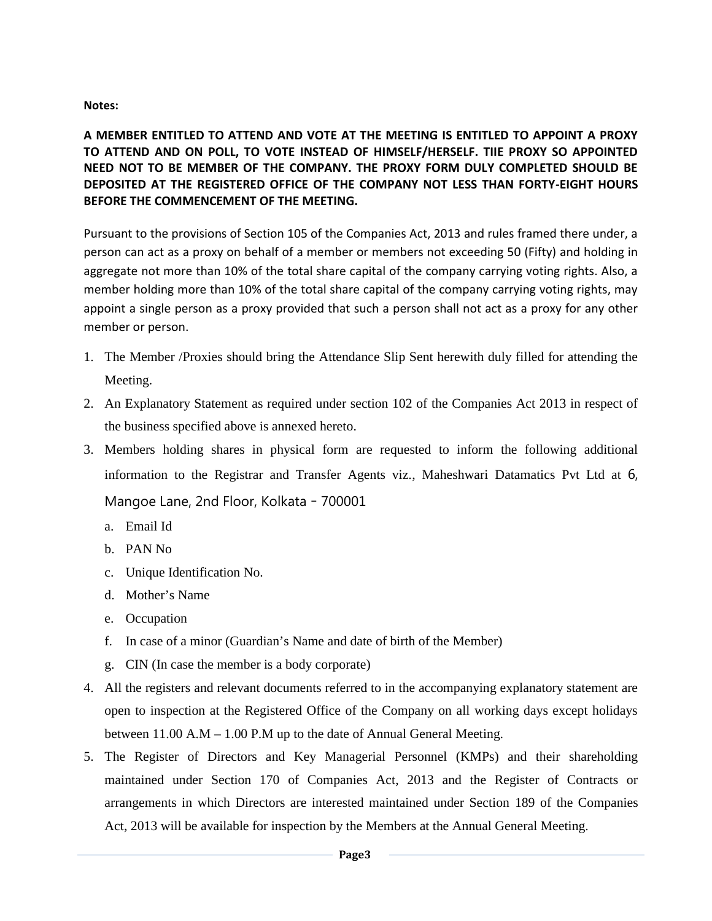**Notes:**

**A MEMBER ENTITLED TO ATTEND AND VOTE AT THE MEETING IS ENTITLED TO APPOINT A PROXY TO ATTEND AND ON POLL, TO VOTE INSTEAD OF HIMSELF/HERSELF. TIIE PROXY SO APPOINTED NEED NOT TO BE MEMBER OF THE COMPANY. THE PROXY FORM DULY COMPLETED SHOULD BE DEPOSITED AT THE REGISTERED OFFICE OF THE COMPANY NOT LESS THAN FORTY-EIGHT HOURS BEFORE THE COMMENCEMENT OF THE MEETING.**

Pursuant to the provisions of Section 105 of the Companies Act, 2013 and rules framed there under, a person can act as a proxy on behalf of a member or members not exceeding 50 (Fifty) and holding in aggregate not more than 10% of the total share capital of the company carrying voting rights. Also, a member holding more than 10% of the total share capital of the company carrying voting rights, may appoint a single person as a proxy provided that such a person shall not act as a proxy for any other member or person.

1. The Member /Proxies should bring the Attendance Slip Sent herewith duly filled for attending the Meeting.
2. An Explanatory Statement as required under section 102 of the Companies Act 2013 in respect of the business specified above is annexed hereto.
3. Members holding shares in physical form are requested to inform the following additional information to the Registrar and Transfer Agents viz., Maheshwari Datamatics Pvt Ltd at 6, Mangoe Lane, 2nd Floor, Kolkata – 700001
   a. Email Id
   b. PAN No
   c. Unique Identification No.
   d. Mother's Name
   e. Occupation
   f. In case of a minor (Guardian's Name and date of birth of the Member)
   g. CIN (In case the member is a body corporate)
4. All the registers and relevant documents referred to in the accompanying explanatory statement are open to inspection at the Registered Office of the Company on all working days except holidays between 11.00 A.M – 1.00 P.M up to the date of Annual General Meeting.
5. The Register of Directors and Key Managerial Personnel (KMPs) and their shareholding maintained under Section 170 of Companies Act, 2013 and the Register of Contracts or arrangements in which Directors are interested maintained under Section 189 of the Companies Act, 2013 will be available for inspection by the Members at the Annual General Meeting.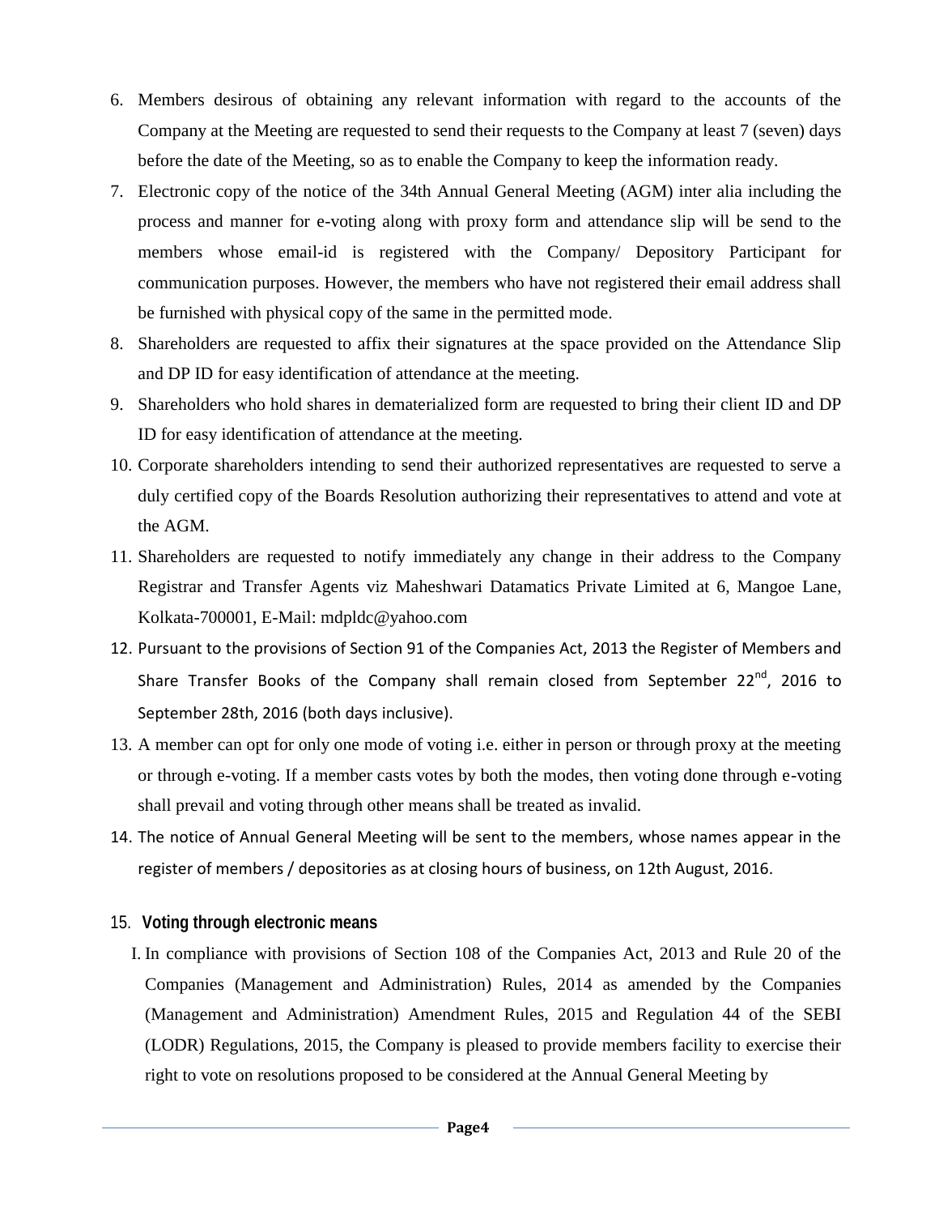6. Members desirous of obtaining any relevant information with regard to the accounts of the Company at the Meeting are requested to send their requests to the Company at least 7 (seven) days before the date of the Meeting, so as to enable the Company to keep the information ready.
7. Electronic copy of the notice of the 34th Annual General Meeting (AGM) inter alia including the process and manner for e-voting along with proxy form and attendance slip will be send to the members whose email-id is registered with the Company/ Depository Participant for communication purposes. However, the members who have not registered their email address shall be furnished with physical copy of the same in the permitted mode.
8. Shareholders are requested to affix their signatures at the space provided on the Attendance Slip and DP ID for easy identification of attendance at the meeting.
9. Shareholders who hold shares in dematerialized form are requested to bring their client ID and DP ID for easy identification of attendance at the meeting.
10. Corporate shareholders intending to send their authorized representatives are requested to serve a duly certified copy of the Boards Resolution authorizing their representatives to attend and vote at the AGM.
11. Shareholders are requested to notify immediately any change in their address to the Company Registrar and Transfer Agents viz Maheshwari Datamatics Private Limited at 6, Mangoe Lane, Kolkata-700001, E-Mail: mdpldc@yahoo.com
12. Pursuant to the provisions of Section 91 of the Companies Act, 2013 the Register of Members and Share Transfer Books of the Company shall remain closed from September 22nd, 2016 to September 28th, 2016 (both days inclusive).
13. A member can opt for only one mode of voting i.e. either in person or through proxy at the meeting or through e-voting. If a member casts votes by both the modes, then voting done through e-voting shall prevail and voting through other means shall be treated as invalid.
14. The notice of Annual General Meeting will be sent to the members, whose names appear in the register of members / depositories as at closing hours of business, on 12th August, 2016.

15. **Voting through electronic means**

I. In compliance with provisions of Section 108 of the Companies Act, 2013 and Rule 20 of the Companies (Management and Administration) Rules, 2014 as amended by the Companies (Management and Administration) Amendment Rules, 2015 and Regulation 44 of the SEBI (LODR) Regulations, 2015, the Company is pleased to provide members facility to exercise their right to vote on resolutions proposed to be considered at the Annual General Meeting by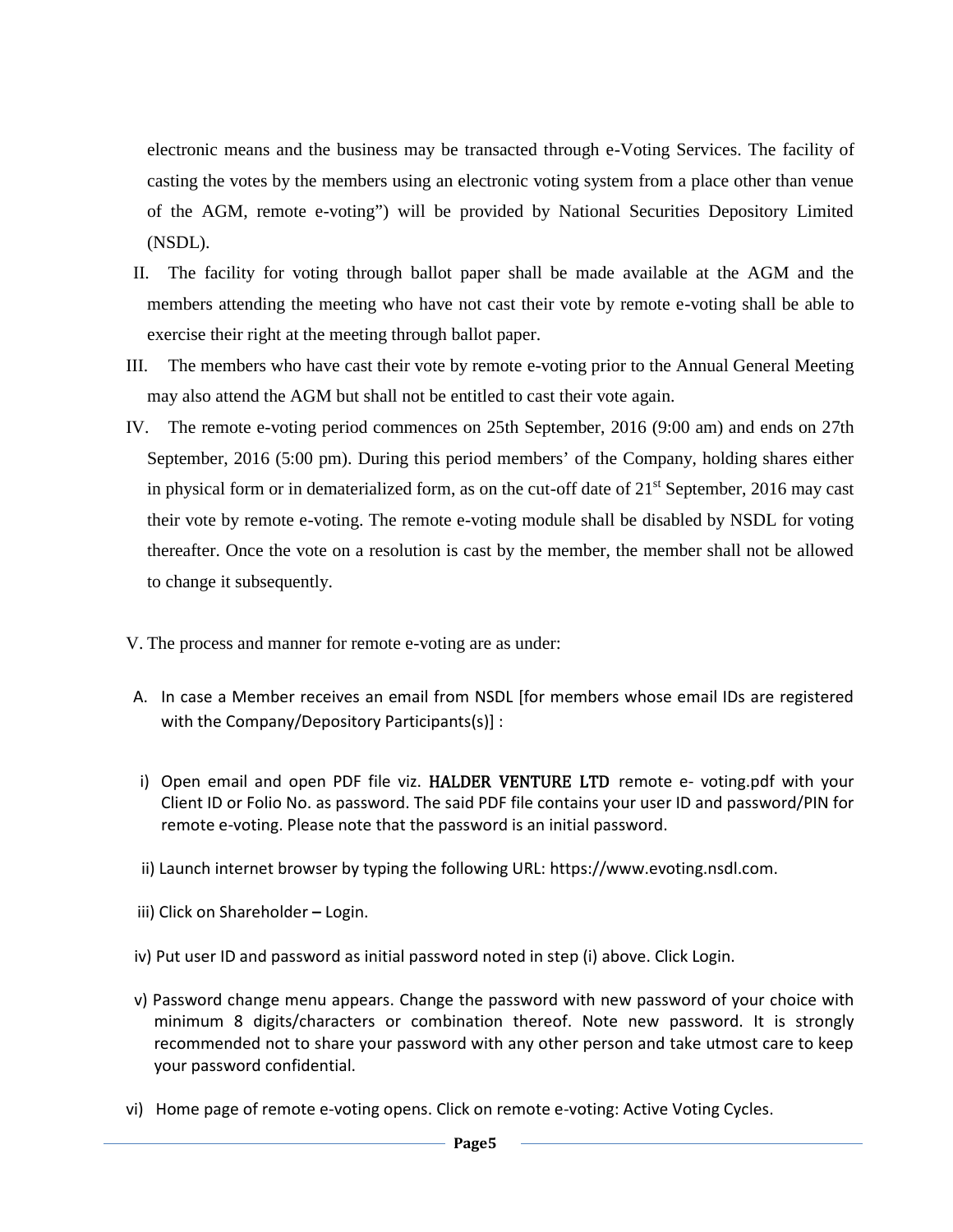electronic means and the business may be transacted through e-Voting Services. The facility of casting the votes by the members using an electronic voting system from a place other than venue of the AGM, remote e-voting") will be provided by National Securities Depository Limited (NSDL).

II. The facility for voting through ballot paper shall be made available at the AGM and the members attending the meeting who have not cast their vote by remote e-voting shall be able to exercise their right at the meeting through ballot paper.

III. The members who have cast their vote by remote e-voting prior to the Annual General Meeting may also attend the AGM but shall not be entitled to cast their vote again.

IV. The remote e-voting period commences on 25th September, 2016 (9:00 am) and ends on 27th September, 2016 (5:00 pm). During this period members' of the Company, holding shares either in physical form or in dematerialized form, as on the cut-off date of 21st September, 2016 may cast their vote by remote e-voting. The remote e-voting module shall be disabled by NSDL for voting thereafter. Once the vote on a resolution is cast by the member, the member shall not be allowed to change it subsequently.

V. The process and manner for remote e-voting are as under:

A. In case a Member receives an email from NSDL [for members whose email IDs are registered with the Company/Depository Participants(s)] :

i) Open email and open PDF file viz. HALDER VENTURE LTD remote e- voting.pdf with your Client ID or Folio No. as password. The said PDF file contains your user ID and password/PIN for remote e-voting. Please note that the password is an initial password.

ii) Launch internet browser by typing the following URL: https://www.evoting.nsdl.com.

iii) Click on Shareholder – Login.

iv) Put user ID and password as initial password noted in step (i) above. Click Login.

v) Password change menu appears. Change the password with new password of your choice with minimum 8 digits/characters or combination thereof. Note new password. It is strongly recommended not to share your password with any other person and take utmost care to keep your password confidential.

vi) Home page of remote e-voting opens. Click on remote e-voting: Active Voting Cycles.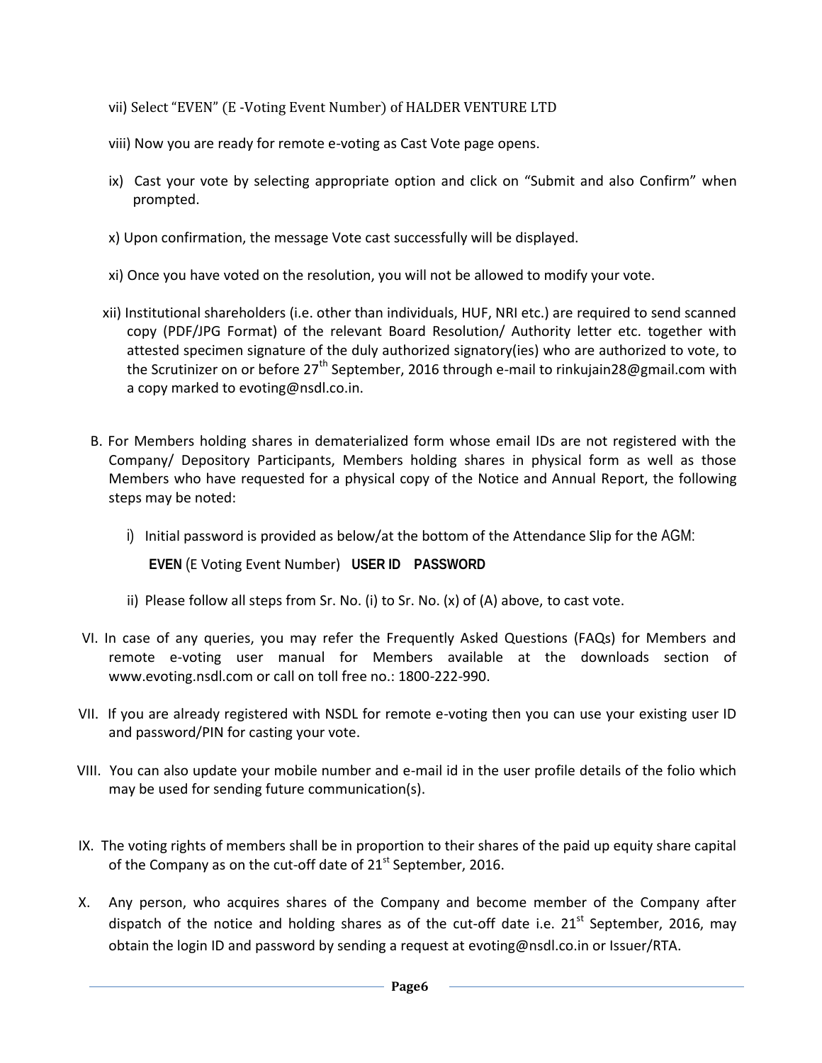vii) Select "EVEN" (E -Voting Event Number) of HALDER VENTURE LTD

viii) Now you are ready for remote e-voting as Cast Vote page opens.

ix) Cast your vote by selecting appropriate option and click on "Submit and also Confirm" when prompted.

x) Upon confirmation, the message Vote cast successfully will be displayed.

xi) Once you have voted on the resolution, you will not be allowed to modify your vote.

xii) Institutional shareholders (i.e. other than individuals, HUF, NRI etc.) are required to send scanned copy (PDF/JPG Format) of the relevant Board Resolution/ Authority letter etc. together with attested specimen signature of the duly authorized signatory(ies) who are authorized to vote, to the Scrutinizer on or before 27th September, 2016 through e-mail to rinkujain28@gmail.com with a copy marked to evoting@nsdl.co.in.

B. For Members holding shares in dematerialized form whose email IDs are not registered with the Company/ Depository Participants, Members holding shares in physical form as well as those Members who have requested for a physical copy of the Notice and Annual Report, the following steps may be noted:

   i) Initial password is provided as below/at the bottom of the Attendance Slip for the AGM:

   **EVEN** (E Voting Event Number) **USER ID** **PASSWORD**

   ii) Please follow all steps from Sr. No. (i) to Sr. No. (x) of (A) above, to cast vote.

VI. In case of any queries, you may refer the Frequently Asked Questions (FAQs) for Members and remote e-voting user manual for Members available at the downloads section of www.evoting.nsdl.com or call on toll free no.: 1800-222-990.

VII. If you are already registered with NSDL for remote e-voting then you can use your existing user ID and password/PIN for casting your vote.

VIII. You can also update your mobile number and e-mail id in the user profile details of the folio which may be used for sending future communication(s).

IX. The voting rights of members shall be in proportion to their shares of the paid up equity share capital of the Company as on the cut-off date of 21st September, 2016.

X. Any person, who acquires shares of the Company and become member of the Company after dispatch of the notice and holding shares as of the cut-off date i.e. 21st September, 2016, may obtain the login ID and password by sending a request at evoting@nsdl.co.in or Issuer/RTA.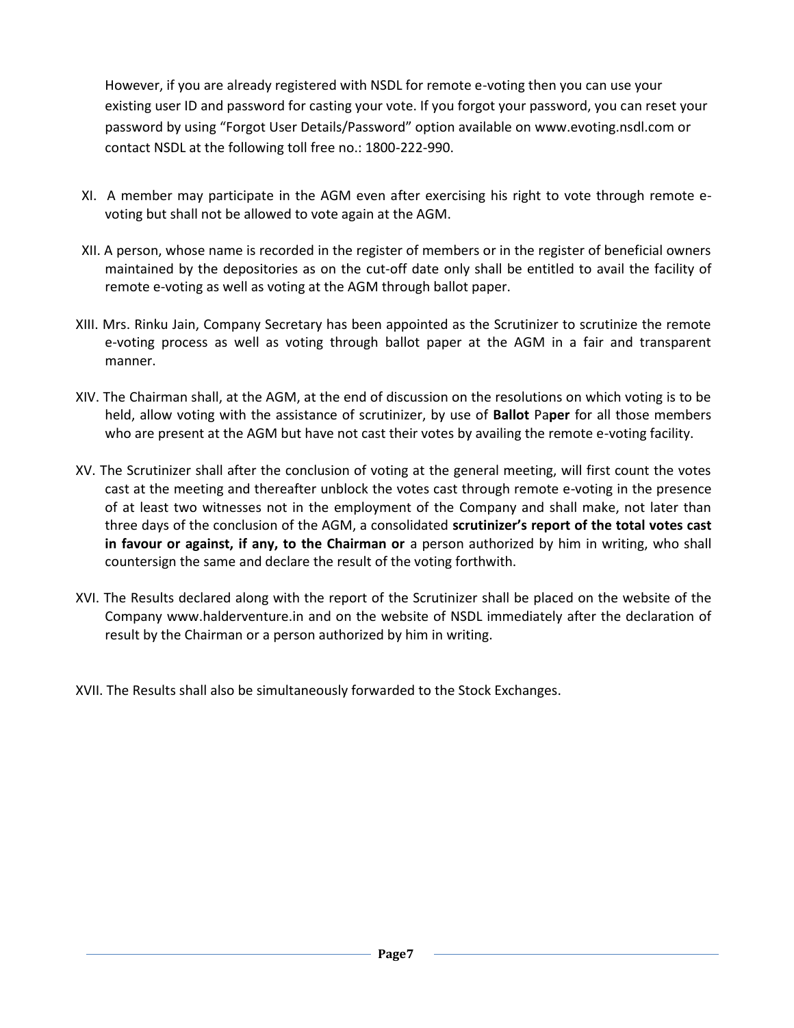However, if you are already registered with NSDL for remote e-voting then you can use your existing user ID and password for casting your vote. If you forgot your password, you can reset your password by using "Forgot User Details/Password" option available on www.evoting.nsdl.com or contact NSDL at the following toll free no.: 1800-222-990.

XI. A member may participate in the AGM even after exercising his right to vote through remote e-voting but shall not be allowed to vote again at the AGM.

XII. A person, whose name is recorded in the register of members or in the register of beneficial owners maintained by the depositories as on the cut-off date only shall be entitled to avail the facility of remote e-voting as well as voting at the AGM through ballot paper.

XIII. Mrs. Rinku Jain, Company Secretary has been appointed as the Scrutinizer to scrutinize the remote e-voting process as well as voting through ballot paper at the AGM in a fair and transparent manner.

XIV. The Chairman shall, at the AGM, at the end of discussion on the resolutions on which voting is to be held, allow voting with the assistance of scrutinizer, by use of **Ballot** Pa**per** for all those members who are present at the AGM but have not cast their votes by availing the remote e-voting facility.

XV. The Scrutinizer shall after the conclusion of voting at the general meeting, will first count the votes cast at the meeting and thereafter unblock the votes cast through remote e-voting in the presence of at least two witnesses not in the employment of the Company and shall make, not later than three days of the conclusion of the AGM, a consolidated **scrutinizer's report of the total votes cast in favour or against, if any, to the Chairman or** a person authorized by him in writing, who shall countersign the same and declare the result of the voting forthwith.

XVI. The Results declared along with the report of the Scrutinizer shall be placed on the website of the Company www.halderventure.in and on the website of NSDL immediately after the declaration of result by the Chairman or a person authorized by him in writing.

XVII. The Results shall also be simultaneously forwarded to the Stock Exchanges.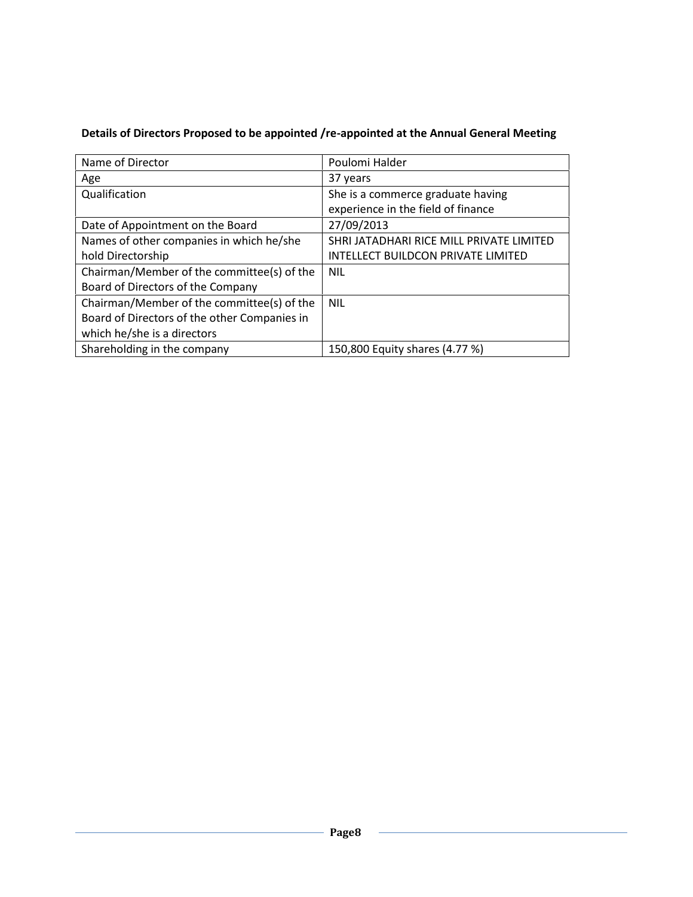**Details of Directors Proposed to be appointed /re-appointed at the Annual General Meeting**

| Name of Director | Poulomi Halder |
|---|---|
| Age | 37 years |
| Qualification | She is a commerce graduate having experience in the field of finance |
| Date of Appointment on the Board | 27/09/2013 |
| Names of other companies in which he/she hold Directorship | SHRI JATADHARI RICE MILL PRIVATE LIMITED<br>INTELLECT BUILDCON PRIVATE LIMITED |
| Chairman/Member of the committee(s) of the Board of Directors of the Company | NIL |
| Chairman/Member of the committee(s) of the Board of Directors of the other Companies in which he/she is a directors | NIL |
| Shareholding in the company | 150,800 Equity shares (4.77 %) |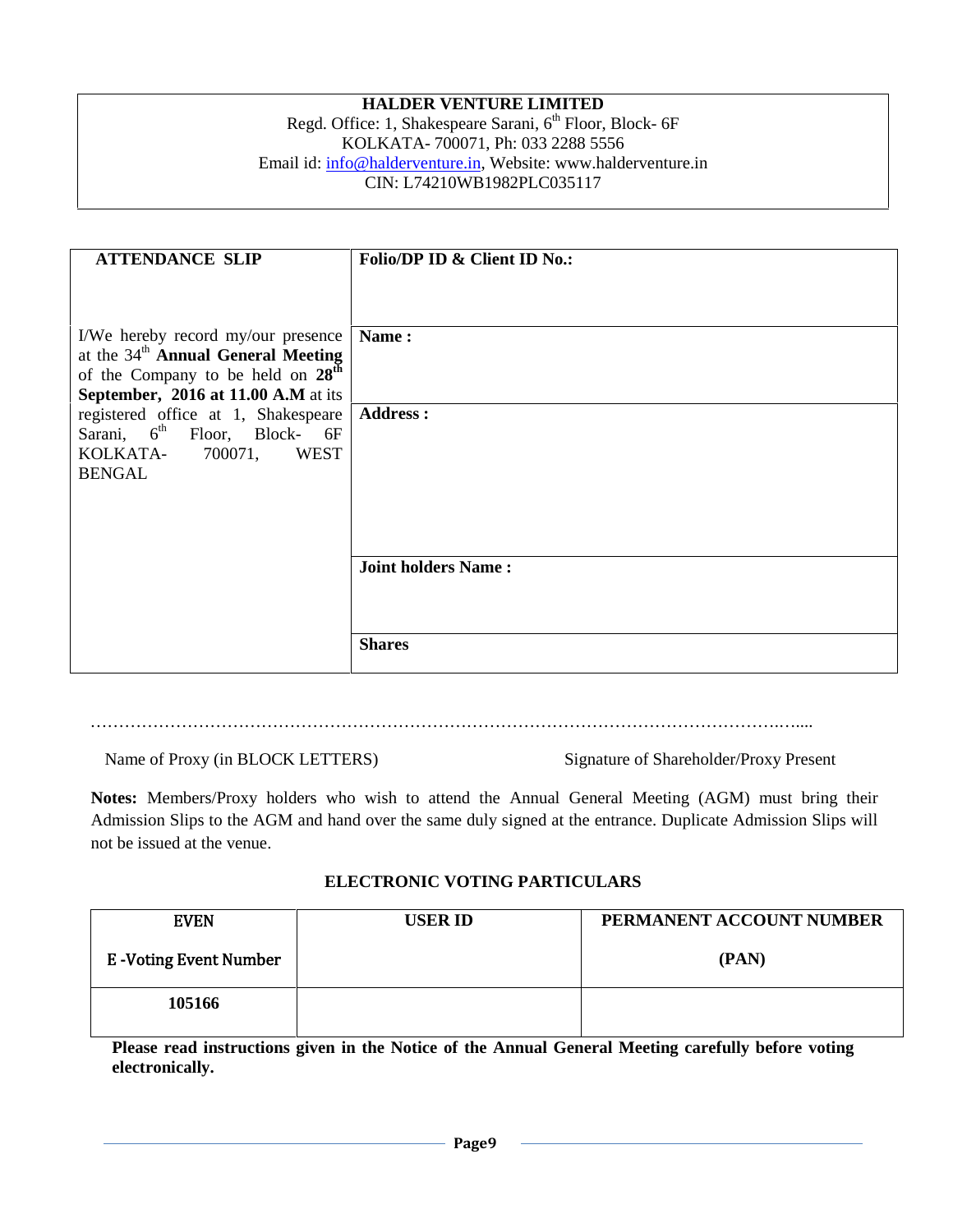**HALDER VENTURE LIMITED**
Regd. Office: 1, Shakespeare Sarani, 6th Floor, Block- 6F
KOLKATA- 700071, Ph: 033 2288 5556
Email id: info@halderventure.in, Website: www.halderventure.in
CIN: L74210WB1982PLC035117

| **ATTENDANCE SLIP** | **Folio/DP ID & Client ID No.:** |
|---|---|
| I/We hereby record my/our presence at the 34th **Annual General Meeting** of the Company to be held on **28th September, 2016 at 11.00 A.M** at its registered office at 1, Shakespeare Sarani, 6th Floor, Block- 6F KOLKATA- 700071, WEST BENGAL | **Name :** |
| | **Address :** |
| | **Joint holders Name :** |
| | **Shares** |

……………………………………………………………………………………………………………….....

Name of Proxy (in BLOCK LETTERS) Signature of Shareholder/Proxy Present

**Notes:** Members/Proxy holders who wish to attend the Annual General Meeting (AGM) must bring their Admission Slips to the AGM and hand over the same duly signed at the entrance. Duplicate Admission Slips will not be issued at the venue.

**ELECTRONIC VOTING PARTICULARS**

| EVEN<br>E -Voting Event Number | USER ID | PERMANENT ACCOUNT NUMBER<br>(PAN) |
|---|---|---|
| **105166** | | |

**Please read instructions given in the Notice of the Annual General Meeting carefully before voting electronically.**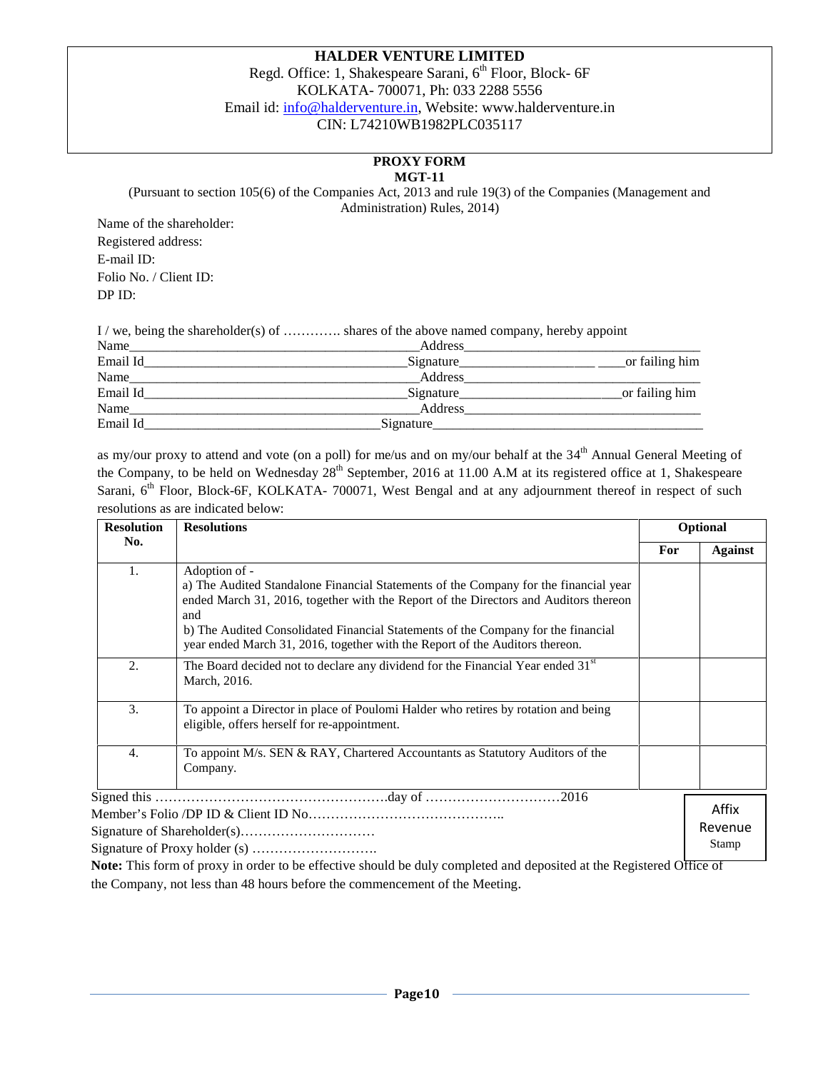**HALDER VENTURE LIMITED**

Regd. Office: 1, Shakespeare Sarani, 6th Floor, Block- 6F

KOLKATA- 700071, Ph: 033 2288 5556

Email id: info@halderventure.in, Website: www.halderventure.in

CIN: L74210WB1982PLC035117

**PROXY FORM**

**MGT-11**

(Pursuant to section 105(6) of the Companies Act, 2013 and rule 19(3) of the Companies (Management and Administration) Rules, 2014)

Name of the shareholder:

Registered address:

E-mail ID:

Folio No. / Client ID:

DP ID:

I / we, being the shareholder(s) of …………. shares of the above named company, hereby appoint

Name__________________________________________Address___________________________________

Email Id_____________________________________Signature___________________ ____or failing him

Name__________________________________________Address___________________________________

Email Id_____________________________________Signature______________________or failing him

Name__________________________________________Address___________________________________

Email Id_________________________________Signature______________________________________

as my/our proxy to attend and vote (on a poll) for me/us and on my/our behalf at the 34th Annual General Meeting of the Company, to be held on Wednesday 28th September, 2016 at 11.00 A.M at its registered office at 1, Shakespeare Sarani, 6th Floor, Block-6F, KOLKATA- 700071, West Bengal and at any adjournment thereof in respect of such resolutions as are indicated below:

| Resolution No. | Resolutions | Optional | |
|---|---|---|---|
| | | For | Against |
| 1. | Adoption of - a) The Audited Standalone Financial Statements of the Company for the financial year ended March 31, 2016, together with the Report of the Directors and Auditors thereon and b) The Audited Consolidated Financial Statements of the Company for the financial year ended March 31, 2016, together with the Report of the Auditors thereon. | | |
| 2. | The Board decided not to declare any dividend for the Financial Year ended 31st March, 2016. | | |
| 3. | To appoint a Director in place of Poulomi Halder who retires by rotation and being eligible, offers herself for re-appointment. | | |
| 4. | To appoint M/s. SEN & RAY, Chartered Accountants as Statutory Auditors of the Company. | | |

Signed this ……………………………………………day of …………………………2016

Member's Folio /DP ID & Client ID No……………………………………..

Signature of Shareholder(s)…………………………

Signature of Proxy holder (s) ……………………….

Affix Revenue Stamp

**Note:** This form of proxy in order to be effective should be duly completed and deposited at the Registered Office of the Company, not less than 48 hours before the commencement of the Meeting.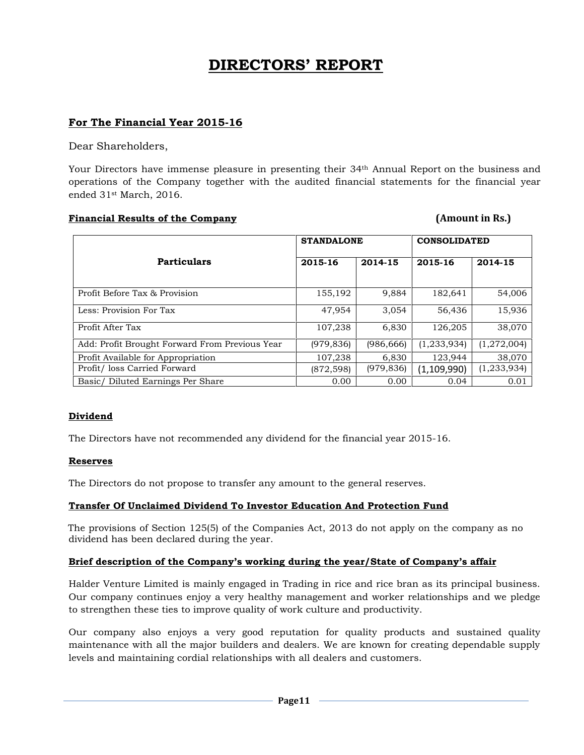# DIRECTORS' REPORT

## For The Financial Year 2015-16

Dear Shareholders,

Your Directors have immense pleasure in presenting their 34th Annual Report on the business and operations of the Company together with the audited financial statements for the financial year ended 31st March, 2016.

**Financial Results of the Company** **(Amount in Rs.)**

| Particulars | STANDALONE | | CONSOLIDATED | |
|---|---|---|---|---|
| | 2015-16 | 2014-15 | 2015-16 | 2014-15 |
| Profit Before Tax & Provision | 155,192 | 9,884 | 182,641 | 54,006 |
| Less: Provision For Tax | 47,954 | 3,054 | 56,436 | 15,936 |
| Profit After Tax | 107,238 | 6,830 | 126,205 | 38,070 |
| Add: Profit Brought Forward From Previous Year | (979,836) | (986,666) | (1,233,934) | (1,272,004) |
| Profit Available for Appropriation | 107,238 | 6,830 | 123,944 | 38,070 |
| Profit/ loss Carried Forward | (872,598) | (979,836) | (1,109,990) | (1,233,934) |
| Basic/ Diluted Earnings Per Share | 0.00 | 0.00 | 0.04 | 0.01 |

### Dividend

The Directors have not recommended any dividend for the financial year 2015-16.

### Reserves

The Directors do not propose to transfer any amount to the general reserves.

### Transfer Of Unclaimed Dividend To Investor Education And Protection Fund

The provisions of Section 125(5) of the Companies Act, 2013 do not apply on the company as no dividend has been declared during the year.

### Brief description of the Company's working during the year/State of Company's affair

Halder Venture Limited is mainly engaged in Trading in rice and rice bran as its principal business. Our company continues enjoy a very healthy management and worker relationships and we pledge to strengthen these ties to improve quality of work culture and productivity.

Our company also enjoys a very good reputation for quality products and sustained quality maintenance with all the major builders and dealers. We are known for creating dependable supply levels and maintaining cordial relationships with all dealers and customers.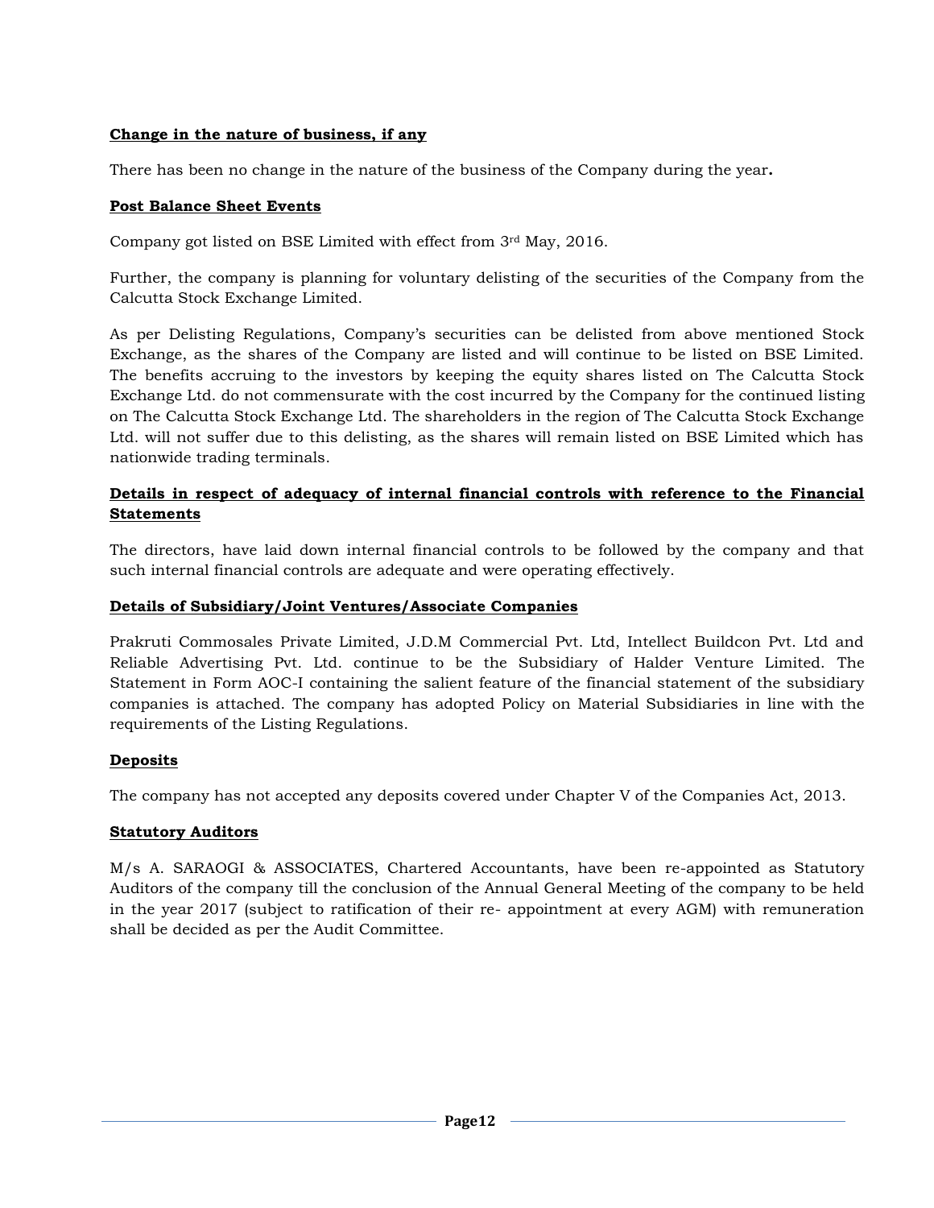**Change in the nature of business, if any**

There has been no change in the nature of the business of the Company during the year**.**

**Post Balance Sheet Events**

Company got listed on BSE Limited with effect from 3rd May, 2016.

Further, the company is planning for voluntary delisting of the securities of the Company from the Calcutta Stock Exchange Limited.

As per Delisting Regulations, Company's securities can be delisted from above mentioned Stock Exchange, as the shares of the Company are listed and will continue to be listed on BSE Limited. The benefits accruing to the investors by keeping the equity shares listed on The Calcutta Stock Exchange Ltd. do not commensurate with the cost incurred by the Company for the continued listing on The Calcutta Stock Exchange Ltd. The shareholders in the region of The Calcutta Stock Exchange Ltd. will not suffer due to this delisting, as the shares will remain listed on BSE Limited which has nationwide trading terminals.

**Details in respect of adequacy of internal financial controls with reference to the Financial Statements**

The directors, have laid down internal financial controls to be followed by the company and that such internal financial controls are adequate and were operating effectively.

**Details of Subsidiary/Joint Ventures/Associate Companies**

Prakruti Commosales Private Limited, J.D.M Commercial Pvt. Ltd, Intellect Buildcon Pvt. Ltd and Reliable Advertising Pvt. Ltd. continue to be the Subsidiary of Halder Venture Limited. The Statement in Form AOC-I containing the salient feature of the financial statement of the subsidiary companies is attached. The company has adopted Policy on Material Subsidiaries in line with the requirements of the Listing Regulations.

**Deposits**

The company has not accepted any deposits covered under Chapter V of the Companies Act, 2013.

**Statutory Auditors**

M/s A. SARAOGI & ASSOCIATES, Chartered Accountants, have been re-appointed as Statutory Auditors of the company till the conclusion of the Annual General Meeting of the company to be held in the year 2017 (subject to ratification of their re- appointment at every AGM) with remuneration shall be decided as per the Audit Committee.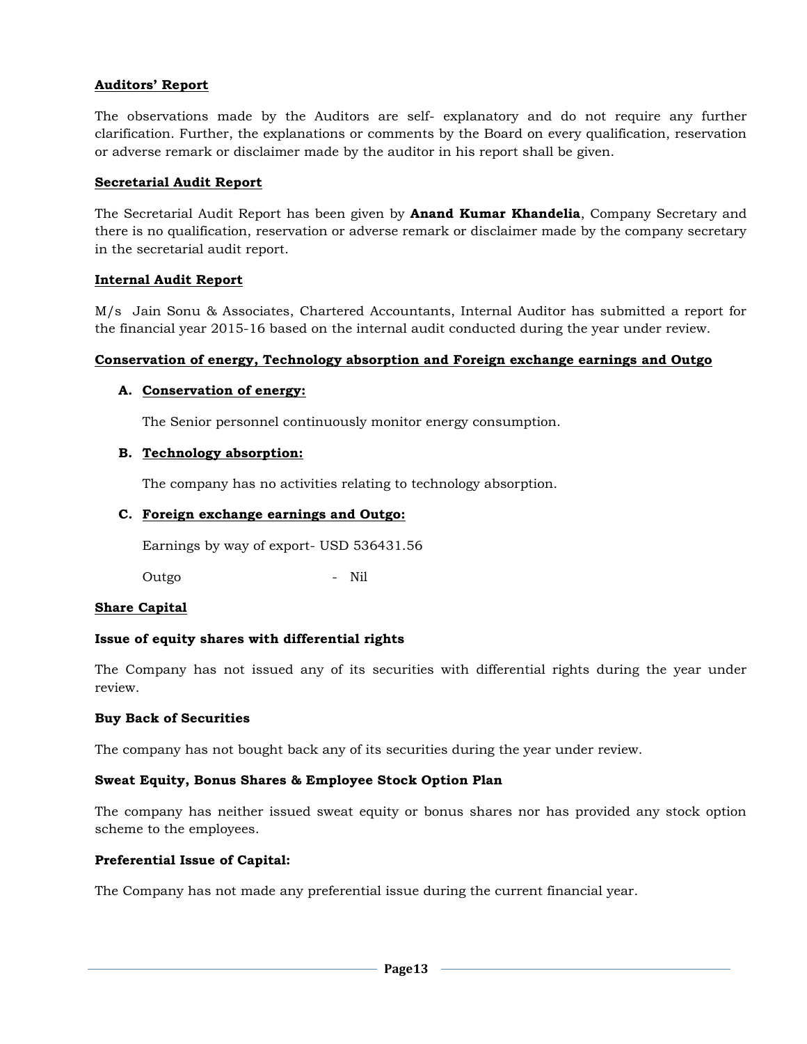**Auditors' Report**

The observations made by the Auditors are self- explanatory and do not require any further clarification. Further, the explanations or comments by the Board on every qualification, reservation or adverse remark or disclaimer made by the auditor in his report shall be given.

**Secretarial Audit Report**

The Secretarial Audit Report has been given by **Anand Kumar Khandelia**, Company Secretary and there is no qualification, reservation or adverse remark or disclaimer made by the company secretary in the secretarial audit report.

**Internal Audit Report**

M/s Jain Sonu & Associates, Chartered Accountants, Internal Auditor has submitted a report for the financial year 2015-16 based on the internal audit conducted during the year under review.

**Conservation of energy, Technology absorption and Foreign exchange earnings and Outgo**

**A. Conservation of energy:**

The Senior personnel continuously monitor energy consumption.

**B. Technology absorption:**

The company has no activities relating to technology absorption.

**C. Foreign exchange earnings and Outgo:**

Earnings by way of export- USD 536431.56

Outgo - Nil

**Share Capital**

**Issue of equity shares with differential rights**

The Company has not issued any of its securities with differential rights during the year under review.

**Buy Back of Securities**

The company has not bought back any of its securities during the year under review.

**Sweat Equity, Bonus Shares & Employee Stock Option Plan**

The company has neither issued sweat equity or bonus shares nor has provided any stock option scheme to the employees.

**Preferential Issue of Capital:**

The Company has not made any preferential issue during the current financial year.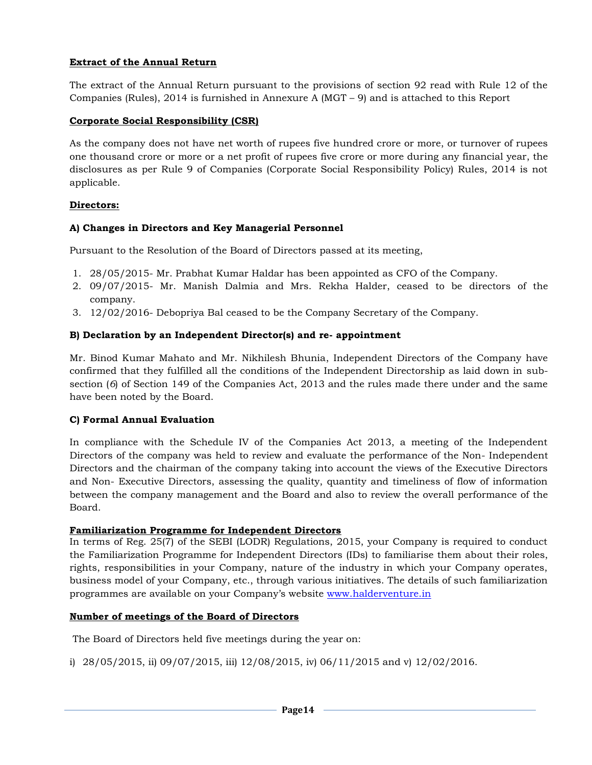**Extract of the Annual Return**

The extract of the Annual Return pursuant to the provisions of section 92 read with Rule 12 of the Companies (Rules), 2014 is furnished in Annexure A (MGT – 9) and is attached to this Report

**Corporate Social Responsibility (CSR)**

As the company does not have net worth of rupees five hundred crore or more, or turnover of rupees one thousand crore or more or a net profit of rupees five crore or more during any financial year, the disclosures as per Rule 9 of Companies (Corporate Social Responsibility Policy) Rules, 2014 is not applicable.

**Directors:**

**A) Changes in Directors and Key Managerial Personnel**

Pursuant to the Resolution of the Board of Directors passed at its meeting,

1. 28/05/2015- Mr. Prabhat Kumar Haldar has been appointed as CFO of the Company.
2. 09/07/2015- Mr. Manish Dalmia and Mrs. Rekha Halder, ceased to be directors of the company.
3. 12/02/2016- Debopriya Bal ceased to be the Company Secretary of the Company.

**B) Declaration by an Independent Director(s) and re- appointment**

Mr. Binod Kumar Mahato and Mr. Nikhilesh Bhunia, Independent Directors of the Company have confirmed that they fulfilled all the conditions of the Independent Directorship as laid down in sub-section (*6*) of Section 149 of the Companies Act, 2013 and the rules made there under and the same have been noted by the Board.

**C) Formal Annual Evaluation**

In compliance with the Schedule IV of the Companies Act 2013, a meeting of the Independent Directors of the company was held to review and evaluate the performance of the Non- Independent Directors and the chairman of the company taking into account the views of the Executive Directors and Non- Executive Directors, assessing the quality, quantity and timeliness of flow of information between the company management and the Board and also to review the overall performance of the Board.

**Familiarization Programme for Independent Directors**

In terms of Reg. 25(7) of the SEBI (LODR) Regulations, 2015, your Company is required to conduct the Familiarization Programme for Independent Directors (IDs) to familiarise them about their roles, rights, responsibilities in your Company, nature of the industry in which your Company operates, business model of your Company, etc., through various initiatives. The details of such familiarization programmes are available on your Company's website www.halderventure.in

**Number of meetings of the Board of Directors**

The Board of Directors held five meetings during the year on:

i) 28/05/2015, ii) 09/07/2015, iii) 12/08/2015, iv) 06/11/2015 and v) 12/02/2016.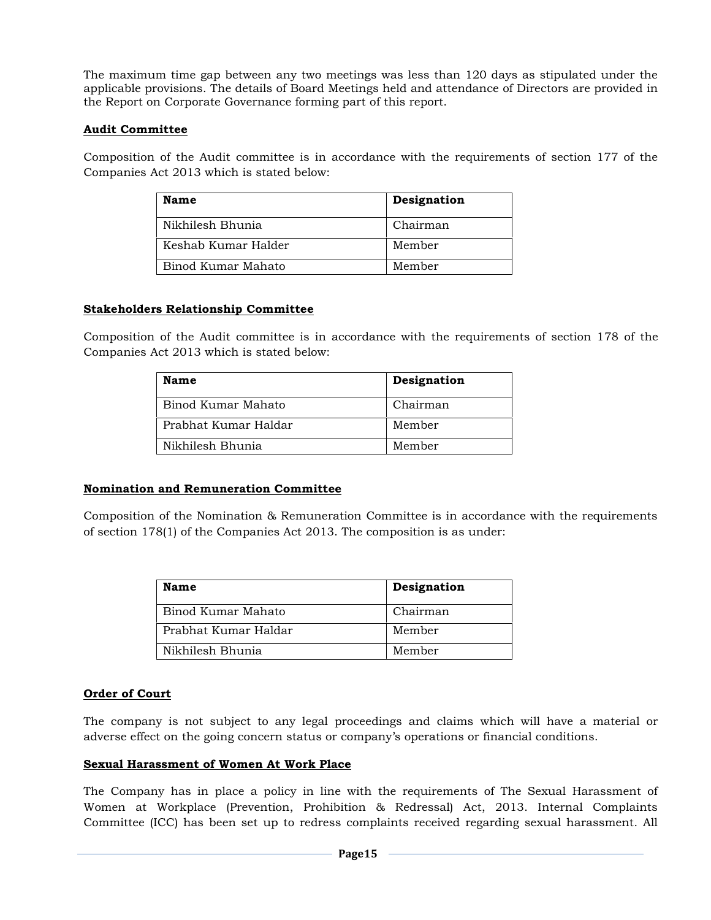The maximum time gap between any two meetings was less than 120 days as stipulated under the applicable provisions. The details of Board Meetings held and attendance of Directors are provided in the Report on Corporate Governance forming part of this report.

## Audit Committee

Composition of the Audit committee is in accordance with the requirements of section 177 of the Companies Act 2013 which is stated below:

| Name | Designation |
|---|---|
| Nikhilesh Bhunia | Chairman |
| Keshab Kumar Halder | Member |
| Binod Kumar Mahato | Member |

## Stakeholders Relationship Committee

Composition of the Audit committee is in accordance with the requirements of section 178 of the Companies Act 2013 which is stated below:

| Name | Designation |
|---|---|
| Binod Kumar Mahato | Chairman |
| Prabhat Kumar Haldar | Member |
| Nikhilesh Bhunia | Member |

## Nomination and Remuneration Committee

Composition of the Nomination & Remuneration Committee is in accordance with the requirements of section 178(1) of the Companies Act 2013. The composition is as under:

| Name | Designation |
|---|---|
| Binod Kumar Mahato | Chairman |
| Prabhat Kumar Haldar | Member |
| Nikhilesh Bhunia | Member |

## Order of Court

The company is not subject to any legal proceedings and claims which will have a material or adverse effect on the going concern status or company's operations or financial conditions.

## Sexual Harassment of Women At Work Place

The Company has in place a policy in line with the requirements of The Sexual Harassment of Women at Workplace (Prevention, Prohibition & Redressal) Act, 2013. Internal Complaints Committee (ICC) has been set up to redress complaints received regarding sexual harassment. All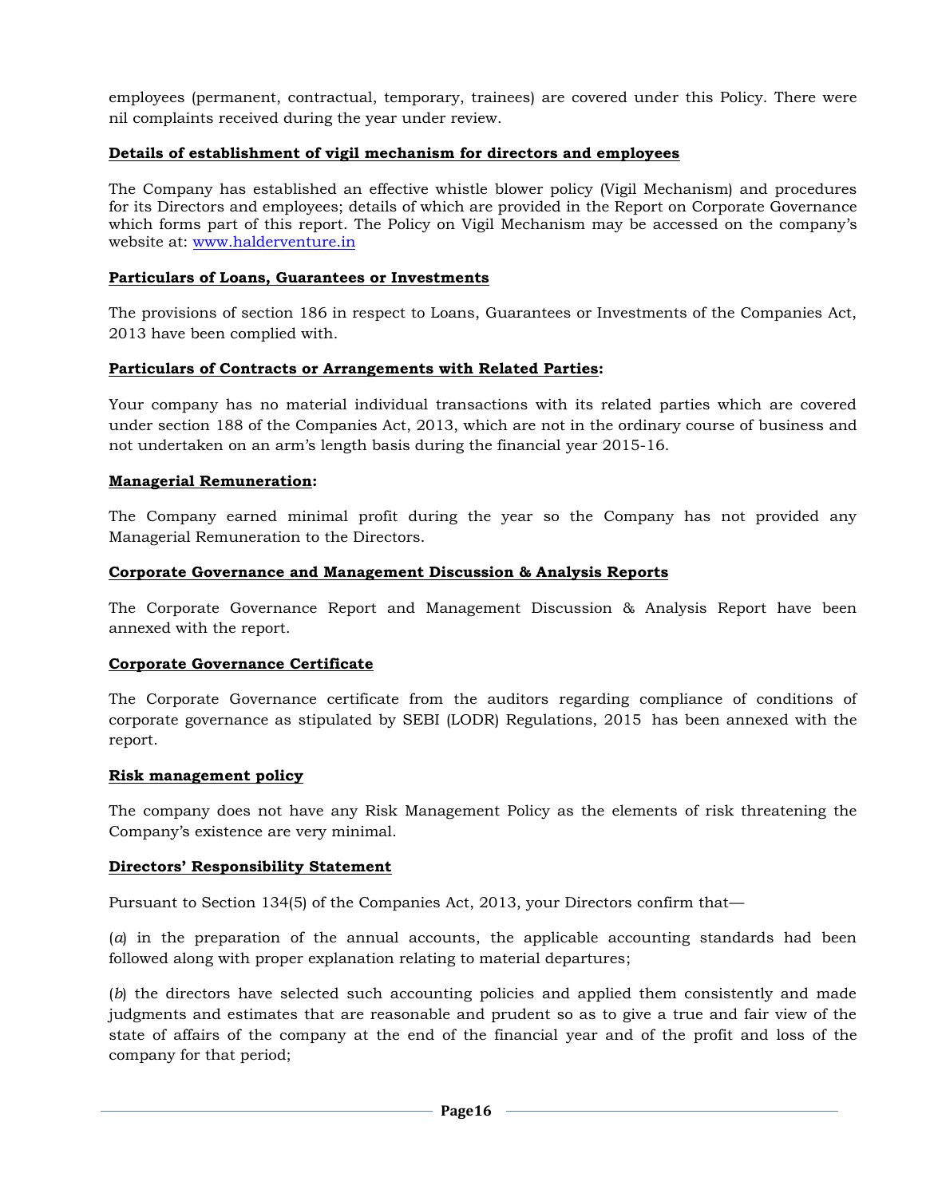employees (permanent, contractual, temporary, trainees) are covered under this Policy. There were nil complaints received during the year under review.

**Details of establishment of vigil mechanism for directors and employees**

The Company has established an effective whistle blower policy (Vigil Mechanism) and procedures for its Directors and employees; details of which are provided in the Report on Corporate Governance which forms part of this report. The Policy on Vigil Mechanism may be accessed on the company's website at: [www.halderventure.in](www.halderventure.in)

**Particulars of Loans, Guarantees or Investments**

The provisions of section 186 in respect to Loans, Guarantees or Investments of the Companies Act, 2013 have been complied with.

**Particulars of Contracts or Arrangements with Related Parties:**

Your company has no material individual transactions with its related parties which are covered under section 188 of the Companies Act, 2013, which are not in the ordinary course of business and not undertaken on an arm's length basis during the financial year 2015-16.

**Managerial Remuneration:**

The Company earned minimal profit during the year so the Company has not provided any Managerial Remuneration to the Directors.

**Corporate Governance and Management Discussion & Analysis Reports**

The Corporate Governance Report and Management Discussion & Analysis Report have been annexed with the report.

**Corporate Governance Certificate**

The Corporate Governance certificate from the auditors regarding compliance of conditions of corporate governance as stipulated by SEBI (LODR) Regulations, 2015 has been annexed with the report.

**Risk management policy**

The company does not have any Risk Management Policy as the elements of risk threatening the Company's existence are very minimal.

**Directors' Responsibility Statement**

Pursuant to Section 134(5) of the Companies Act, 2013, your Directors confirm that—

(*a*) in the preparation of the annual accounts, the applicable accounting standards had been followed along with proper explanation relating to material departures;

(*b*) the directors have selected such accounting policies and applied them consistently and made judgments and estimates that are reasonable and prudent so as to give a true and fair view of the state of affairs of the company at the end of the financial year and of the profit and loss of the company for that period;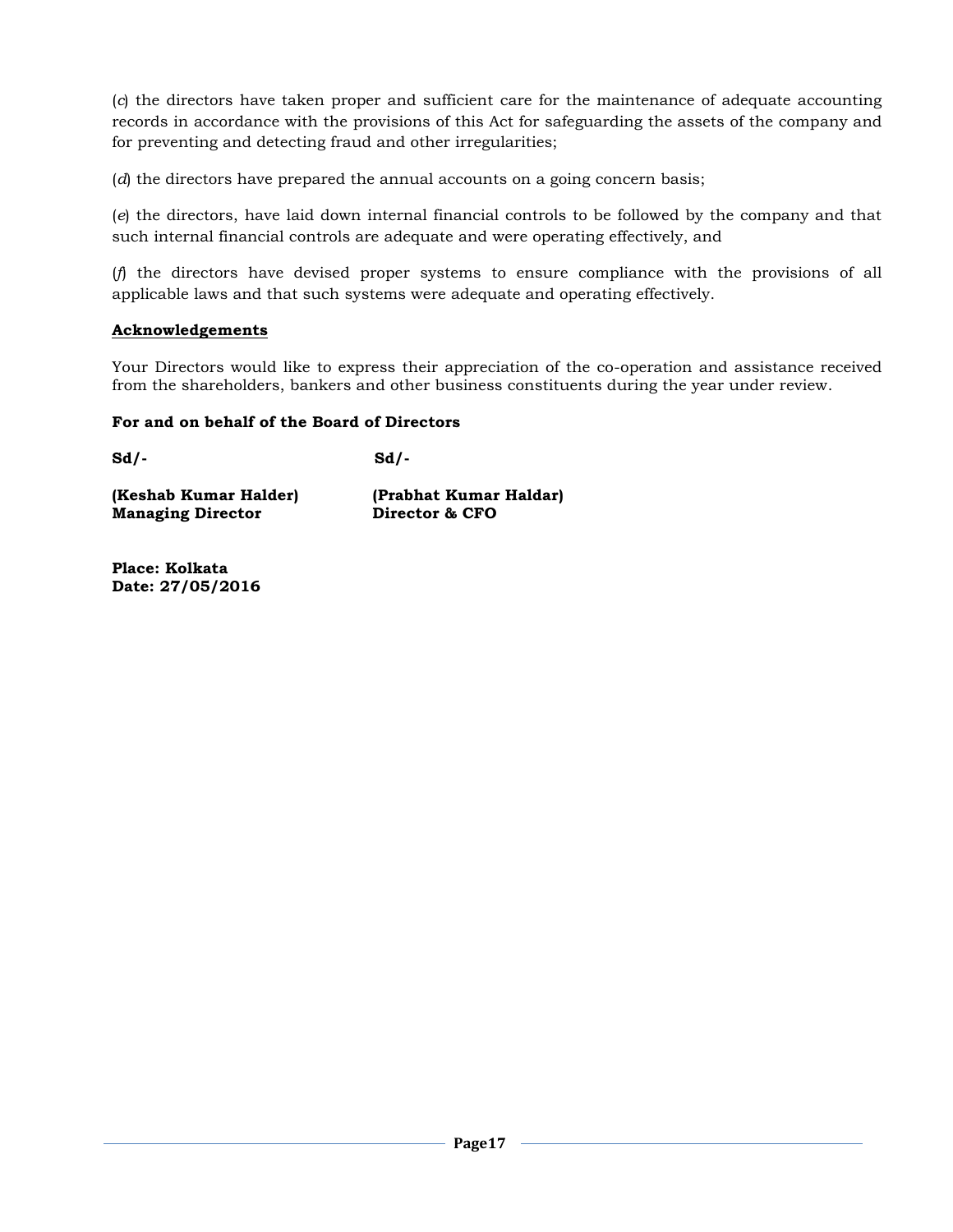(*c*) the directors have taken proper and sufficient care for the maintenance of adequate accounting records in accordance with the provisions of this Act for safeguarding the assets of the company and for preventing and detecting fraud and other irregularities;

(*d*) the directors have prepared the annual accounts on a going concern basis;

(*e*) the directors, have laid down internal financial controls to be followed by the company and that such internal financial controls are adequate and were operating effectively, and

(*f*) the directors have devised proper systems to ensure compliance with the provisions of all applicable laws and that such systems were adequate and operating effectively.

**Acknowledgements**

Your Directors would like to express their appreciation of the co-operation and assistance received from the shareholders, bankers and other business constituents during the year under review.

**For and on behalf of the Board of Directors**

| | |
|---|---|
| **Sd/-** | **Sd/-** |
| **(Keshab Kumar Halder)** | **(Prabhat Kumar Haldar)** |
| **Managing Director** | **Director & CFO** |

**Place: Kolkata**
**Date: 27/05/2016**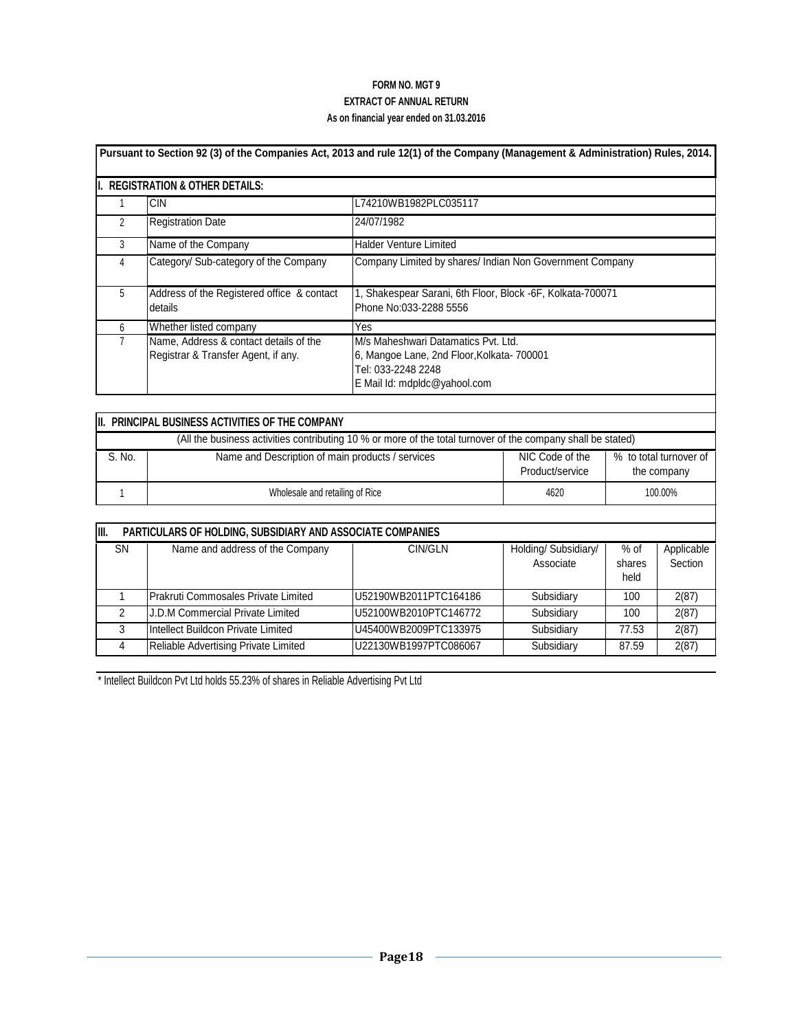# FORM NO. MGT 9
## EXTRACT OF ANNUAL RETURN
### As on financial year ended on 31.03.2016

**Pursuant to Section 92 (3) of the Companies Act, 2013 and rule 12(1) of the Company (Management & Administration) Rules, 2014.**

**I. REGISTRATION & OTHER DETAILS:**

| | | |
|---|---|---|
| 1 | CIN | L74210WB1982PLC035117 |
| 2 | Registration Date | 24/07/1982 |
| 3 | Name of the Company | Halder Venture Limited |
| 4 | Category/ Sub-category of the Company | Company Limited by shares/ Indian Non Government Company |
| 5 | Address of the Registered office & contact details | 1, Shakespear Sarani, 6th Floor, Block -6F, Kolkata-700071<br>Phone No:033-2288 5556 |
| 6 | Whether listed company | Yes |
| 7 | Name, Address & contact details of the Registrar & Transfer Agent, if any. | M/s Maheshwari Datamatics Pvt. Ltd.<br>6, Mangoe Lane, 2nd Floor,Kolkata- 700001<br>Tel: 033-2248 2248<br>E Mail Id: mdpldc@yahool.com |

**II. PRINCIPAL BUSINESS ACTIVITIES OF THE COMPANY**

(All the business activities contributing 10 % or more of the total turnover of the company shall be stated)

| S. No. | Name and Description of main products / services | NIC Code of the Product/service | % to total turnover of the company |
|---|---|---|---|
| 1 | Wholesale and retailing of Rice | 4620 | 100.00% |

**III. PARTICULARS OF HOLDING, SUBSIDIARY AND ASSOCIATE COMPANIES**

| SN | Name and address of the Company | CIN/GLN | Holding/ Subsidiary/ Associate | % of shares held | Applicable Section |
|---|---|---|---|---|---|
| 1 | Prakruti Commosales Private Limited | U52190WB2011PTC164186 | Subsidiary | 100 | 2(87) |
| 2 | J.D.M Commercial Private Limited | U52100WB2010PTC146772 | Subsidiary | 100 | 2(87) |
| 3 | Intellect Buildcon Private Limited | U45400WB2009PTC133975 | Subsidiary | 77.53 | 2(87) |
| 4 | Reliable Advertising Private Limited | U22130WB1997PTC086067 | Subsidiary | 87.59 | 2(87) |

* Intellect Buildcon Pvt Ltd holds 55.23% of shares in Reliable Advertising Pvt Ltd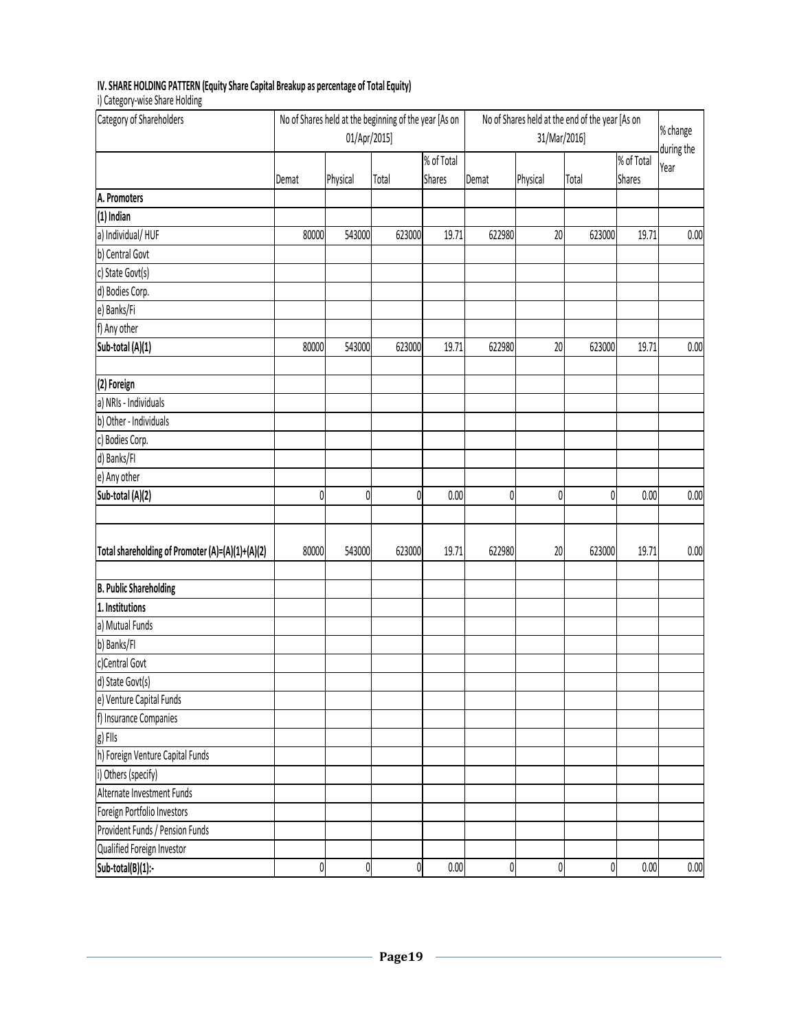**IV. SHARE HOLDING PATTERN (Equity Share Capital Breakup as percentage of Total Equity)**

i) Category-wise Share Holding

| Category of Shareholders | No of Shares held at the beginning of the year [As on 01/Apr/2015] | | | | No of Shares held at the end of the year [As on 31/Mar/2016] | | | | % change during the Year |
|---|---|---|---|---|---|---|---|---|---|
| | Demat | Physical | Total | % of Total Shares | Demat | Physical | Total | % of Total Shares | |
| **A. Promoters** | | | | | | | | | |
| **(1) Indian** | | | | | | | | | |
| a) Individual/ HUF | 80000 | 543000 | 623000 | 19.71 | 622980 | 20 | 623000 | 19.71 | 0.00 |
| b) Central Govt | | | | | | | | | |
| c) State Govt(s) | | | | | | | | | |
| d) Bodies Corp. | | | | | | | | | |
| e) Banks/Fi | | | | | | | | | |
| f) Any other | | | | | | | | | |
| **Sub-total (A)(1)** | 80000 | 543000 | 623000 | 19.71 | 622980 | 20 | 623000 | 19.71 | 0.00 |
| | | | | | | | | | |
| **(2) Foreign** | | | | | | | | | |
| a) NRIs - Individuals | | | | | | | | | |
| b) Other - Individuals | | | | | | | | | |
| c) Bodies Corp. | | | | | | | | | |
| d) Banks/FI | | | | | | | | | |
| e) Any other | | | | | | | | | |
| **Sub-total (A)(2)** | 0 | 0 | 0 | 0.00 | 0 | 0 | 0 | 0.00 | 0.00 |
| | | | | | | | | | |
| **Total shareholding of Promoter (A)=(A)(1)+(A)(2)** | 80000 | 543000 | 623000 | 19.71 | 622980 | 20 | 623000 | 19.71 | 0.00 |
| | | | | | | | | | |
| **B. Public Shareholding** | | | | | | | | | |
| **1. Institutions** | | | | | | | | | |
| a) Mutual Funds | | | | | | | | | |
| b) Banks/FI | | | | | | | | | |
| c)Central Govt | | | | | | | | | |
| d) State Govt(s) | | | | | | | | | |
| e) Venture Capital Funds | | | | | | | | | |
| f) Insurance Companies | | | | | | | | | |
| g) FIIs | | | | | | | | | |
| h) Foreign Venture Capital Funds | | | | | | | | | |
| i) Others (specify) | | | | | | | | | |
| Alternate Investment Funds | | | | | | | | | |
| Foreign Portfolio Investors | | | | | | | | | |
| Provident Funds / Pension Funds | | | | | | | | | |
| Qualified Foreign Investor | | | | | | | | | |
| **Sub-total(B)(1):-** | 0 | 0 | 0 | 0.00 | 0 | 0 | 0 | 0.00 | 0.00 |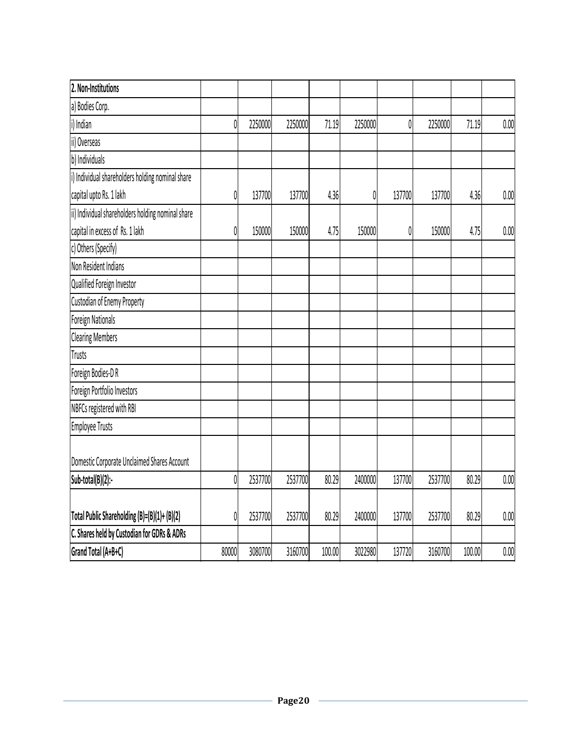| 2. Non-Institutions | | | | | | | | | |
|---|---|---|---|---|---|---|---|---|---|
| a) Bodies Corp. | | | | | | | | | |
| i) Indian | 0 | 2250000 | 2250000 | 71.19 | 2250000 | 0 | 2250000 | 71.19 | 0.00 |
| ii) Overseas | | | | | | | | | |
| b) Individuals | | | | | | | | | |
| i) Individual shareholders holding nominal share capital upto Rs. 1 lakh | 0 | 137700 | 137700 | 4.36 | 0 | 137700 | 137700 | 4.36 | 0.00 |
| ii) Individual shareholders holding nominal share capital in excess of Rs. 1 lakh | 0 | 150000 | 150000 | 4.75 | 150000 | 0 | 150000 | 4.75 | 0.00 |
| c) Others (Specify) | | | | | | | | | |
| Non Resident Indians | | | | | | | | | |
| Qualified Foreign Investor | | | | | | | | | |
| Custodian of Enemy Property | | | | | | | | | |
| Foreign Nationals | | | | | | | | | |
| Clearing Members | | | | | | | | | |
| Trusts | | | | | | | | | |
| Foreign Bodies-D R | | | | | | | | | |
| Foreign Portfolio Investors | | | | | | | | | |
| NBFCs registered with RBI | | | | | | | | | |
| Employee Trusts | | | | | | | | | |
| Domestic Corporate Unclaimed Shares Account | | | | | | | | | |
| **Sub-total(B)(2):-** | 0 | 2537700 | 2537700 | 80.29 | 2400000 | 137700 | 2537700 | 80.29 | 0.00 |
| **Total Public Shareholding (B)=(B)(1)+ (B)(2)** | 0 | 2537700 | 2537700 | 80.29 | 2400000 | 137700 | 2537700 | 80.29 | 0.00 |
| **C. Shares held by Custodian for GDRs & ADRs** | | | | | | | | | |
| **Grand Total (A+B+C)** | 80000 | 3080700 | 3160700 | 100.00 | 3022980 | 137720 | 3160700 | 100.00 | 0.00 |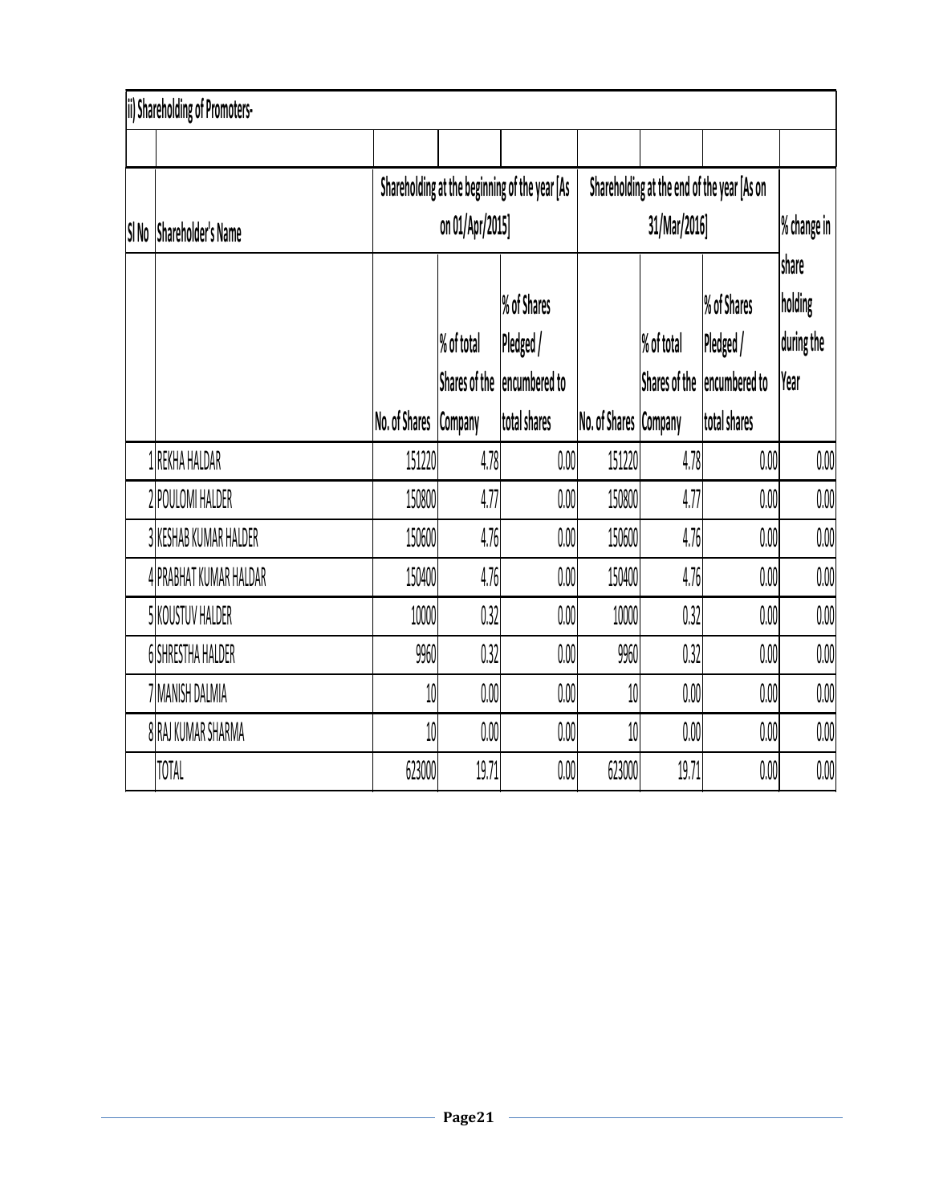ii) Shareholding of Promoters-

| Sl No | Shareholder's Name | Shareholding at the beginning of the year [As on 01/Apr/2015] | | | Shareholding at the end of the year [As on 31/Mar/2016] | | | % change in share holding during the Year |
|---|---|---|---|---|---|---|---|---|
| | | No. of Shares | % of total Shares of the Company | % of Shares Pledged / encumbered to total shares | No. of Shares | % of total Shares of the Company | % of Shares Pledged / encumbered to total shares | |
| 1 | REKHA HALDAR | 151220 | 4.78 | 0.00 | 151220 | 4.78 | 0.00 | 0.00 |
| 2 | POULOMI HALDER | 150800 | 4.77 | 0.00 | 150800 | 4.77 | 0.00 | 0.00 |
| 3 | KESHAB KUMAR HALDER | 150600 | 4.76 | 0.00 | 150600 | 4.76 | 0.00 | 0.00 |
| 4 | PRABHAT KUMAR HALDAR | 150400 | 4.76 | 0.00 | 150400 | 4.76 | 0.00 | 0.00 |
| 5 | KOUSTUV HALDER | 10000 | 0.32 | 0.00 | 10000 | 0.32 | 0.00 | 0.00 |
| 6 | SHRESTHA HALDER | 9960 | 0.32 | 0.00 | 9960 | 0.32 | 0.00 | 0.00 |
| 7 | MANISH DALMIA | 10 | 0.00 | 0.00 | 10 | 0.00 | 0.00 | 0.00 |
| 8 | RAJ KUMAR SHARMA | 10 | 0.00 | 0.00 | 10 | 0.00 | 0.00 | 0.00 |
| | TOTAL | 623000 | 19.71 | 0.00 | 623000 | 19.71 | 0.00 | 0.00 |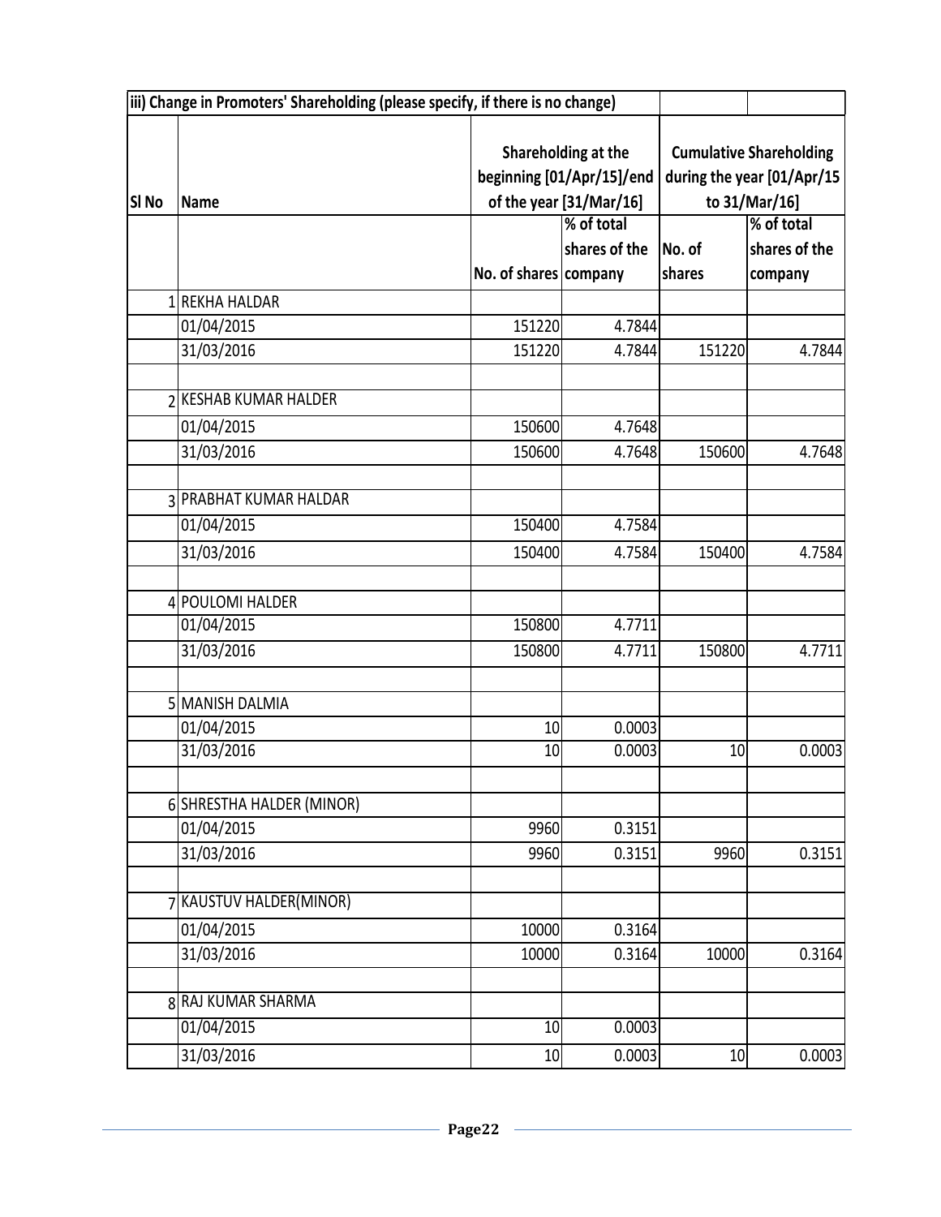| iii) Change in Promoters' Shareholding (please specify, if there is no change) | | | | | |
|---|---|---|---|---|---|
| Sl No | Name | Shareholding at the beginning [01/Apr/15]/end of the year [31/Mar/16] | | Cumulative Shareholding during the year [01/Apr/15 to 31/Mar/16] | |
| | | No. of shares | % of total shares of the company | No. of shares | % of total shares of the company |
| 1 | REKHA HALDAR | | | | |
| | 01/04/2015 | 151220 | 4.7844 | | |
| | 31/03/2016 | 151220 | 4.7844 | 151220 | 4.7844 |
| | | | | | |
| 2 | KESHAB KUMAR HALDER | | | | |
| | 01/04/2015 | 150600 | 4.7648 | | |
| | 31/03/2016 | 150600 | 4.7648 | 150600 | 4.7648 |
| | | | | | |
| 3 | PRABHAT KUMAR HALDAR | | | | |
| | 01/04/2015 | 150400 | 4.7584 | | |
| | 31/03/2016 | 150400 | 4.7584 | 150400 | 4.7584 |
| | | | | | |
| 4 | POULOMI HALDER | | | | |
| | 01/04/2015 | 150800 | 4.7711 | | |
| | 31/03/2016 | 150800 | 4.7711 | 150800 | 4.7711 |
| | | | | | |
| 5 | MANISH DALMIA | | | | |
| | 01/04/2015 | 10 | 0.0003 | | |
| | 31/03/2016 | 10 | 0.0003 | 10 | 0.0003 |
| | | | | | |
| 6 | SHRESTHA HALDER (MINOR) | | | | |
| | 01/04/2015 | 9960 | 0.3151 | | |
| | 31/03/2016 | 9960 | 0.3151 | 9960 | 0.3151 |
| | | | | | |
| 7 | KAUSTUV HALDER(MINOR) | | | | |
| | 01/04/2015 | 10000 | 0.3164 | | |
| | 31/03/2016 | 10000 | 0.3164 | 10000 | 0.3164 |
| | | | | | |
| 8 | RAJ KUMAR SHARMA | | | | |
| | 01/04/2015 | 10 | 0.0003 | | |
| | 31/03/2016 | 10 | 0.0003 | 10 | 0.0003 |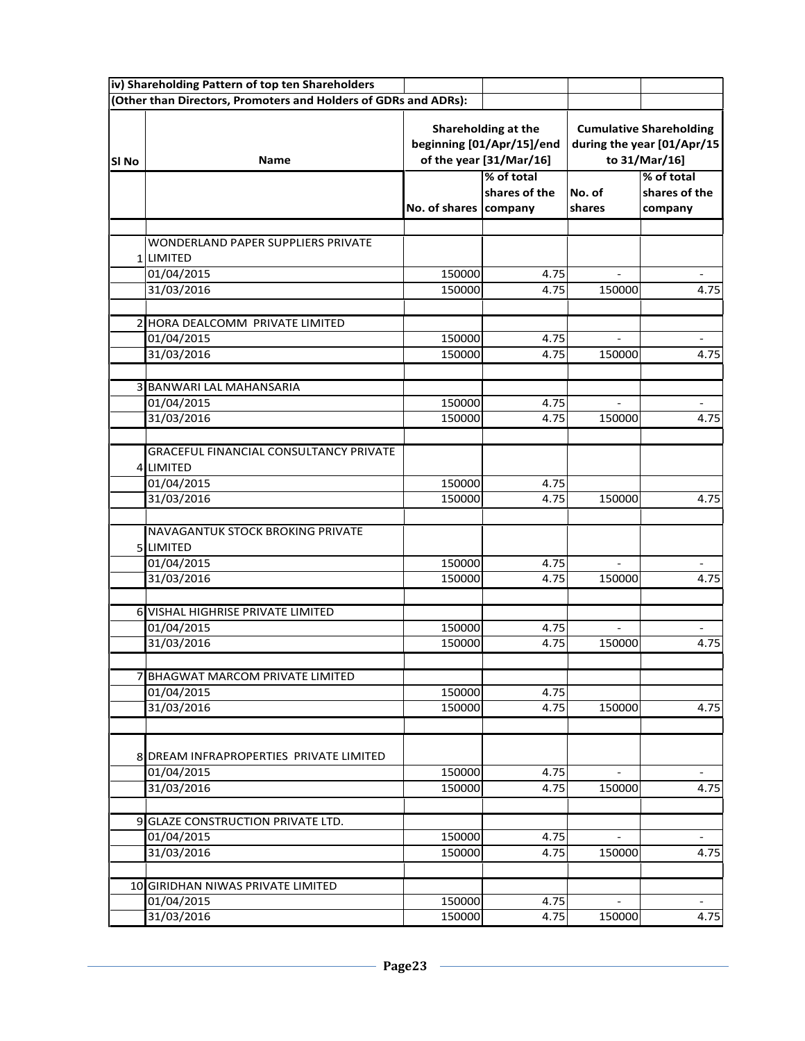**iv) Shareholding Pattern of top ten Shareholders**
**(Other than Directors, Promoters and Holders of GDRs and ADRs):**

| Sl No | Name | Shareholding at the beginning [01/Apr/15]/end of the year [31/Mar/16] | | Cumulative Shareholding during the year [01/Apr/15 to 31/Mar/16] | |
|---|---|---|---|---|---|
| | | No. of shares | % of total shares of the company | No. of shares | % of total shares of the company |
| 1 | WONDERLAND PAPER SUPPLIERS PRIVATE LIMITED | | | | |
| | 01/04/2015 | 150000 | 4.75 | - | - |
| | 31/03/2016 | 150000 | 4.75 | 150000 | 4.75 |
| 2 | HORA DEALCOMM PRIVATE LIMITED | | | | |
| | 01/04/2015 | 150000 | 4.75 | - | - |
| | 31/03/2016 | 150000 | 4.75 | 150000 | 4.75 |
| 3 | BANWARI LAL MAHANSARIA | | | | |
| | 01/04/2015 | 150000 | 4.75 | - | - |
| | 31/03/2016 | 150000 | 4.75 | 150000 | 4.75 |
| 4 | GRACEFUL FINANCIAL CONSULTANCY PRIVATE LIMITED | | | | |
| | 01/04/2015 | 150000 | 4.75 | | |
| | 31/03/2016 | 150000 | 4.75 | 150000 | 4.75 |
| 5 | NAVAGANTUK STOCK BROKING PRIVATE LIMITED | | | | |
| | 01/04/2015 | 150000 | 4.75 | - | - |
| | 31/03/2016 | 150000 | 4.75 | 150000 | 4.75 |
| 6 | VISHAL HIGHRISE PRIVATE LIMITED | | | | |
| | 01/04/2015 | 150000 | 4.75 | - | - |
| | 31/03/2016 | 150000 | 4.75 | 150000 | 4.75 |
| 7 | BHAGWAT MARCOM PRIVATE LIMITED | | | | |
| | 01/04/2015 | 150000 | 4.75 | | |
| | 31/03/2016 | 150000 | 4.75 | 150000 | 4.75 |
| 8 | DREAM INFRAPROPERTIES PRIVATE LIMITED | | | | |
| | 01/04/2015 | 150000 | 4.75 | - | - |
| | 31/03/2016 | 150000 | 4.75 | 150000 | 4.75 |
| 9 | GLAZE CONSTRUCTION PRIVATE LTD. | | | | |
| | 01/04/2015 | 150000 | 4.75 | - | - |
| | 31/03/2016 | 150000 | 4.75 | 150000 | 4.75 |
| 10 | GIRIDHAN NIWAS PRIVATE LIMITED | | | | |
| | 01/04/2015 | 150000 | 4.75 | - | - |
| | 31/03/2016 | 150000 | 4.75 | 150000 | 4.75 |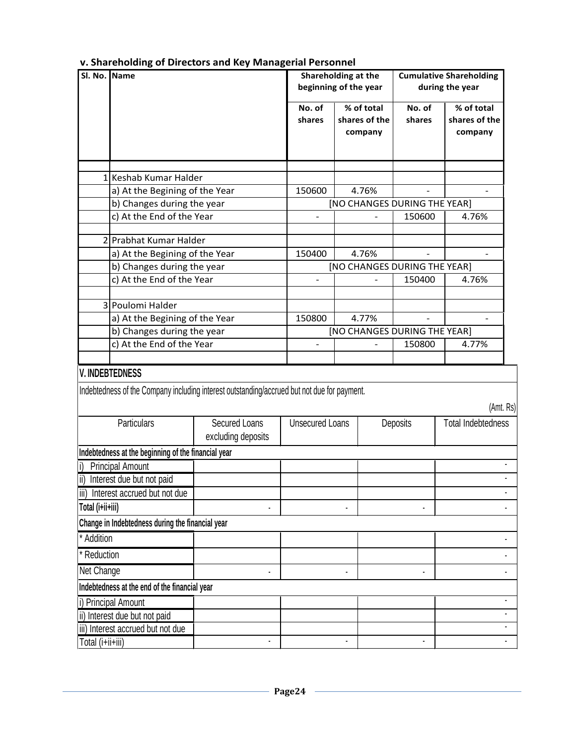### v. Shareholding of Directors and Key Managerial Personnel

| Sl. No. | Name | Shareholding at the beginning of the year | | Cumulative Shareholding during the year | |
|---|---|---|---|---|---|
| | | No. of shares | % of total shares of the company | No. of shares | % of total shares of the company |
| 1 | Keshab Kumar Halder | | | | |
| | a) At the Begining of the Year | 150600 | 4.76% | - | - |
| | b) Changes during the year | [NO CHANGES DURING THE YEAR] | | | |
| | c) At the End of the Year | - | - | 150600 | 4.76% |
| 2 | Prabhat Kumar Halder | | | | |
| | a) At the Begining of the Year | 150400 | 4.76% | - | - |
| | b) Changes during the year | [NO CHANGES DURING THE YEAR] | | | |
| | c) At the End of the Year | - | - | 150400 | 4.76% |
| 3 | Poulomi Halder | | | | |
| | a) At the Begining of the Year | 150800 | 4.77% | - | - |
| | b) Changes during the year | [NO CHANGES DURING THE YEAR] | | | |
| | c) At the End of the Year | - | - | 150800 | 4.77% |

### V. INDEBTEDNESS

Indebtedness of the Company including interest outstanding/accrued but not due for payment.

(Amt. Rs)

| Particulars | Secured Loans excluding deposits | Unsecured Loans | Deposits | Total Indebtedness |
|---|---|---|---|---|
| **Indebtedness at the beginning of the financial year** | | | | |
| i) Principal Amount | | | | - |
| ii) Interest due but not paid | | | | - |
| iii) Interest accrued but not due | | | | - |
| **Total (i+ii+iii)** | - | - | - | - |
| **Change in Indebtedness during the financial year** | | | | |
| * Addition | | | | - |
| * Reduction | | | | - |
| Net Change | - | - | - | - |
| **Indebtedness at the end of the financial year** | | | | |
| i) Principal Amount | | | | - |
| ii) Interest due but not paid | | | | - |
| iii) Interest accrued but not due | | | | - |
| Total (i+ii+iii) | - | - | - | - |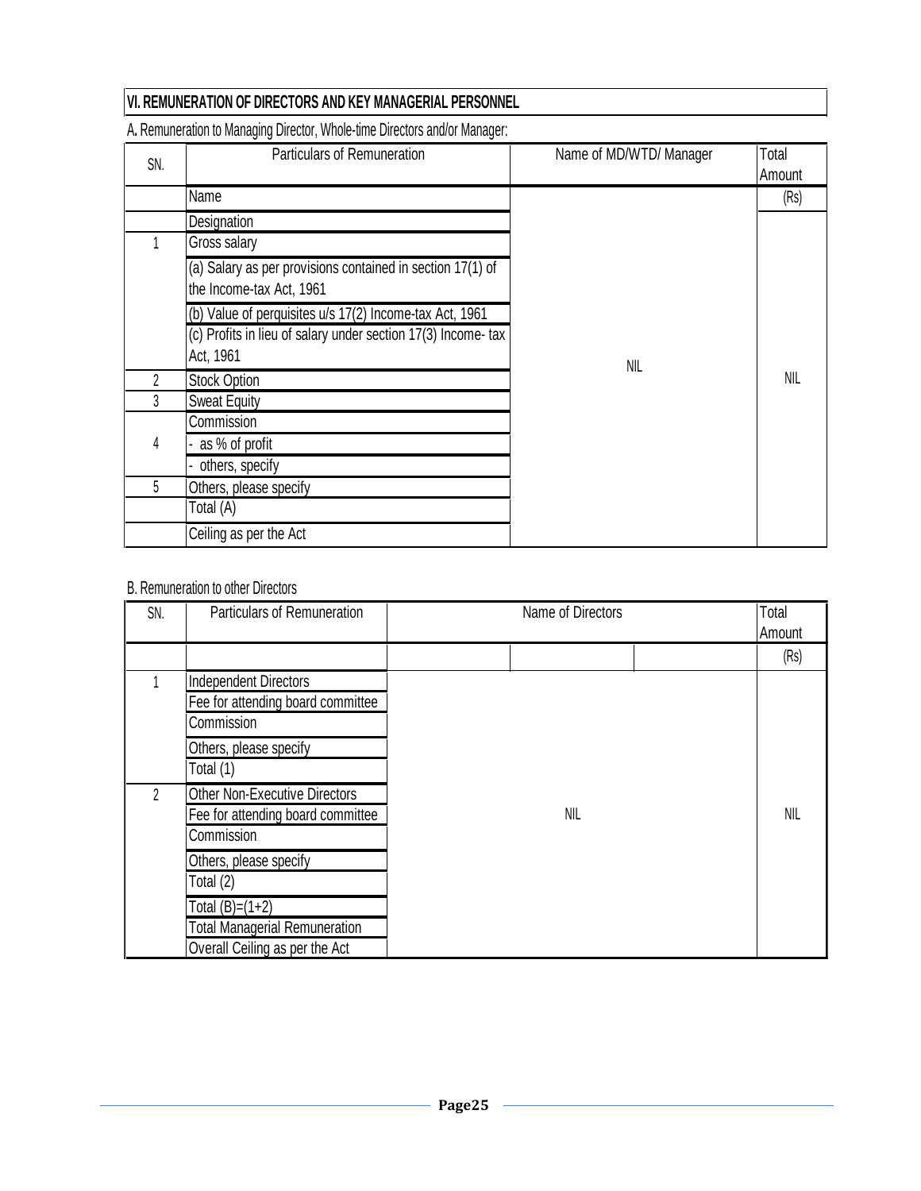## VI. REMUNERATION OF DIRECTORS AND KEY MANAGERIAL PERSONNEL

A. Remuneration to Managing Director, Whole-time Directors and/or Manager:

| SN. | Particulars of Remuneration | Name of MD/WTD/ Manager | Total Amount |
|---|---|---|---|
| | Name | | (Rs) |
| | Designation | | |
| 1 | Gross salary | | |
| | (a) Salary as per provisions contained in section 17(1) of the Income-tax Act, 1961 | | |
| | (b) Value of perquisites u/s 17(2) Income-tax Act, 1961 | | |
| | (c) Profits in lieu of salary under section 17(3) Income- tax Act, 1961 | NIL | NIL |
| 2 | Stock Option | | |
| 3 | Sweat Equity | | |
| 4 | Commission | | |
| | - as % of profit | | |
| | - others, specify | | |
| 5 | Others, please specify | | |
| | Total (A) | | |
| | Ceiling as per the Act | | |

B. Remuneration to other Directors

| SN. | Particulars of Remuneration | Name of Directors | | | Total Amount |
|---|---|---|---|---|---|
| | | | | | (Rs) |
| 1 | Independent Directors | | | | |
| | Fee for attending board committee | | | | |
| | Commission | | | | |
| | Others, please specify | | | | |
| | Total (1) | | | | |
| 2 | Other Non-Executive Directors | | | | |
| | Fee for attending board committee | | NIL | | NIL |
| | Commission | | | | |
| | Others, please specify | | | | |
| | Total (2) | | | | |
| | Total (B)=(1+2) | | | | |
| | Total Managerial Remuneration | | | | |
| | Overall Ceiling as per the Act | | | | |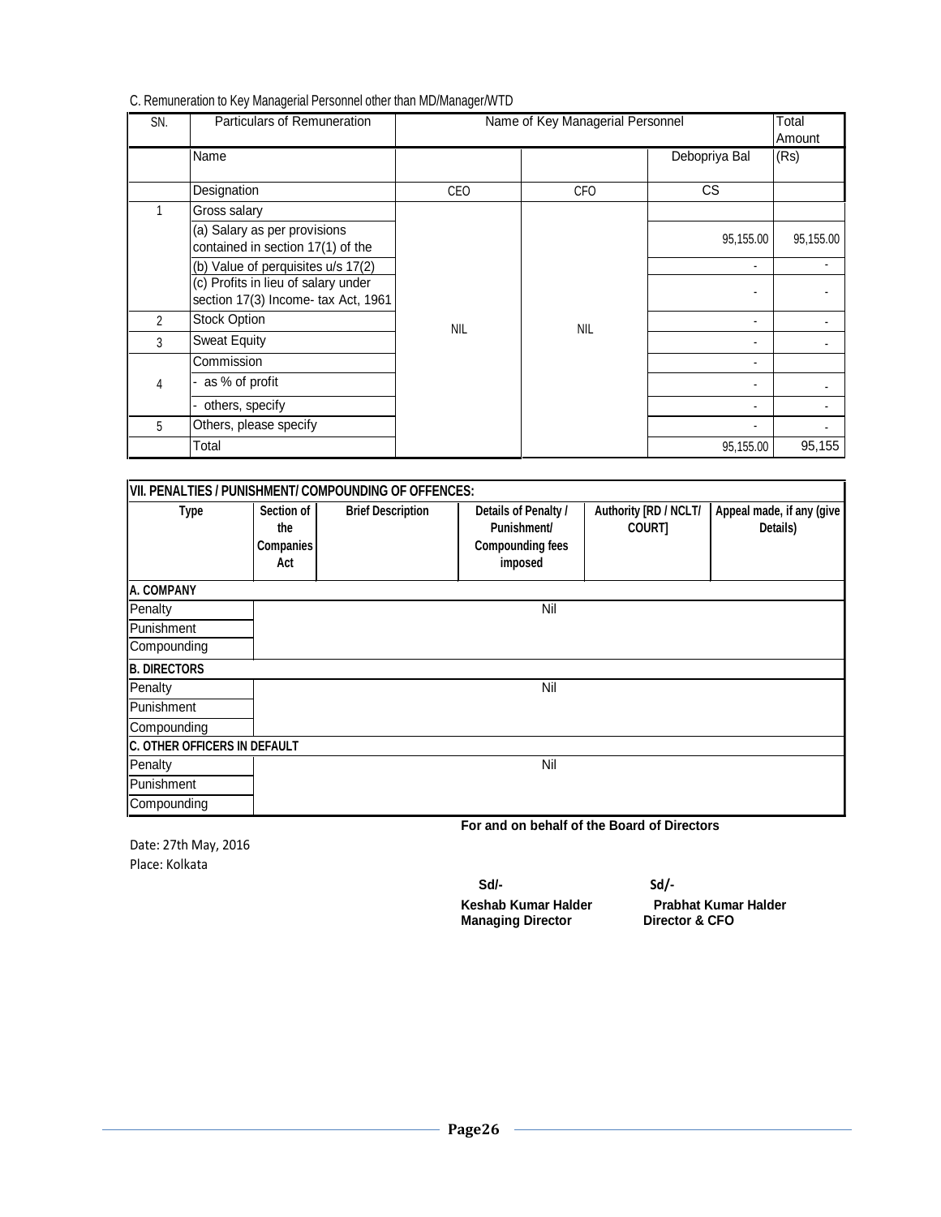C. Remuneration to Key Managerial Personnel other than MD/Manager/WTD

| SN. | Particulars of Remuneration | Name of Key Managerial Personnel | | | Total Amount |
|---|---|---|---|---|---|
| | Name | | | Debopriya Bal | (Rs) |
| | Designation | CEO | CFO | CS | |
| 1 | Gross salary | NIL | NIL | | |
| | (a) Salary as per provisions contained in section 17(1) of the | | | 95,155.00 | 95,155.00 |
| | (b) Value of perquisites u/s 17(2) | | | - | - |
| | (c) Profits in lieu of salary under section 17(3) Income- tax Act, 1961 | | | - | - |
| 2 | Stock Option | | | - | - |
| 3 | Sweat Equity | | | - | - |
| 4 | Commission | | | - | |
| | - as % of profit | | | - | - |
| | - others, specify | | | - | - |
| 5 | Others, please specify | | | - | - |
| | Total | | | 95,155.00 | 95,155 |

**VII. PENALTIES / PUNISHMENT/ COMPOUNDING OF OFFENCES:**

| Type | Section of the Companies Act | Brief Description | Details of Penalty / Punishment/ Compounding fees imposed | Authority [RD / NCLT/ COURT] | Appeal made, if any (give Details) |
|---|---|---|---|---|---|
| **A. COMPANY** | | | | | |
| Penalty | | | Nil | | |
| Punishment | | | | | |
| Compounding | | | | | |
| **B. DIRECTORS** | | | | | |
| Penalty | | | Nil | | |
| Punishment | | | | | |
| Compounding | | | | | |
| **C. OTHER OFFICERS IN DEFAULT** | | | | | |
| Penalty | | | Nil | | |
| Punishment | | | | | |
| Compounding | | | | | |

**For and on behalf of the Board of Directors**

Date: 27th May, 2016
Place: Kolkata

| Sd/- | Sd/- |
|---|---|
| **Keshab Kumar Halder** | **Prabhat Kumar Halder** |
| **Managing Director** | **Director & CFO** |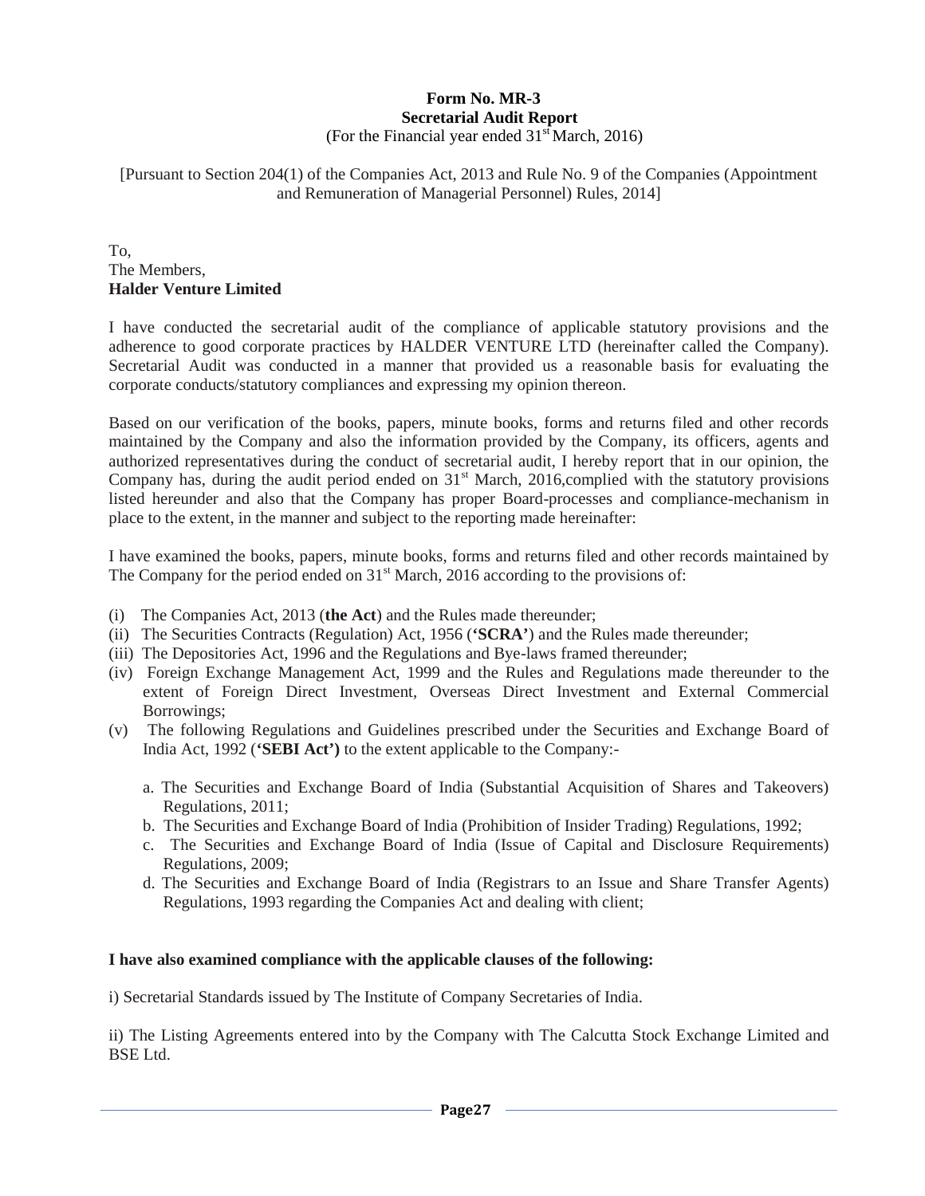# Form No. MR-3
## Secretarial Audit Report
(For the Financial year ended 31st March, 2016)

[Pursuant to Section 204(1) of the Companies Act, 2013 and Rule No. 9 of the Companies (Appointment and Remuneration of Managerial Personnel) Rules, 2014]

To,
The Members,
**Halder Venture Limited**

I have conducted the secretarial audit of the compliance of applicable statutory provisions and the adherence to good corporate practices by HALDER VENTURE LTD (hereinafter called the Company). Secretarial Audit was conducted in a manner that provided us a reasonable basis for evaluating the corporate conducts/statutory compliances and expressing my opinion thereon.

Based on our verification of the books, papers, minute books, forms and returns filed and other records maintained by the Company and also the information provided by the Company, its officers, agents and authorized representatives during the conduct of secretarial audit, I hereby report that in our opinion, the Company has, during the audit period ended on 31st March, 2016,complied with the statutory provisions listed hereunder and also that the Company has proper Board-processes and compliance-mechanism in place to the extent, in the manner and subject to the reporting made hereinafter:

I have examined the books, papers, minute books, forms and returns filed and other records maintained by The Company for the period ended on 31st March, 2016 according to the provisions of:

(i) The Companies Act, 2013 (**the Act**) and the Rules made thereunder;
(ii) The Securities Contracts (Regulation) Act, 1956 (**'SCRA'**) and the Rules made thereunder;
(iii) The Depositories Act, 1996 and the Regulations and Bye-laws framed thereunder;
(iv) Foreign Exchange Management Act, 1999 and the Rules and Regulations made thereunder to the extent of Foreign Direct Investment, Overseas Direct Investment and External Commercial Borrowings;
(v) The following Regulations and Guidelines prescribed under the Securities and Exchange Board of India Act, 1992 (**'SEBI Act')** to the extent applicable to the Company:-

   a. The Securities and Exchange Board of India (Substantial Acquisition of Shares and Takeovers) Regulations, 2011;
   b. The Securities and Exchange Board of India (Prohibition of Insider Trading) Regulations, 1992;
   c. The Securities and Exchange Board of India (Issue of Capital and Disclosure Requirements) Regulations, 2009;
   d. The Securities and Exchange Board of India (Registrars to an Issue and Share Transfer Agents) Regulations, 1993 regarding the Companies Act and dealing with client;

**I have also examined compliance with the applicable clauses of the following:**

i) Secretarial Standards issued by The Institute of Company Secretaries of India.

ii) The Listing Agreements entered into by the Company with The Calcutta Stock Exchange Limited and BSE Ltd.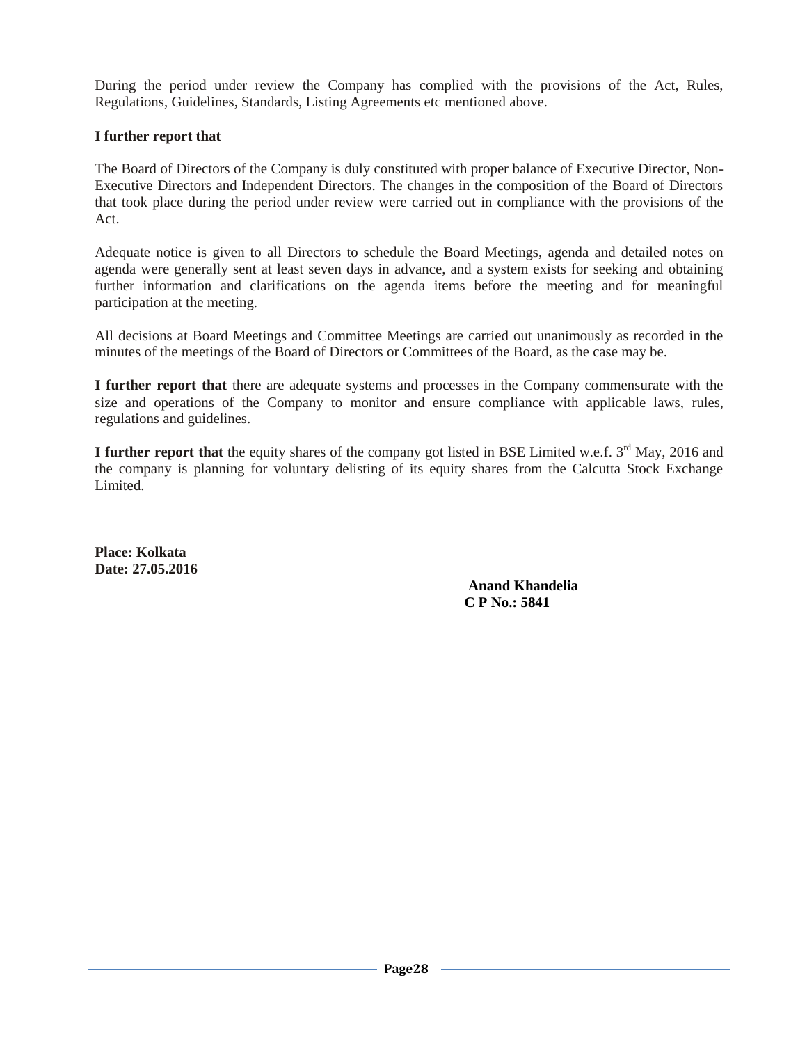During the period under review the Company has complied with the provisions of the Act, Rules, Regulations, Guidelines, Standards, Listing Agreements etc mentioned above.

**I further report that**

The Board of Directors of the Company is duly constituted with proper balance of Executive Director, Non-Executive Directors and Independent Directors. The changes in the composition of the Board of Directors that took place during the period under review were carried out in compliance with the provisions of the Act.

Adequate notice is given to all Directors to schedule the Board Meetings, agenda and detailed notes on agenda were generally sent at least seven days in advance, and a system exists for seeking and obtaining further information and clarifications on the agenda items before the meeting and for meaningful participation at the meeting.

All decisions at Board Meetings and Committee Meetings are carried out unanimously as recorded in the minutes of the meetings of the Board of Directors or Committees of the Board, as the case may be.

**I further report that** there are adequate systems and processes in the Company commensurate with the size and operations of the Company to monitor and ensure compliance with applicable laws, rules, regulations and guidelines.

**I further report that** the equity shares of the company got listed in BSE Limited w.e.f. 3rd May, 2016 and the company is planning for voluntary delisting of its equity shares from the Calcutta Stock Exchange Limited.

**Place: Kolkata**
**Date: 27.05.2016**

**Anand Khandelia**
**C P No.: 5841**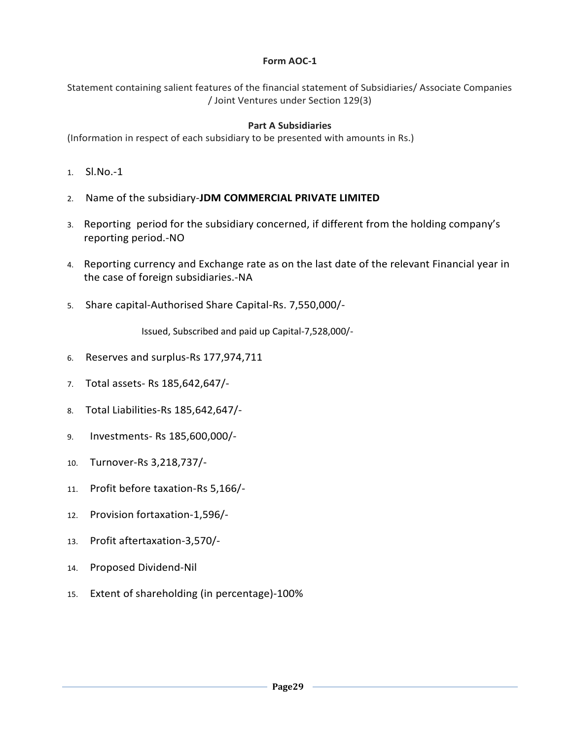**Form AOC-1**

Statement containing salient features of the financial statement of Subsidiaries/ Associate Companies / Joint Ventures under Section 129(3)

**Part A Subsidiaries**

(Information in respect of each subsidiary to be presented with amounts in Rs.)

1. Sl.No.-1
2. Name of the subsidiary-**JDM COMMERCIAL PRIVATE LIMITED**
3. Reporting period for the subsidiary concerned, if different from the holding company's reporting period.-NO
4. Reporting currency and Exchange rate as on the last date of the relevant Financial year in the case of foreign subsidiaries.-NA
5. Share capital-Authorised Share Capital-Rs. 7,550,000/-

   Issued, Subscribed and paid up Capital-7,528,000/-
6. Reserves and surplus-Rs 177,974,711
7. Total assets- Rs 185,642,647/-
8. Total Liabilities-Rs 185,642,647/-
9. Investments- Rs 185,600,000/-
10. Turnover-Rs 3,218,737/-
11. Profit before taxation-Rs 5,166/-
12. Provision fortaxation-1,596/-
13. Profit aftertaxation-3,570/-
14. Proposed Dividend-Nil
15. Extent of shareholding (in percentage)-100%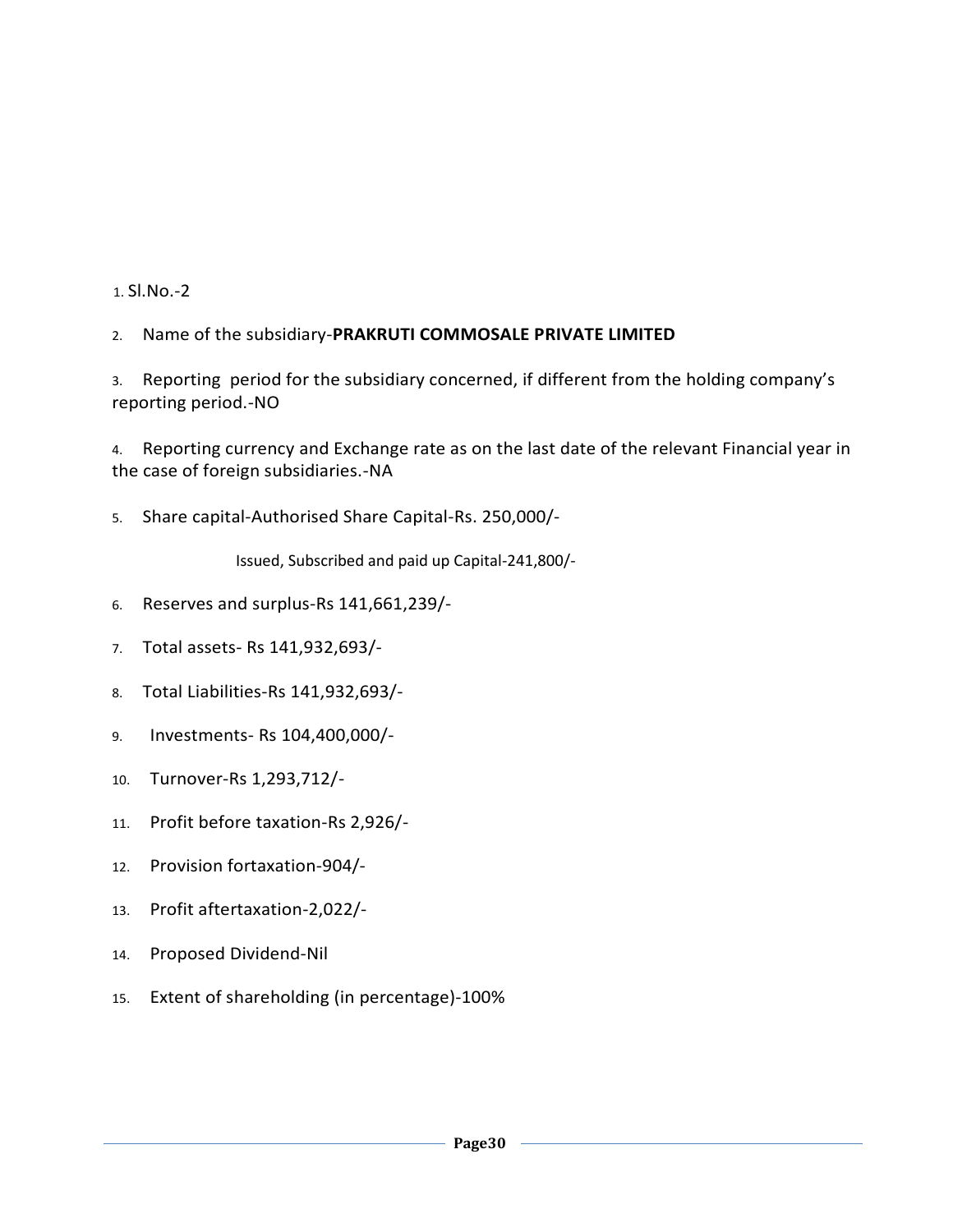1. Sl.No.-2

2. Name of the subsidiary-**PRAKRUTI COMMOSALE PRIVATE LIMITED**

3. Reporting period for the subsidiary concerned, if different from the holding company's reporting period.-NO

4. Reporting currency and Exchange rate as on the last date of the relevant Financial year in the case of foreign subsidiaries.-NA

5. Share capital-Authorised Share Capital-Rs. 250,000/-

   Issued, Subscribed and paid up Capital-241,800/-

6. Reserves and surplus-Rs 141,661,239/-

7. Total assets- Rs 141,932,693/-

8. Total Liabilities-Rs 141,932,693/-

9. Investments- Rs 104,400,000/-

10. Turnover-Rs 1,293,712/-

11. Profit before taxation-Rs 2,926/-

12. Provision fortaxation-904/-

13. Profit aftertaxation-2,022/-

14. Proposed Dividend-Nil

15. Extent of shareholding (in percentage)-100%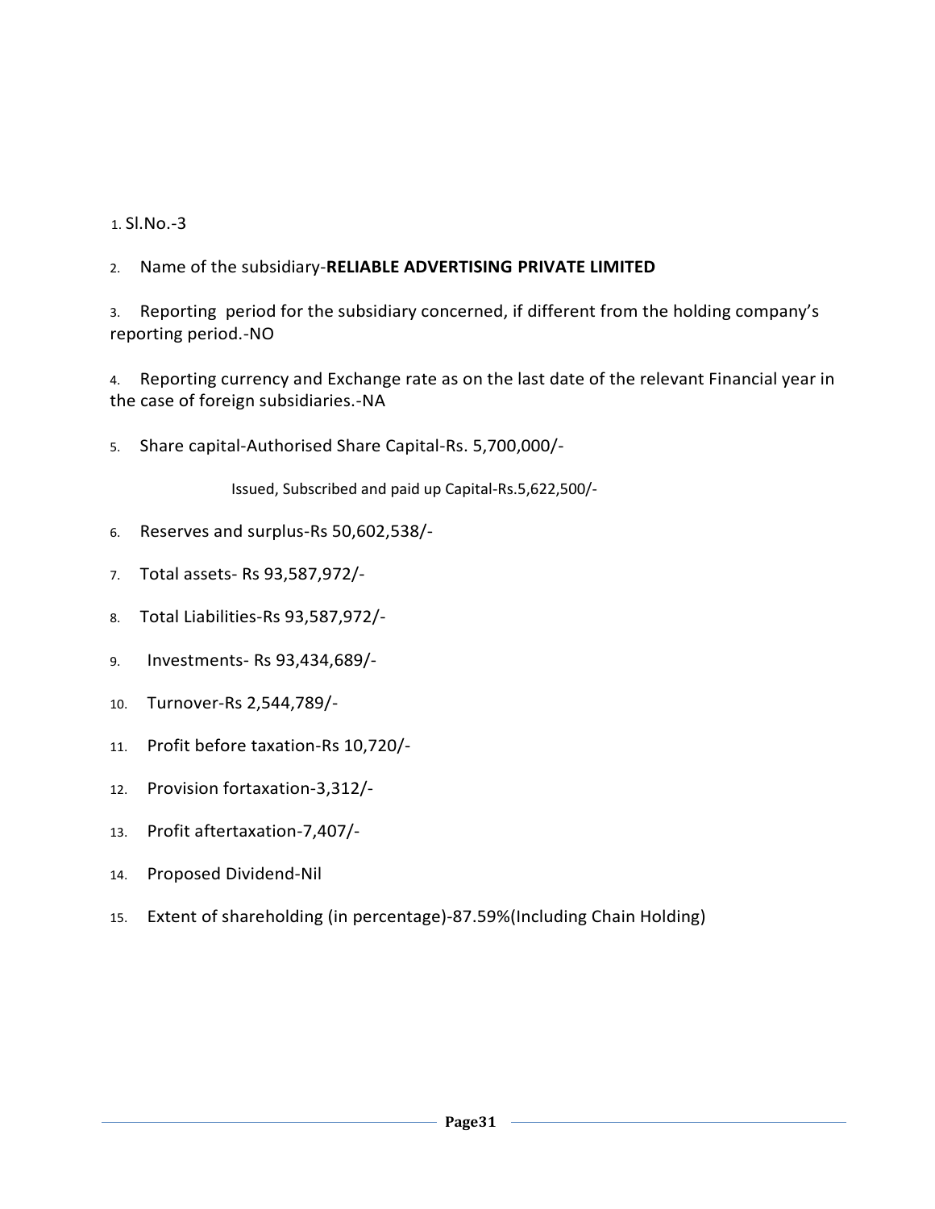1. Sl.No.-3

2. Name of the subsidiary-**RELIABLE ADVERTISING PRIVATE LIMITED**

3. Reporting period for the subsidiary concerned, if different from the holding company's reporting period.-NO

4. Reporting currency and Exchange rate as on the last date of the relevant Financial year in the case of foreign subsidiaries.-NA

5. Share capital-Authorised Share Capital-Rs. 5,700,000/-

   Issued, Subscribed and paid up Capital-Rs.5,622,500/-

6. Reserves and surplus-Rs 50,602,538/-

7. Total assets- Rs 93,587,972/-

8. Total Liabilities-Rs 93,587,972/-

9. Investments- Rs 93,434,689/-

10. Turnover-Rs 2,544,789/-

11. Profit before taxation-Rs 10,720/-

12. Provision fortaxation-3,312/-

13. Profit aftertaxation-7,407/-

14. Proposed Dividend-Nil

15. Extent of shareholding (in percentage)-87.59%(Including Chain Holding)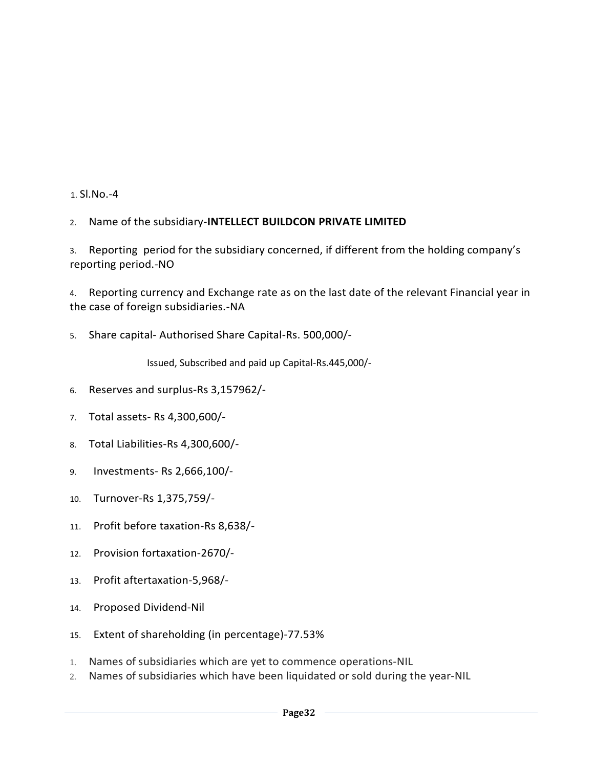1. Sl.No.-4

2. Name of the subsidiary-**INTELLECT BUILDCON PRIVATE LIMITED**

3. Reporting period for the subsidiary concerned, if different from the holding company's reporting period.-NO

4. Reporting currency and Exchange rate as on the last date of the relevant Financial year in the case of foreign subsidiaries.-NA

5. Share capital- Authorised Share Capital-Rs. 500,000/-

   Issued, Subscribed and paid up Capital-Rs.445,000/-

6. Reserves and surplus-Rs 3,157962/-

7. Total assets- Rs 4,300,600/-

8. Total Liabilities-Rs 4,300,600/-

9. Investments- Rs 2,666,100/-

10. Turnover-Rs 1,375,759/-

11. Profit before taxation-Rs 8,638/-

12. Provision fortaxation-2670/-

13. Profit aftertaxation-5,968/-

14. Proposed Dividend-Nil

15. Extent of shareholding (in percentage)-77.53%

1. Names of subsidiaries which are yet to commence operations-NIL
2. Names of subsidiaries which have been liquidated or sold during the year-NIL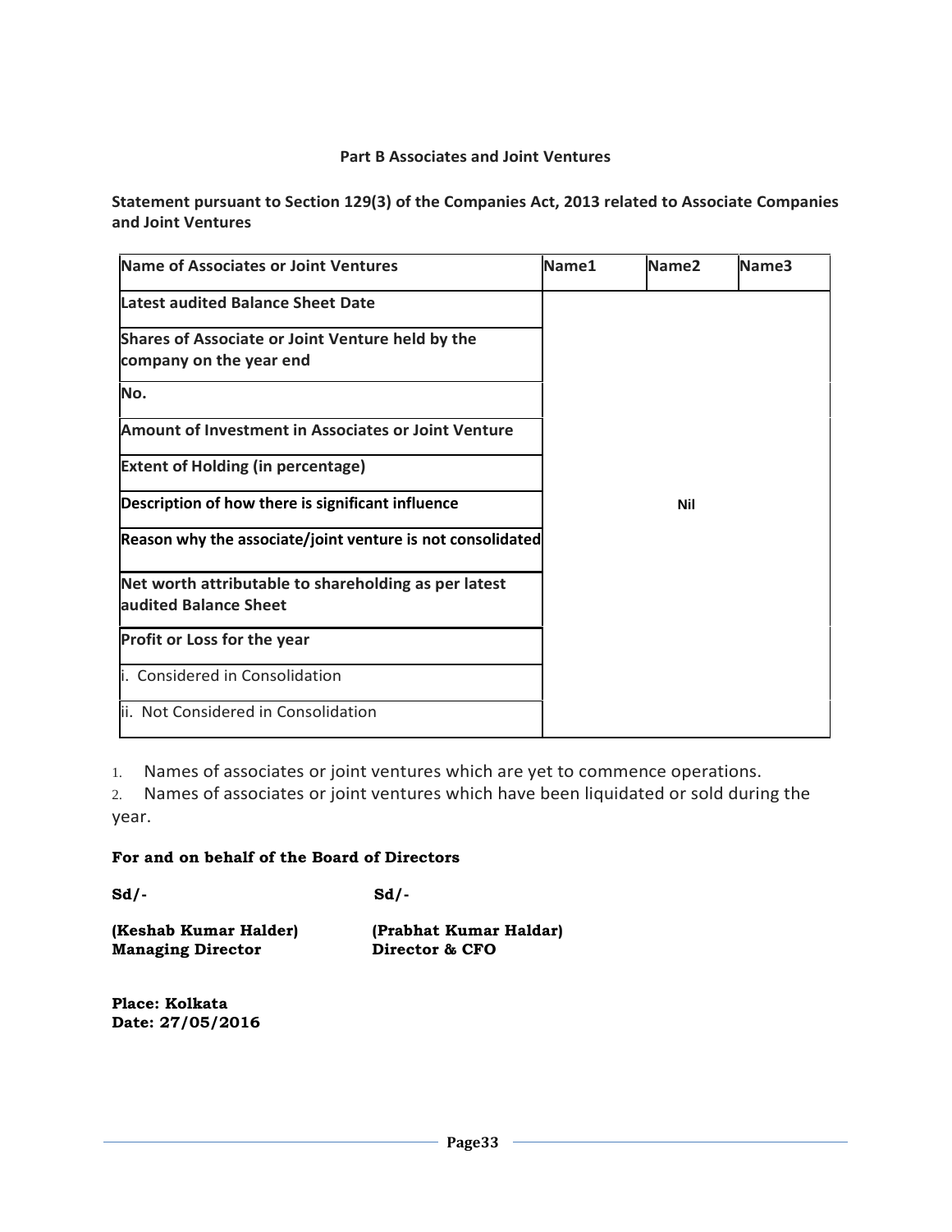### Part B Associates and Joint Ventures

**Statement pursuant to Section 129(3) of the Companies Act, 2013 related to Associate Companies and Joint Ventures**

| Name of Associates or Joint Ventures | Name1 | Name2 | Name3 |
|---|---|---|---|
| Latest audited Balance Sheet Date | | | |
| Shares of Associate or Joint Venture held by the company on the year end | | | |
| No. | | | |
| Amount of Investment in Associates or Joint Venture | | | |
| Extent of Holding (in percentage) | | | |
| Description of how there is significant influence | | Nil | |
| Reason why the associate/joint venture is not consolidated | | | |
| Net worth attributable to shareholding as per latest audited Balance Sheet | | | |
| Profit or Loss for the year | | | |
| i. Considered in Consolidation | | | |
| ii. Not Considered in Consolidation | | | |

1. Names of associates or joint ventures which are yet to commence operations.
2. Names of associates or joint ventures which have been liquidated or sold during the year.

**For and on behalf of the Board of Directors**

| | |
|---|---|
| **Sd/-** | **Sd/-** |
| **(Keshab Kumar Halder)** | **(Prabhat Kumar Haldar)** |
| **Managing Director** | **Director & CFO** |

**Place: Kolkata**
**Date: 27/05/2016**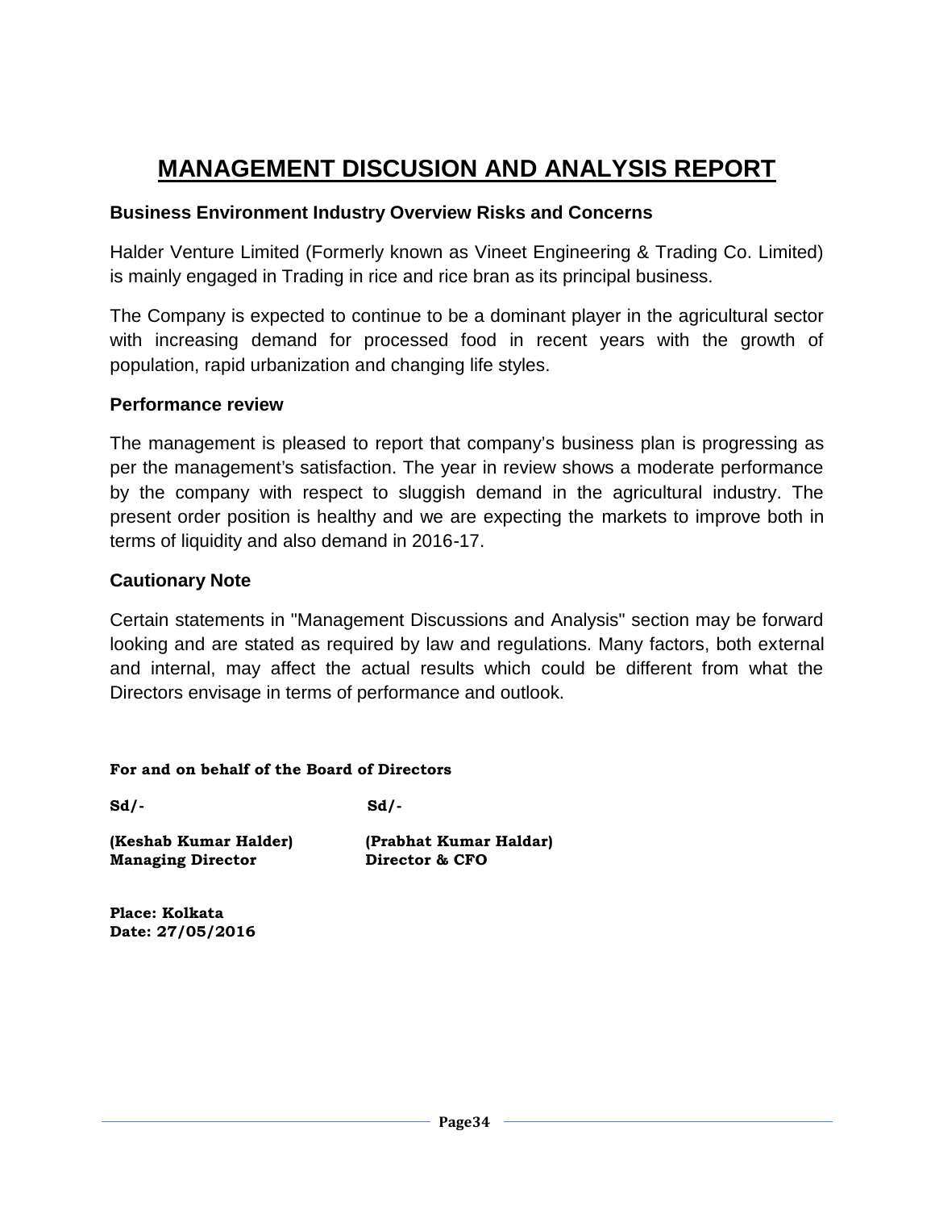# MANAGEMENT DISCUSION AND ANALYSIS REPORT

### Business Environment Industry Overview Risks and Concerns

Halder Venture Limited (Formerly known as Vineet Engineering & Trading Co. Limited) is mainly engaged in Trading in rice and rice bran as its principal business.

The Company is expected to continue to be a dominant player in the agricultural sector with increasing demand for processed food in recent years with the growth of population, rapid urbanization and changing life styles.

### Performance review

The management is pleased to report that company's business plan is progressing as per the management's satisfaction. The year in review shows a moderate performance by the company with respect to sluggish demand in the agricultural industry. The present order position is healthy and we are expecting the markets to improve both in terms of liquidity and also demand in 2016-17.

### Cautionary Note

Certain statements in "Management Discussions and Analysis" section may be forward looking and are stated as required by law and regulations. Many factors, both external and internal, may affect the actual results which could be different from what the Directors envisage in terms of performance and outlook.

**For and on behalf of the Board of Directors**

| | |
|---|---|
| **Sd/-** | **Sd/-** |
| **(Keshab Kumar Halder)** | **(Prabhat Kumar Haldar)** |
| **Managing Director** | **Director & CFO** |

**Place: Kolkata**
**Date: 27/05/2016**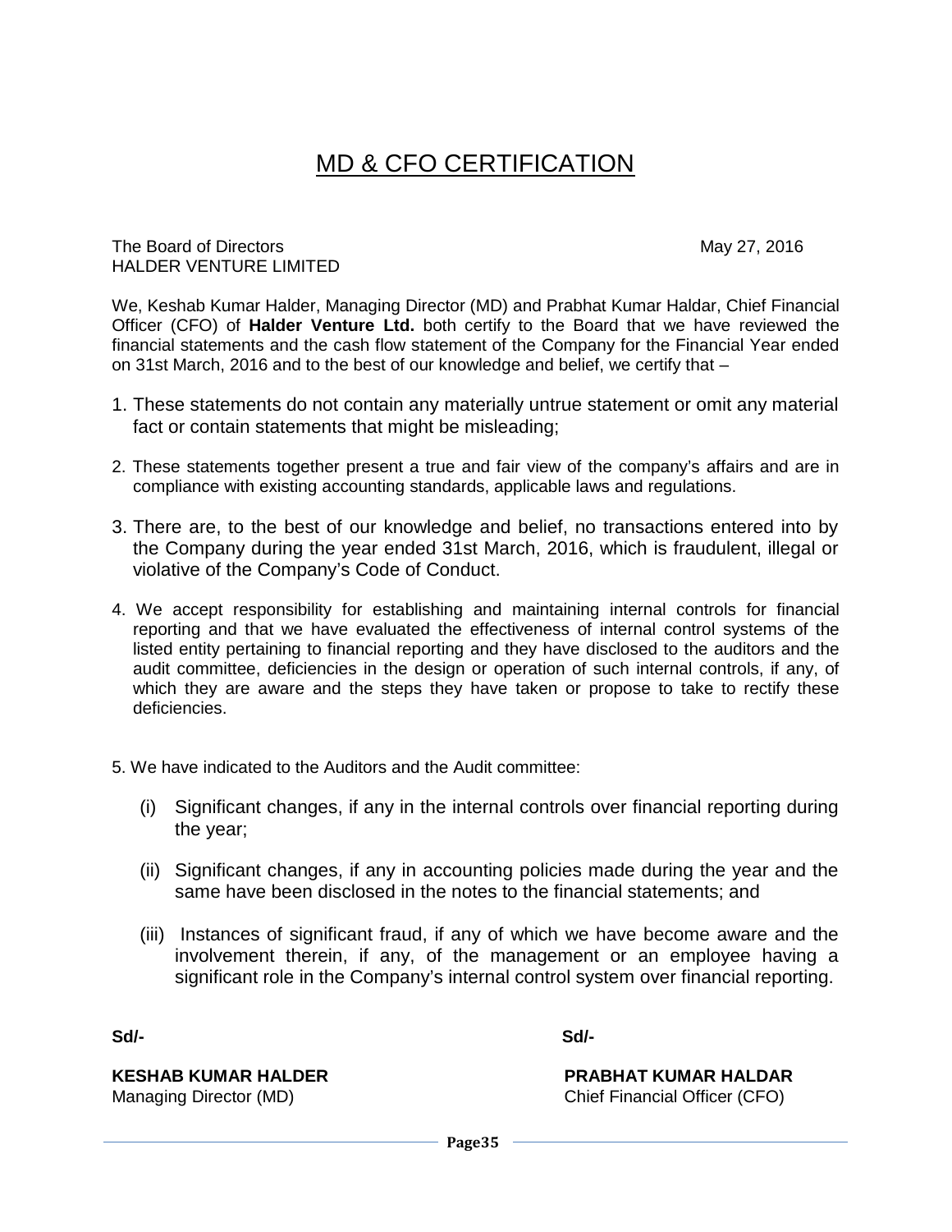# MD & CFO CERTIFICATION

The Board of Directors
HALDER VENTURE LIMITED

May 27, 2016

We, Keshab Kumar Halder, Managing Director (MD) and Prabhat Kumar Haldar, Chief Financial Officer (CFO) of **Halder Venture Ltd.** both certify to the Board that we have reviewed the financial statements and the cash flow statement of the Company for the Financial Year ended on 31st March, 2016 and to the best of our knowledge and belief, we certify that –

1. These statements do not contain any materially untrue statement or omit any material fact or contain statements that might be misleading;
2. These statements together present a true and fair view of the company's affairs and are in compliance with existing accounting standards, applicable laws and regulations.
3. There are, to the best of our knowledge and belief, no transactions entered into by the Company during the year ended 31st March, 2016, which is fraudulent, illegal or violative of the Company's Code of Conduct.
4. We accept responsibility for establishing and maintaining internal controls for financial reporting and that we have evaluated the effectiveness of internal control systems of the listed entity pertaining to financial reporting and they have disclosed to the auditors and the audit committee, deficiencies in the design or operation of such internal controls, if any, of which they are aware and the steps they have taken or propose to take to rectify these deficiencies.
5. We have indicated to the Auditors and the Audit committee:
   - (i) Significant changes, if any in the internal controls over financial reporting during the year;
   - (ii) Significant changes, if any in accounting policies made during the year and the same have been disclosed in the notes to the financial statements; and
   - (iii) Instances of significant fraud, if any of which we have become aware and the involvement therein, if any, of the management or an employee having a significant role in the Company's internal control system over financial reporting.

**Sd/-**

**KESHAB KUMAR HALDER**
Managing Director (MD)

**Sd/-**

**PRABHAT KUMAR HALDAR**
Chief Financial Officer (CFO)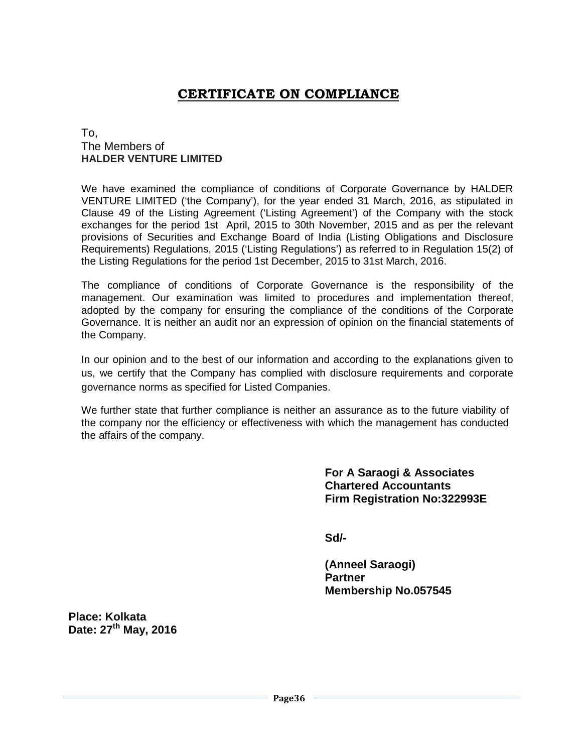# CERTIFICATE ON COMPLIANCE

To,
The Members of
**HALDER VENTURE LIMITED**

We have examined the compliance of conditions of Corporate Governance by HALDER VENTURE LIMITED ('the Company'), for the year ended 31 March, 2016, as stipulated in Clause 49 of the Listing Agreement ('Listing Agreement') of the Company with the stock exchanges for the period 1st April, 2015 to 30th November, 2015 and as per the relevant provisions of Securities and Exchange Board of India (Listing Obligations and Disclosure Requirements) Regulations, 2015 ('Listing Regulations') as referred to in Regulation 15(2) of the Listing Regulations for the period 1st December, 2015 to 31st March, 2016.

The compliance of conditions of Corporate Governance is the responsibility of the management. Our examination was limited to procedures and implementation thereof, adopted by the company for ensuring the compliance of the conditions of the Corporate Governance. It is neither an audit nor an expression of opinion on the financial statements of the Company.

In our opinion and to the best of our information and according to the explanations given to us, we certify that the Company has complied with disclosure requirements and corporate governance norms as specified for Listed Companies.

We further state that further compliance is neither an assurance as to the future viability of the company nor the efficiency or effectiveness with which the management has conducted the affairs of the company.

**For A Saraogi & Associates**
**Chartered Accountants**
**Firm Registration No:322993E**

**Sd/-**

**(Anneel Saraogi)**
**Partner**
**Membership No.057545**

**Place: Kolkata**
**Date: 27th May, 2016**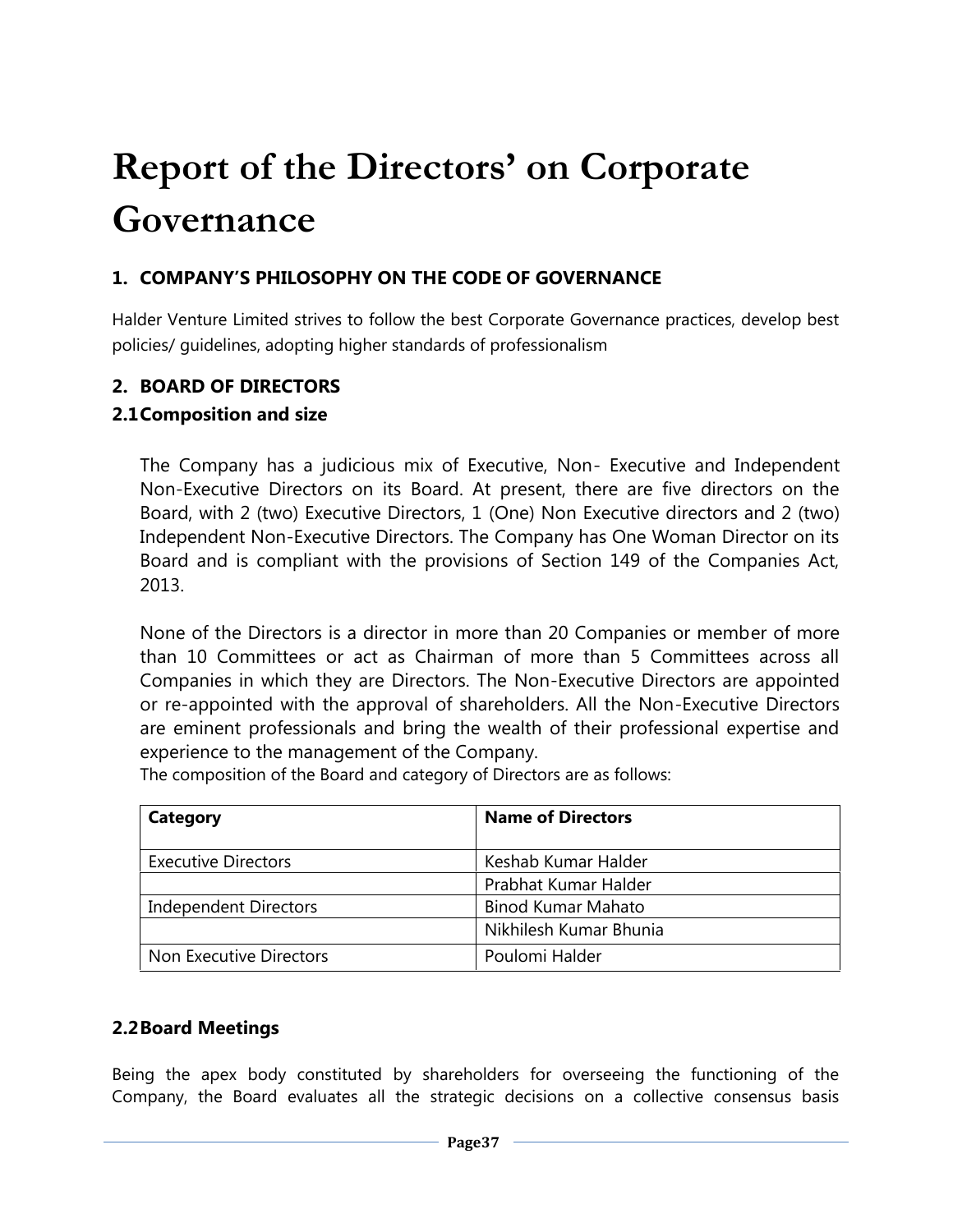# Report of the Directors' on Corporate Governance

## 1. COMPANY'S PHILOSOPHY ON THE CODE OF GOVERNANCE

Halder Venture Limited strives to follow the best Corporate Governance practices, develop best policies/ guidelines, adopting higher standards of professionalism

## 2. BOARD OF DIRECTORS

### 2.1 Composition and size

The Company has a judicious mix of Executive, Non- Executive and Independent Non-Executive Directors on its Board. At present, there are five directors on the Board, with 2 (two) Executive Directors, 1 (One) Non Executive directors and 2 (two) Independent Non-Executive Directors. The Company has One Woman Director on its Board and is compliant with the provisions of Section 149 of the Companies Act, 2013.

None of the Directors is a director in more than 20 Companies or member of more than 10 Committees or act as Chairman of more than 5 Committees across all Companies in which they are Directors. The Non-Executive Directors are appointed or re-appointed with the approval of shareholders. All the Non-Executive Directors are eminent professionals and bring the wealth of their professional expertise and experience to the management of the Company.

The composition of the Board and category of Directors are as follows:

| Category | Name of Directors |
|---|---|
| Executive Directors | Keshab Kumar Halder |
| | Prabhat Kumar Halder |
| Independent Directors | Binod Kumar Mahato |
| | Nikhilesh Kumar Bhunia |
| Non Executive Directors | Poulomi Halder |

### 2.2 Board Meetings

Being the apex body constituted by shareholders for overseeing the functioning of the Company, the Board evaluates all the strategic decisions on a collective consensus basis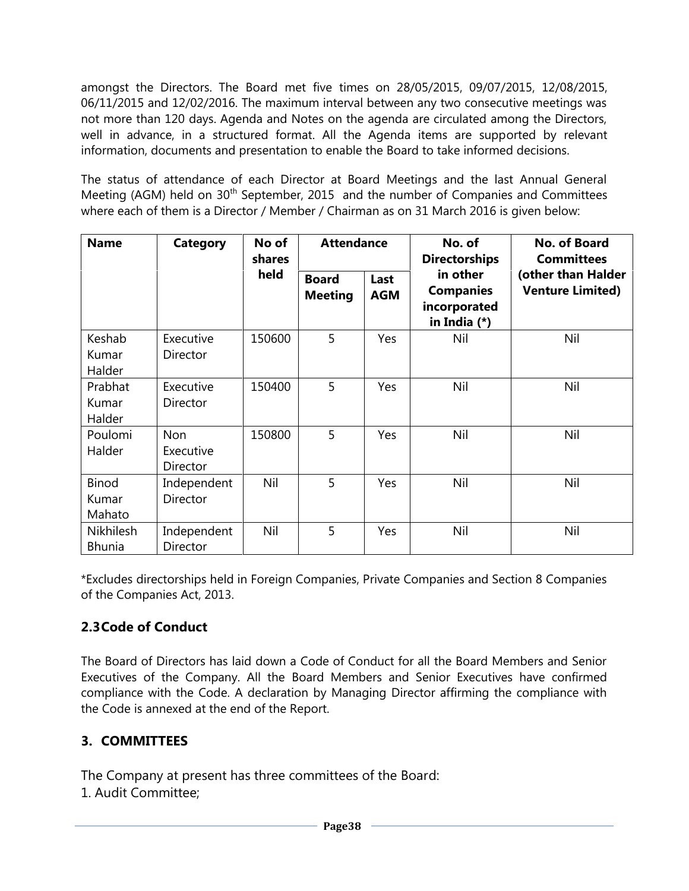amongst the Directors. The Board met five times on 28/05/2015, 09/07/2015, 12/08/2015, 06/11/2015 and 12/02/2016. The maximum interval between any two consecutive meetings was not more than 120 days. Agenda and Notes on the agenda are circulated among the Directors, well in advance, in a structured format. All the Agenda items are supported by relevant information, documents and presentation to enable the Board to take informed decisions.

The status of attendance of each Director at Board Meetings and the last Annual General Meeting (AGM) held on 30th September, 2015 and the number of Companies and Committees where each of them is a Director / Member / Chairman as on 31 March 2016 is given below:

| Name | Category | No of shares held | Attendance | | No. of Directorships in other Companies incorporated in India (*) | No. of Board Committees (other than Halder Venture Limited) |
|---|---|---|---|---|---|---|
| | | | Board Meeting | Last AGM | | |
| Keshab Kumar Halder | Executive Director | 150600 | 5 | Yes | Nil | Nil |
| Prabhat Kumar Halder | Executive Director | 150400 | 5 | Yes | Nil | Nil |
| Poulomi Halder | Non Executive Director | 150800 | 5 | Yes | Nil | Nil |
| Binod Kumar Mahato | Independent Director | Nil | 5 | Yes | Nil | Nil |
| Nikhilesh Bhunia | Independent Director | Nil | 5 | Yes | Nil | Nil |

*Excludes directorships held in Foreign Companies, Private Companies and Section 8 Companies of the Companies Act, 2013.

## 2.3 Code of Conduct

The Board of Directors has laid down a Code of Conduct for all the Board Members and Senior Executives of the Company. All the Board Members and Senior Executives have confirmed compliance with the Code. A declaration by Managing Director affirming the compliance with the Code is annexed at the end of the Report.

## 3. COMMITTEES

The Company at present has three committees of the Board:

1. Audit Committee;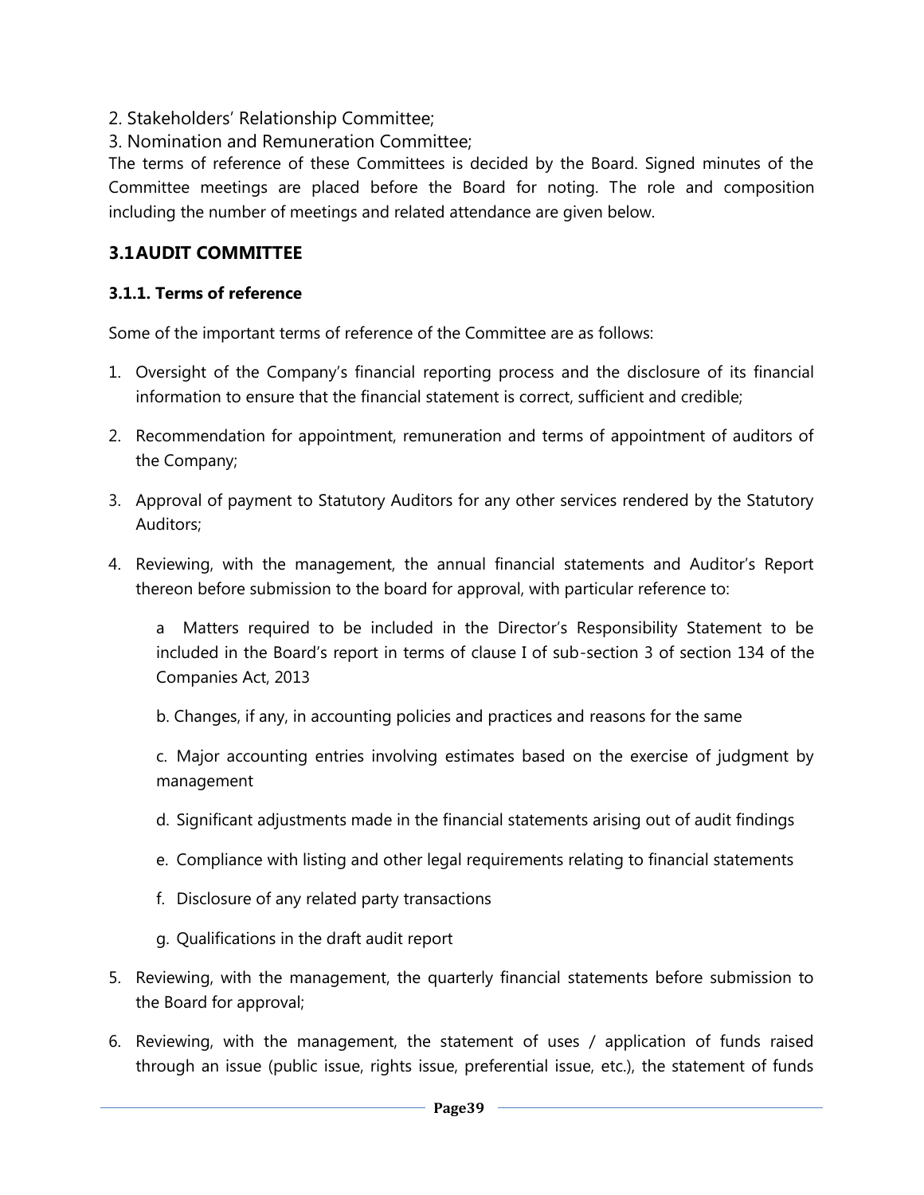2. Stakeholders' Relationship Committee;

3. Nomination and Remuneration Committee;

The terms of reference of these Committees is decided by the Board. Signed minutes of the Committee meetings are placed before the Board for noting. The role and composition including the number of meetings and related attendance are given below.

### 3.1 AUDIT COMMITTEE

#### 3.1.1. Terms of reference

Some of the important terms of reference of the Committee are as follows:

1. Oversight of the Company's financial reporting process and the disclosure of its financial information to ensure that the financial statement is correct, sufficient and credible;
2. Recommendation for appointment, remuneration and terms of appointment of auditors of the Company;
3. Approval of payment to Statutory Auditors for any other services rendered by the Statutory Auditors;
4. Reviewing, with the management, the annual financial statements and Auditor's Report thereon before submission to the board for approval, with particular reference to:

   a  Matters required to be included in the Director's Responsibility Statement to be included in the Board's report in terms of clause I of sub-section 3 of section 134 of the Companies Act, 2013

   b. Changes, if any, in accounting policies and practices and reasons for the same

   c. Major accounting entries involving estimates based on the exercise of judgment by management

   d. Significant adjustments made in the financial statements arising out of audit findings

   e. Compliance with listing and other legal requirements relating to financial statements

   f. Disclosure of any related party transactions

   g. Qualifications in the draft audit report

5. Reviewing, with the management, the quarterly financial statements before submission to the Board for approval;
6. Reviewing, with the management, the statement of uses / application of funds raised through an issue (public issue, rights issue, preferential issue, etc.), the statement of funds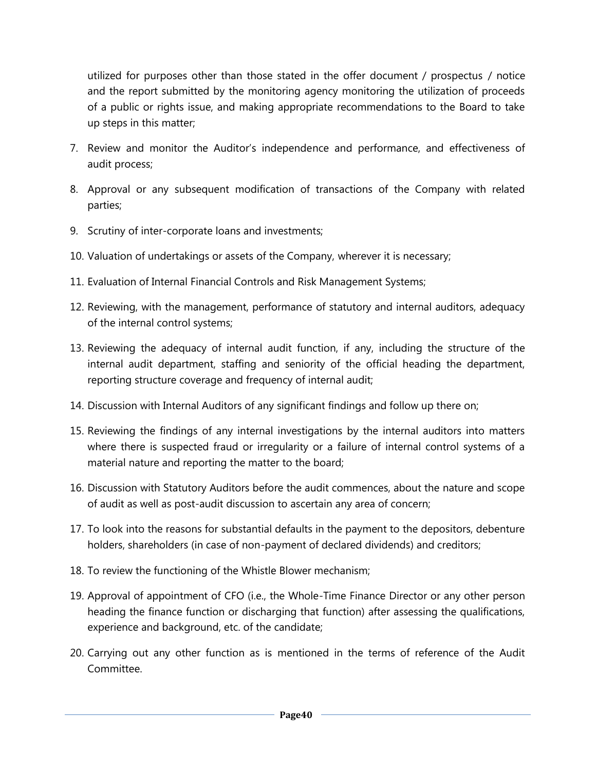utilized for purposes other than those stated in the offer document / prospectus / notice and the report submitted by the monitoring agency monitoring the utilization of proceeds of a public or rights issue, and making appropriate recommendations to the Board to take up steps in this matter;

7. Review and monitor the Auditor's independence and performance, and effectiveness of audit process;
8. Approval or any subsequent modification of transactions of the Company with related parties;
9. Scrutiny of inter-corporate loans and investments;
10. Valuation of undertakings or assets of the Company, wherever it is necessary;
11. Evaluation of Internal Financial Controls and Risk Management Systems;
12. Reviewing, with the management, performance of statutory and internal auditors, adequacy of the internal control systems;
13. Reviewing the adequacy of internal audit function, if any, including the structure of the internal audit department, staffing and seniority of the official heading the department, reporting structure coverage and frequency of internal audit;
14. Discussion with Internal Auditors of any significant findings and follow up there on;
15. Reviewing the findings of any internal investigations by the internal auditors into matters where there is suspected fraud or irregularity or a failure of internal control systems of a material nature and reporting the matter to the board;
16. Discussion with Statutory Auditors before the audit commences, about the nature and scope of audit as well as post-audit discussion to ascertain any area of concern;
17. To look into the reasons for substantial defaults in the payment to the depositors, debenture holders, shareholders (in case of non-payment of declared dividends) and creditors;
18. To review the functioning of the Whistle Blower mechanism;
19. Approval of appointment of CFO (i.e., the Whole-Time Finance Director or any other person heading the finance function or discharging that function) after assessing the qualifications, experience and background, etc. of the candidate;
20. Carrying out any other function as is mentioned in the terms of reference of the Audit Committee.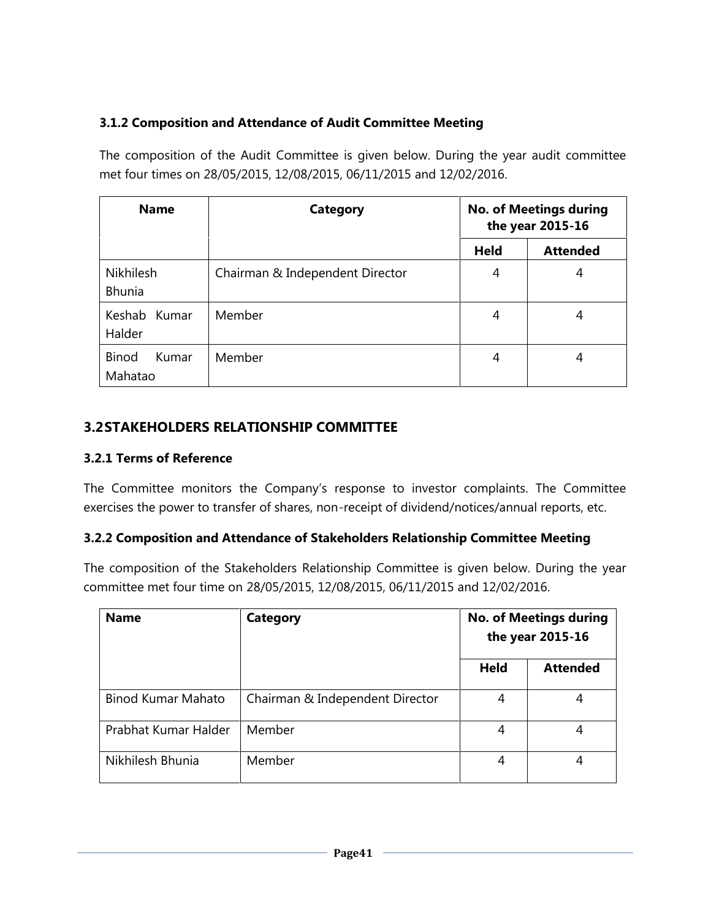### 3.1.2 Composition and Attendance of Audit Committee Meeting

The composition of the Audit Committee is given below. During the year audit committee met four times on 28/05/2015, 12/08/2015, 06/11/2015 and 12/02/2016.

| Name | Category | No. of Meetings during the year 2015-16 | |
|---|---|---|---|
| | | Held | Attended |
| Nikhilesh Bhunia | Chairman & Independent Director | 4 | 4 |
| Keshab Kumar Halder | Member | 4 | 4 |
| Binod Kumar Mahatao | Member | 4 | 4 |

## 3.2 STAKEHOLDERS RELATIONSHIP COMMITTEE

### 3.2.1 Terms of Reference

The Committee monitors the Company's response to investor complaints. The Committee exercises the power to transfer of shares, non-receipt of dividend/notices/annual reports, etc.

### 3.2.2 Composition and Attendance of Stakeholders Relationship Committee Meeting

The composition of the Stakeholders Relationship Committee is given below. During the year committee met four time on 28/05/2015, 12/08/2015, 06/11/2015 and 12/02/2016.

| Name | Category | No. of Meetings during the year 2015-16 | |
|---|---|---|---|
| | | Held | Attended |
| Binod Kumar Mahato | Chairman & Independent Director | 4 | 4 |
| Prabhat Kumar Halder | Member | 4 | 4 |
| Nikhilesh Bhunia | Member | 4 | 4 |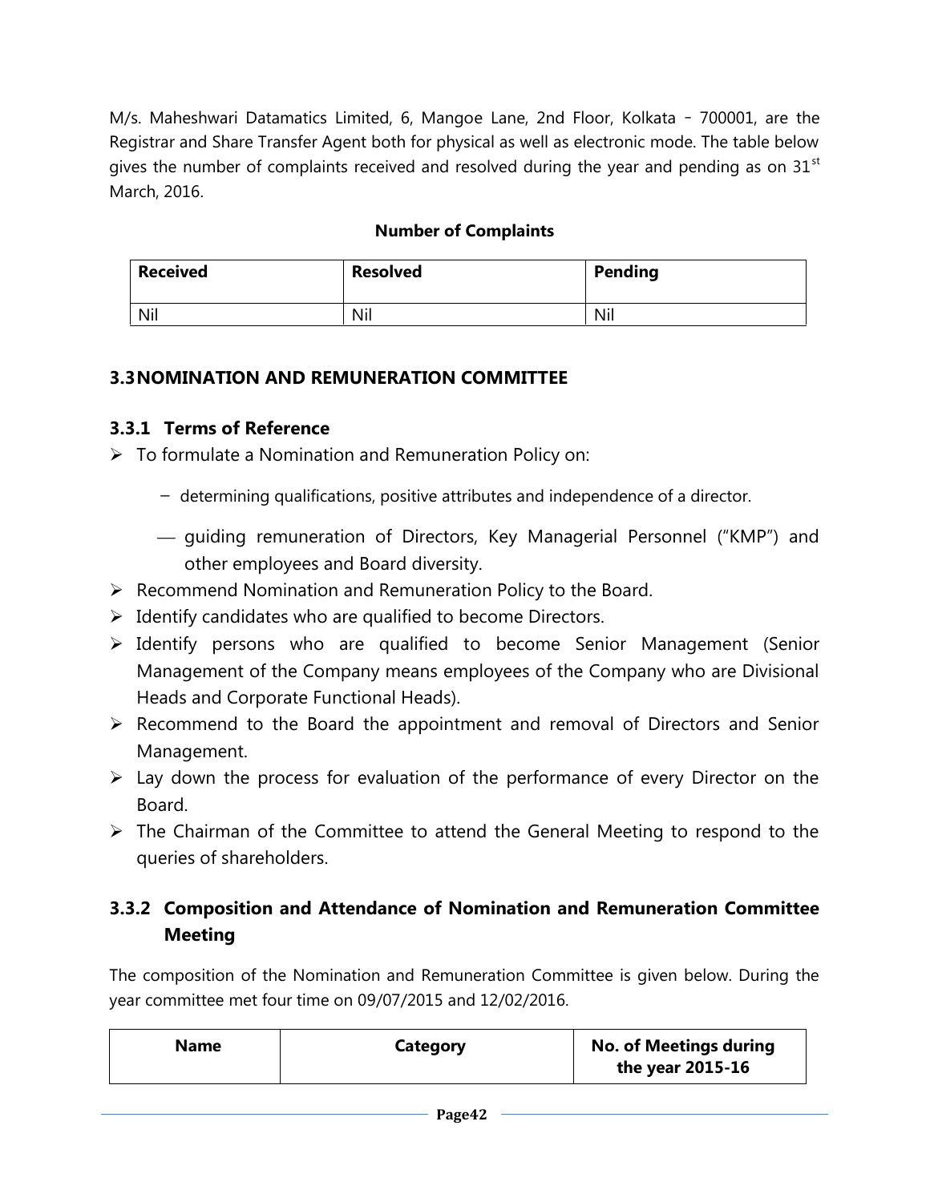M/s. Maheshwari Datamatics Limited, 6, Mangoe Lane, 2nd Floor, Kolkata – 700001, are the Registrar and Share Transfer Agent both for physical as well as electronic mode. The table below gives the number of complaints received and resolved during the year and pending as on 31st March, 2016.

**Number of Complaints**

| Received | Resolved | Pending |
|---|---|---|
| Nil | Nil | Nil |

## 3.3 NOMINATION AND REMUNERATION COMMITTEE

### 3.3.1 Terms of Reference

- To formulate a Nomination and Remuneration Policy on:
  - determining qualifications, positive attributes and independence of a director.
  - guiding remuneration of Directors, Key Managerial Personnel ("KMP") and other employees and Board diversity.
- Recommend Nomination and Remuneration Policy to the Board.
- Identify candidates who are qualified to become Directors.
- Identify persons who are qualified to become Senior Management (Senior Management of the Company means employees of the Company who are Divisional Heads and Corporate Functional Heads).
- Recommend to the Board the appointment and removal of Directors and Senior Management.
- Lay down the process for evaluation of the performance of every Director on the Board.
- The Chairman of the Committee to attend the General Meeting to respond to the queries of shareholders.

### 3.3.2 Composition and Attendance of Nomination and Remuneration Committee Meeting

The composition of the Nomination and Remuneration Committee is given below. During the year committee met four time on 09/07/2015 and 12/02/2016.

| Name | Category | No. of Meetings during the year 2015-16 |
|---|---|---|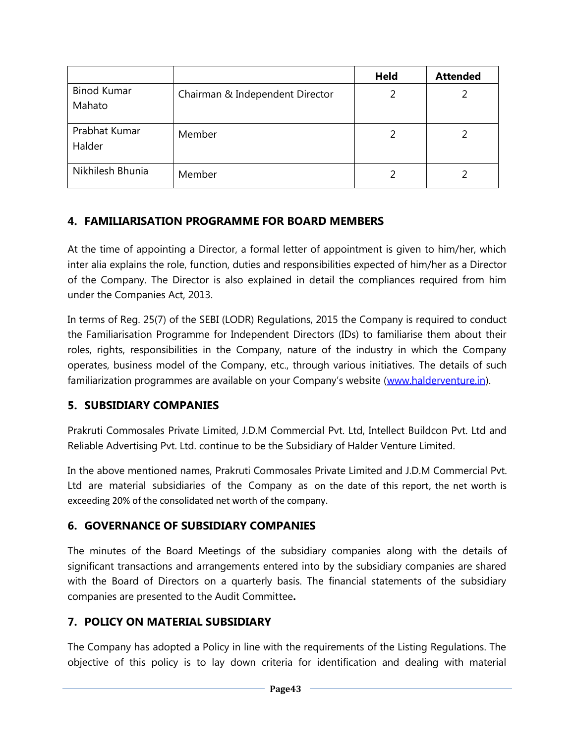| | | Held | Attended |
|---|---|---|---|
| Binod Kumar Mahato | Chairman & Independent Director | 2 | 2 |
| Prabhat Kumar Halder | Member | 2 | 2 |
| Nikhilesh Bhunia | Member | 2 | 2 |

## 4. FAMILIARISATION PROGRAMME FOR BOARD MEMBERS

At the time of appointing a Director, a formal letter of appointment is given to him/her, which inter alia explains the role, function, duties and responsibilities expected of him/her as a Director of the Company. The Director is also explained in detail the compliances required from him under the Companies Act, 2013.

In terms of Reg. 25(7) of the SEBI (LODR) Regulations, 2015 the Company is required to conduct the Familiarisation Programme for Independent Directors (IDs) to familiarise them about their roles, rights, responsibilities in the Company, nature of the industry in which the Company operates, business model of the Company, etc., through various initiatives. The details of such familiarization programmes are available on your Company's website (www.halderventure.in).

## 5. SUBSIDIARY COMPANIES

Prakruti Commosales Private Limited, J.D.M Commercial Pvt. Ltd, Intellect Buildcon Pvt. Ltd and Reliable Advertising Pvt. Ltd. continue to be the Subsidiary of Halder Venture Limited.

In the above mentioned names, Prakruti Commosales Private Limited and J.D.M Commercial Pvt. Ltd are material subsidiaries of the Company as on the date of this report, the net worth is exceeding 20% of the consolidated net worth of the company.

## 6. GOVERNANCE OF SUBSIDIARY COMPANIES

The minutes of the Board Meetings of the subsidiary companies along with the details of significant transactions and arrangements entered into by the subsidiary companies are shared with the Board of Directors on a quarterly basis. The financial statements of the subsidiary companies are presented to the Audit Committee**.**

## 7. POLICY ON MATERIAL SUBSIDIARY

The Company has adopted a Policy in line with the requirements of the Listing Regulations. The objective of this policy is to lay down criteria for identification and dealing with material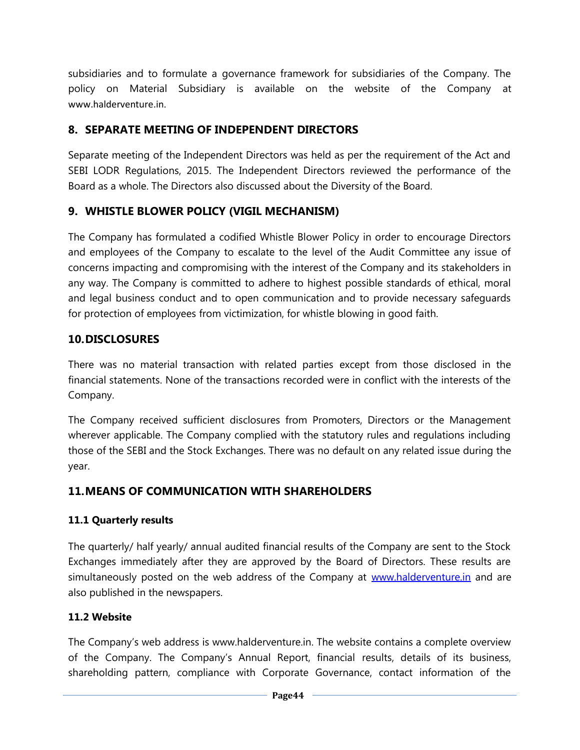subsidiaries and to formulate a governance framework for subsidiaries of the Company. The policy on Material Subsidiary is available on the website of the Company at www.halderventure.in.

## 8. SEPARATE MEETING OF INDEPENDENT DIRECTORS

Separate meeting of the Independent Directors was held as per the requirement of the Act and SEBI LODR Regulations, 2015. The Independent Directors reviewed the performance of the Board as a whole. The Directors also discussed about the Diversity of the Board.

## 9. WHISTLE BLOWER POLICY (VIGIL MECHANISM)

The Company has formulated a codified Whistle Blower Policy in order to encourage Directors and employees of the Company to escalate to the level of the Audit Committee any issue of concerns impacting and compromising with the interest of the Company and its stakeholders in any way. The Company is committed to adhere to highest possible standards of ethical, moral and legal business conduct and to open communication and to provide necessary safeguards for protection of employees from victimization, for whistle blowing in good faith.

## 10. DISCLOSURES

There was no material transaction with related parties except from those disclosed in the financial statements. None of the transactions recorded were in conflict with the interests of the Company.

The Company received sufficient disclosures from Promoters, Directors or the Management wherever applicable. The Company complied with the statutory rules and regulations including those of the SEBI and the Stock Exchanges. There was no default on any related issue during the year.

## 11. MEANS OF COMMUNICATION WITH SHAREHOLDERS

### 11.1 Quarterly results

The quarterly/ half yearly/ annual audited financial results of the Company are sent to the Stock Exchanges immediately after they are approved by the Board of Directors. These results are simultaneously posted on the web address of the Company at www.halderventure.in and are also published in the newspapers.

### 11.2 Website

The Company's web address is www.halderventure.in. The website contains a complete overview of the Company. The Company's Annual Report, financial results, details of its business, shareholding pattern, compliance with Corporate Governance, contact information of the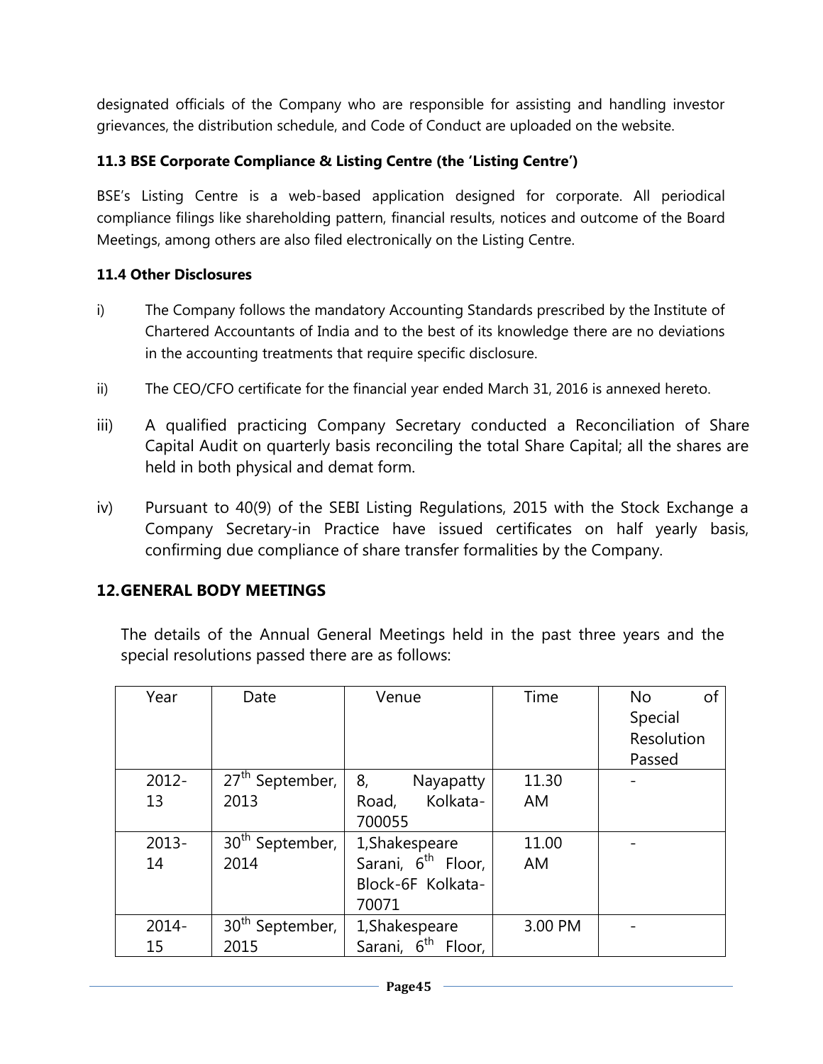designated officials of the Company who are responsible for assisting and handling investor grievances, the distribution schedule, and Code of Conduct are uploaded on the website.

### 11.3 BSE Corporate Compliance & Listing Centre (the 'Listing Centre')

BSE's Listing Centre is a web-based application designed for corporate. All periodical compliance filings like shareholding pattern, financial results, notices and outcome of the Board Meetings, among others are also filed electronically on the Listing Centre.

### 11.4 Other Disclosures

i) The Company follows the mandatory Accounting Standards prescribed by the Institute of Chartered Accountants of India and to the best of its knowledge there are no deviations in the accounting treatments that require specific disclosure.

ii) The CEO/CFO certificate for the financial year ended March 31, 2016 is annexed hereto.

iii) A qualified practicing Company Secretary conducted a Reconciliation of Share Capital Audit on quarterly basis reconciling the total Share Capital; all the shares are held in both physical and demat form.

iv) Pursuant to 40(9) of the SEBI Listing Regulations, 2015 with the Stock Exchange a Company Secretary-in Practice have issued certificates on half yearly basis, confirming due compliance of share transfer formalities by the Company.

## 12. GENERAL BODY MEETINGS

The details of the Annual General Meetings held in the past three years and the special resolutions passed there are as follows:

| Year | Date | Venue | Time | No of Special Resolution Passed |
|---|---|---|---|---|
| 2012-13 | 27th September, 2013 | 8, Nayapatty Road, Kolkata-700055 | 11.30 AM | - |
| 2013-14 | 30th September, 2014 | 1,Shakespeare Sarani, 6th Floor, Block-6F Kolkata-70071 | 11.00 AM | - |
| 2014-15 | 30th September, 2015 | 1,Shakespeare Sarani, 6th Floor, | 3.00 PM | - |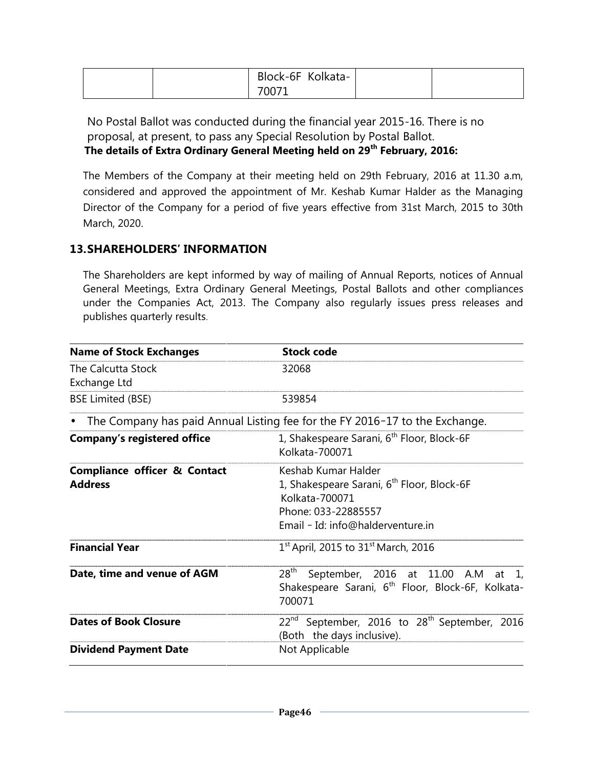| | | Block-6F Kolkata-700071 | | |
|---|---|---|---|---|

No Postal Ballot was conducted during the financial year 2015-16. There is no proposal, at present, to pass any Special Resolution by Postal Ballot.

**The details of Extra Ordinary General Meeting held on 29th February, 2016:**

The Members of the Company at their meeting held on 29th February, 2016 at 11.30 a.m, considered and approved the appointment of Mr. Keshab Kumar Halder as the Managing Director of the Company for a period of five years effective from 31st March, 2015 to 30th March, 2020.

## 13.SHAREHOLDERS' INFORMATION

The Shareholders are kept informed by way of mailing of Annual Reports, notices of Annual General Meetings, Extra Ordinary General Meetings, Postal Ballots and other compliances under the Companies Act, 2013. The Company also regularly issues press releases and publishes quarterly results.

| **Name of Stock Exchanges** | **Stock code** |
|---|---|
| The Calcutta Stock Exchange Ltd | 32068 |
| BSE Limited (BSE) | 539854 |

- The Company has paid Annual Listing fee for the FY 2016-17 to the Exchange.

| | |
|---|---|
| **Company's registered office** | 1, Shakespeare Sarani, 6th Floor, Block-6F Kolkata-700071 |
| **Compliance officer & Contact Address** | Keshab Kumar Halder<br>1, Shakespeare Sarani, 6th Floor, Block-6F<br>Kolkata-700071<br>Phone: 033-22885557<br>Email - Id: info@halderventure.in |
| **Financial Year** | 1st April, 2015 to 31st March, 2016 |
| **Date, time and venue of AGM** | 28th September, 2016 at 11.00 A.M at 1, Shakespeare Sarani, 6th Floor, Block-6F, Kolkata-700071 |
| **Dates of Book Closure** | 22nd September, 2016 to 28th September, 2016 (Both the days inclusive). |
| **Dividend Payment Date** | Not Applicable |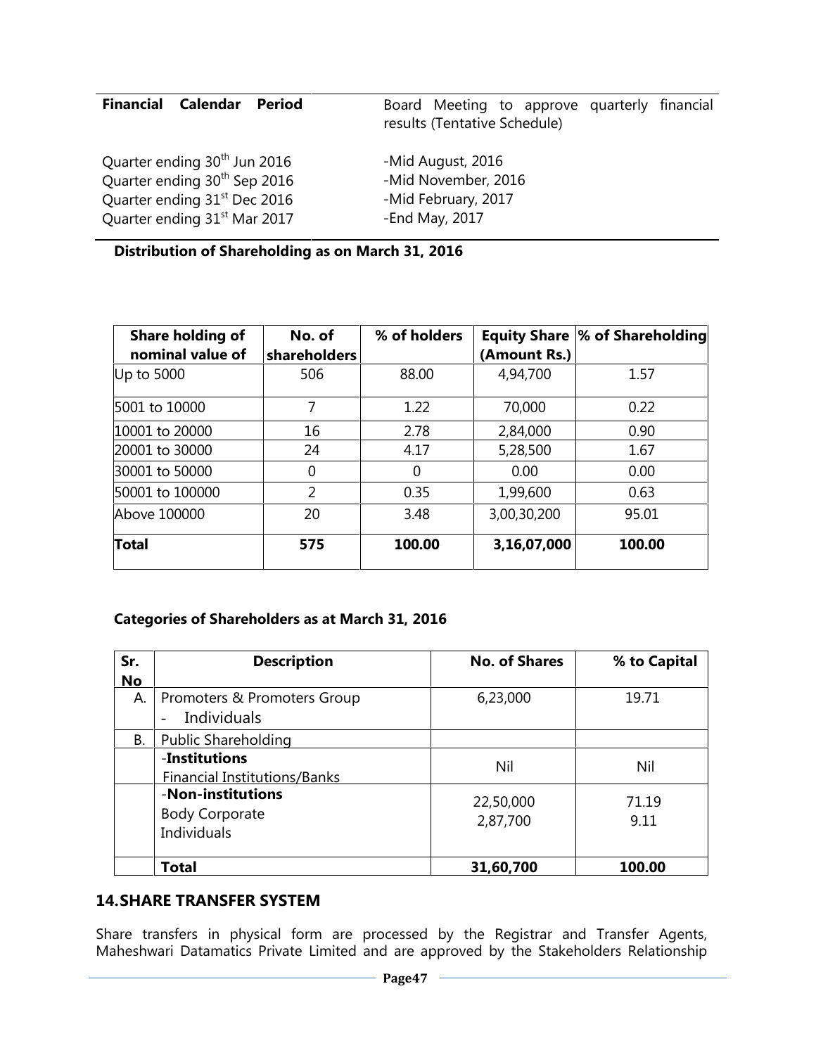| Financial Calendar Period | Board Meeting to approve quarterly financial results (Tentative Schedule) |
|---|---|
| Quarter ending 30th Jun 2016 | -Mid August, 2016 |
| Quarter ending 30th Sep 2016 | -Mid November, 2016 |
| Quarter ending 31st Dec 2016 | -Mid February, 2017 |
| Quarter ending 31st Mar 2017 | -End May, 2017 |

**Distribution of Shareholding as on March 31, 2016**

| Share holding of nominal value of | No. of shareholders | % of holders | Equity Share (Amount Rs.) | % of Shareholding |
|---|---|---|---|---|
| Up to 5000 | 506 | 88.00 | 4,94,700 | 1.57 |
| 5001 to 10000 | 7 | 1.22 | 70,000 | 0.22 |
| 10001 to 20000 | 16 | 2.78 | 2,84,000 | 0.90 |
| 20001 to 30000 | 24 | 4.17 | 5,28,500 | 1.67 |
| 30001 to 50000 | 0 | 0 | 0.00 | 0.00 |
| 50001 to 100000 | 2 | 0.35 | 1,99,600 | 0.63 |
| Above 100000 | 20 | 3.48 | 3,00,30,200 | 95.01 |
| **Total** | **575** | **100.00** | **3,16,07,000** | **100.00** |

**Categories of Shareholders as at March 31, 2016**

| Sr. No | Description | No. of Shares | % to Capital |
|---|---|---|---|
| A. | Promoters & Promoters Group<br>- Individuals | 6,23,000 | 19.71 |
| B. | Public Shareholding | | |
| | -**Institutions**<br>Financial Institutions/Banks | Nil | Nil |
| | -**Non-institutions**<br>Body Corporate<br>Individuals | 22,50,000<br>2,87,700 | 71.19<br>9.11 |
| | **Total** | **31,60,700** | **100.00** |

## 14. SHARE TRANSFER SYSTEM

Share transfers in physical form are processed by the Registrar and Transfer Agents, Maheshwari Datamatics Private Limited and are approved by the Stakeholders Relationship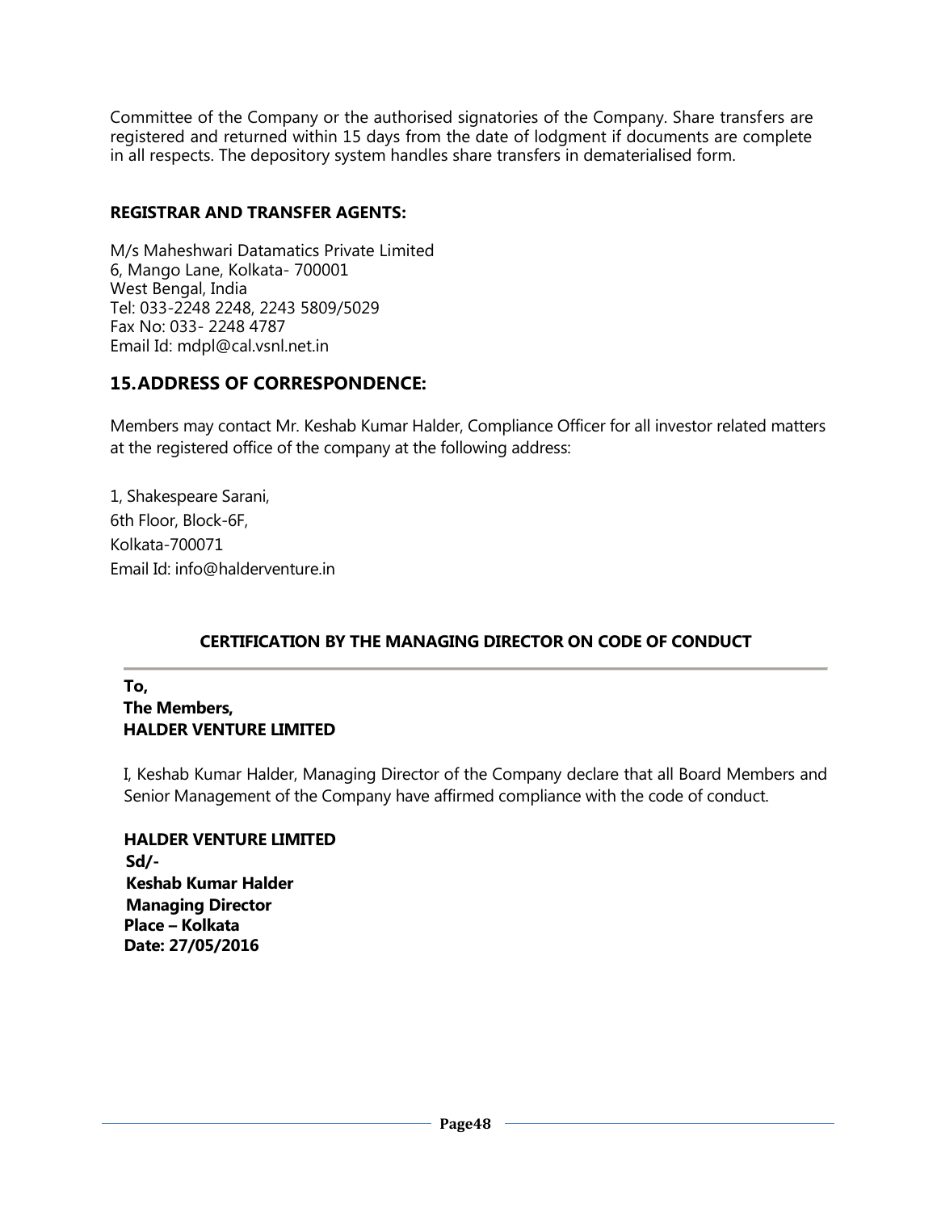Committee of the Company or the authorised signatories of the Company. Share transfers are registered and returned within 15 days from the date of lodgment if documents are complete in all respects. The depository system handles share transfers in dematerialised form.

**REGISTRAR AND TRANSFER AGENTS:**

M/s Maheshwari Datamatics Private Limited
6, Mango Lane, Kolkata- 700001
West Bengal, India
Tel: 033-2248 2248, 2243 5809/5029
Fax No: 033- 2248 4787
Email Id: mdpl@cal.vsnl.net.in

## 15. ADDRESS OF CORRESPONDENCE:

Members may contact Mr. Keshab Kumar Halder, Compliance Officer for all investor related matters at the registered office of the company at the following address:

1, Shakespeare Sarani,
6th Floor, Block-6F,
Kolkata-700071
Email Id: info@halderventure.in

### CERTIFICATION BY THE MANAGING DIRECTOR ON CODE OF CONDUCT

**To,**
**The Members,**
**HALDER VENTURE LIMITED**

I, Keshab Kumar Halder, Managing Director of the Company declare that all Board Members and Senior Management of the Company have affirmed compliance with the code of conduct.

**HALDER VENTURE LIMITED**
**Sd/-**
**Keshab Kumar Halder**
**Managing Director**
**Place – Kolkata**
**Date: 27/05/2016**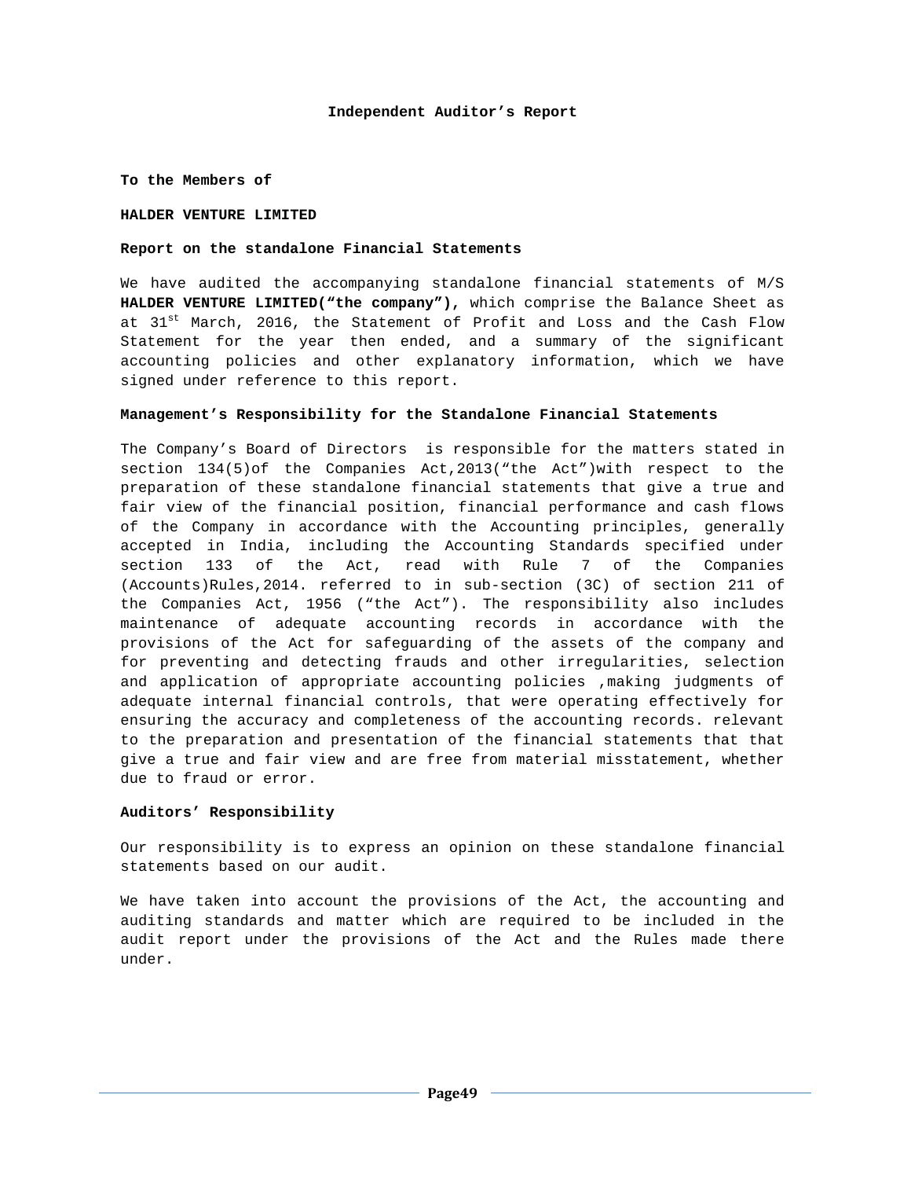# Independent Auditor's Report

**To the Members of**

**HALDER VENTURE LIMITED**

**Report on the standalone Financial Statements**

We have audited the accompanying standalone financial statements of M/S **HALDER VENTURE LIMITED("the company"),** which comprise the Balance Sheet as at 31st March, 2016, the Statement of Profit and Loss and the Cash Flow Statement for the year then ended, and a summary of the significant accounting policies and other explanatory information, which we have signed under reference to this report.

**Management's Responsibility for the Standalone Financial Statements**

The Company's Board of Directors is responsible for the matters stated in section 134(5)of the Companies Act,2013("the Act")with respect to the preparation of these standalone financial statements that give a true and fair view of the financial position, financial performance and cash flows of the Company in accordance with the Accounting principles, generally accepted in India, including the Accounting Standards specified under section 133 of the Act, read with Rule 7 of the Companies (Accounts)Rules,2014. referred to in sub-section (3C) of section 211 of the Companies Act, 1956 ("the Act"). The responsibility also includes maintenance of adequate accounting records in accordance with the provisions of the Act for safeguarding of the assets of the company and for preventing and detecting frauds and other irregularities, selection and application of appropriate accounting policies ,making judgments of adequate internal financial controls, that were operating effectively for ensuring the accuracy and completeness of the accounting records. relevant to the preparation and presentation of the financial statements that that give a true and fair view and are free from material misstatement, whether due to fraud or error.

**Auditors' Responsibility**

Our responsibility is to express an opinion on these standalone financial statements based on our audit.

We have taken into account the provisions of the Act, the accounting and auditing standards and matter which are required to be included in the audit report under the provisions of the Act and the Rules made there under.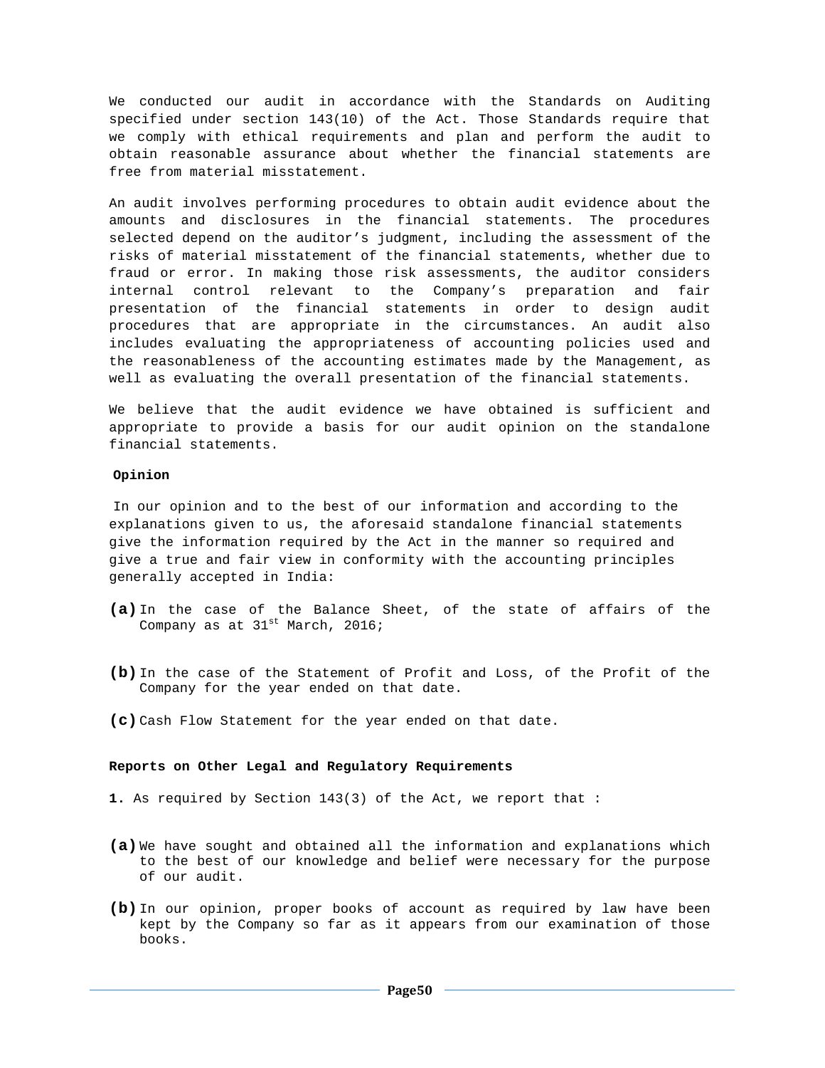We conducted our audit in accordance with the Standards on Auditing specified under section 143(10) of the Act. Those Standards require that we comply with ethical requirements and plan and perform the audit to obtain reasonable assurance about whether the financial statements are free from material misstatement.

An audit involves performing procedures to obtain audit evidence about the amounts and disclosures in the financial statements. The procedures selected depend on the auditor's judgment, including the assessment of the risks of material misstatement of the financial statements, whether due to fraud or error. In making those risk assessments, the auditor considers internal control relevant to the Company's preparation and fair presentation of the financial statements in order to design audit procedures that are appropriate in the circumstances. An audit also includes evaluating the appropriateness of accounting policies used and the reasonableness of the accounting estimates made by the Management, as well as evaluating the overall presentation of the financial statements.

We believe that the audit evidence we have obtained is sufficient and appropriate to provide a basis for our audit opinion on the standalone financial statements.

**Opinion**

In our opinion and to the best of our information and according to the explanations given to us, the aforesaid standalone financial statements give the information required by the Act in the manner so required and give a true and fair view in conformity with the accounting principles generally accepted in India:

**(a)** In the case of the Balance Sheet, of the state of affairs of the Company as at 31st March, 2016;

**(b)** In the case of the Statement of Profit and Loss, of the Profit of the Company for the year ended on that date.

**(c)** Cash Flow Statement for the year ended on that date.

**Reports on Other Legal and Regulatory Requirements**

**1.** As required by Section 143(3) of the Act, we report that :

**(a)** We have sought and obtained all the information and explanations which to the best of our knowledge and belief were necessary for the purpose of our audit.

**(b)** In our opinion, proper books of account as required by law have been kept by the Company so far as it appears from our examination of those books.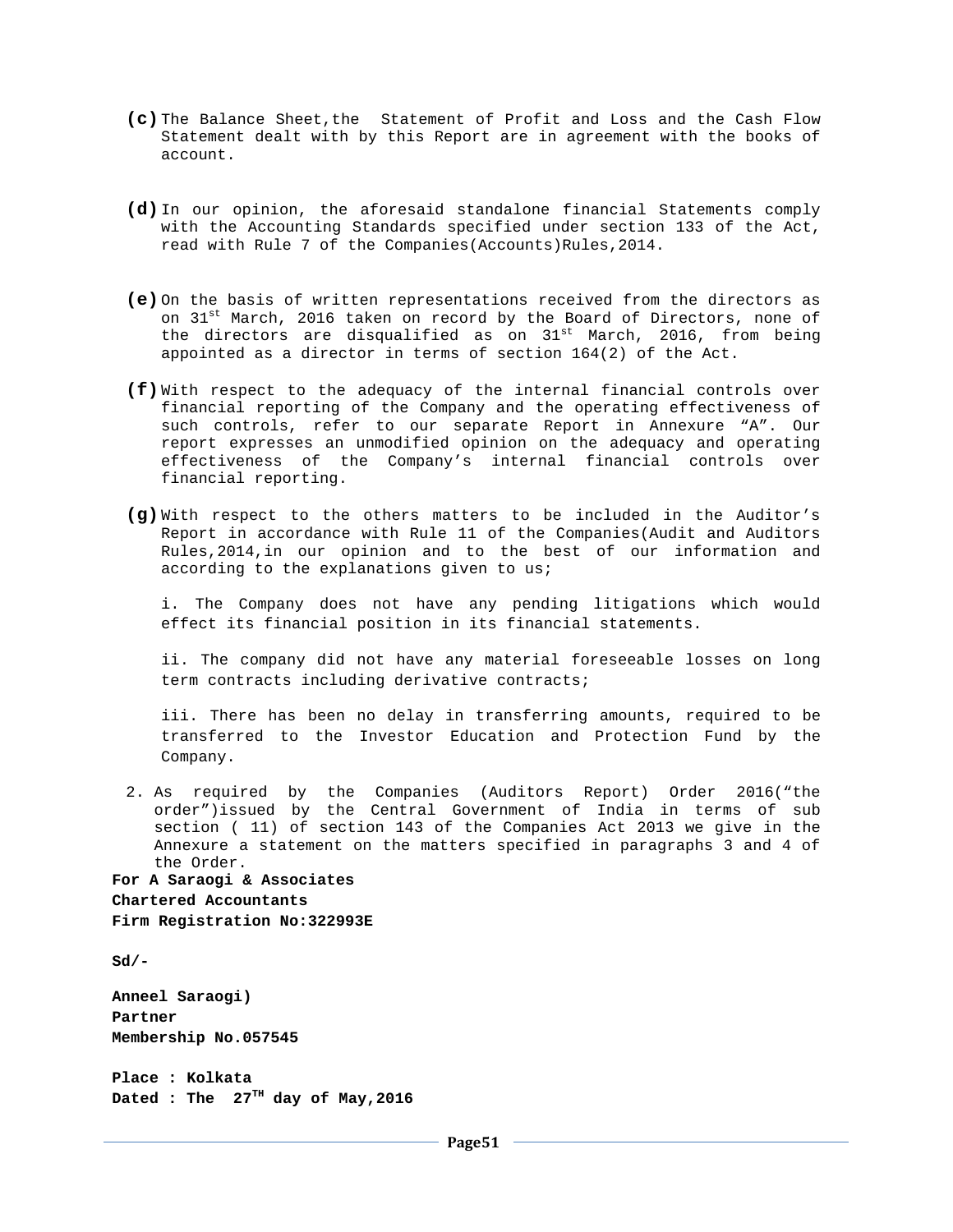**(c)** The Balance Sheet,the Statement of Profit and Loss and the Cash Flow Statement dealt with by this Report are in agreement with the books of account.

**(d)** In our opinion, the aforesaid standalone financial Statements comply with the Accounting Standards specified under section 133 of the Act, read with Rule 7 of the Companies(Accounts)Rules,2014.

**(e)** On the basis of written representations received from the directors as on 31st March, 2016 taken on record by the Board of Directors, none of the directors are disqualified as on 31st March, 2016, from being appointed as a director in terms of section 164(2) of the Act.

**(f)** With respect to the adequacy of the internal financial controls over financial reporting of the Company and the operating effectiveness of such controls, refer to our separate Report in Annexure "A". Our report expresses an unmodified opinion on the adequacy and operating effectiveness of the Company's internal financial controls over financial reporting.

**(g)** With respect to the others matters to be included in the Auditor's Report in accordance with Rule 11 of the Companies(Audit and Auditors Rules,2014,in our opinion and to the best of our information and according to the explanations given to us;

i. The Company does not have any pending litigations which would effect its financial position in its financial statements.

ii. The company did not have any material foreseeable losses on long term contracts including derivative contracts;

iii. There has been no delay in transferring amounts, required to be transferred to the Investor Education and Protection Fund by the Company.

2. As required by the Companies (Auditors Report) Order 2016("the order")issued by the Central Government of India in terms of sub section ( 11) of section 143 of the Companies Act 2013 we give in the Annexure a statement on the matters specified in paragraphs 3 and 4 of the Order.

**For A Saraogi & Associates**
**Chartered Accountants**
**Firm Registration No:322993E**

**Sd/-**

**Anneel Saraogi)**
**Partner**
**Membership No.057545**

**Place : Kolkata**
**Dated : The 27TH day of May,2016**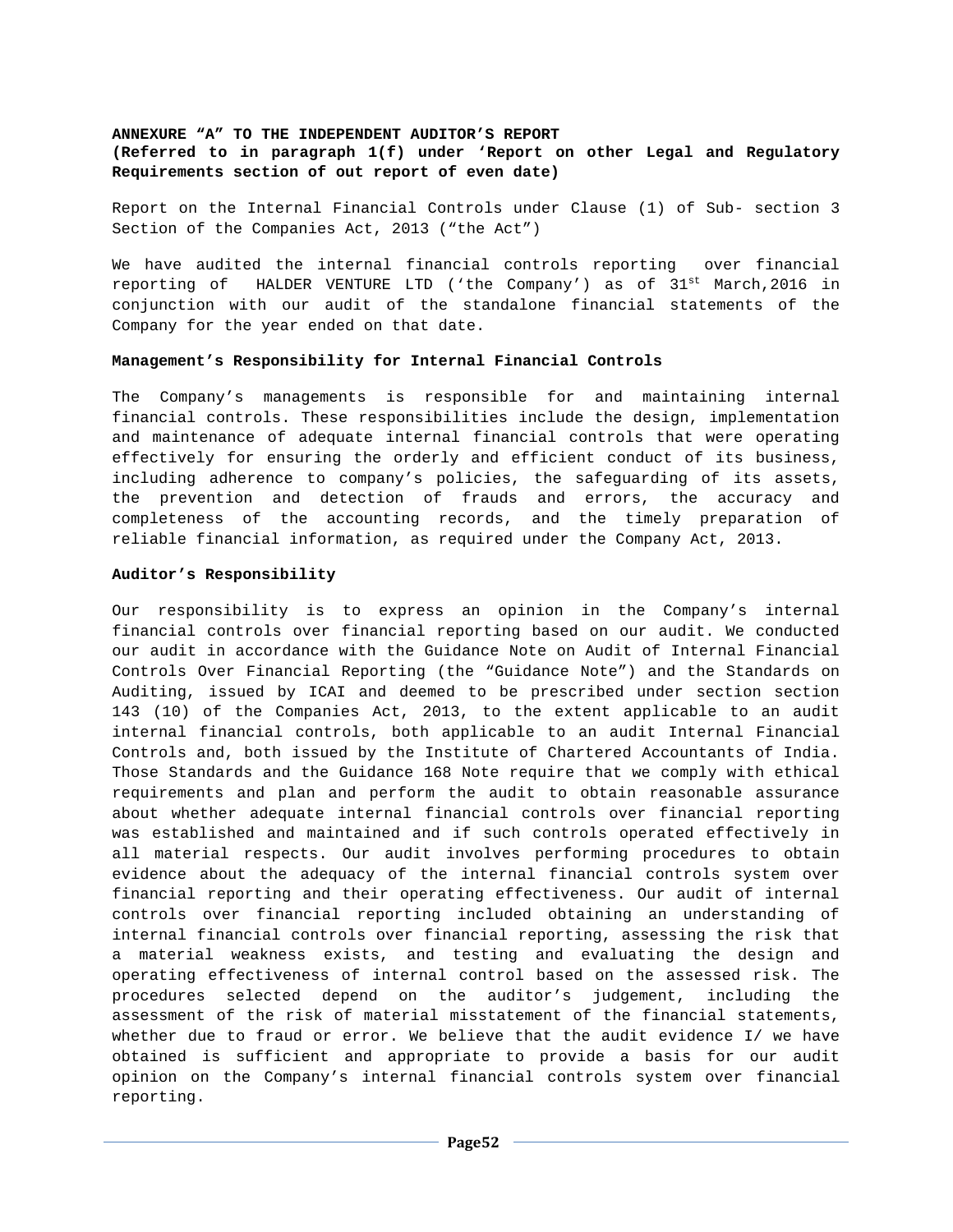**ANNEXURE “A” TO THE INDEPENDENT AUDITOR’S REPORT**
**(Referred to in paragraph 1(f) under ‘Report on other Legal and Regulatory Requirements section of out report of even date)**

Report on the Internal Financial Controls under Clause (1) of Sub- section 3 Section of the Companies Act, 2013 (“the Act”)

We have audited the internal financial controls reporting over financial reporting of HALDER VENTURE LTD (‘the Company’) as of 31st March,2016 in conjunction with our audit of the standalone financial statements of the Company for the year ended on that date.

**Management’s Responsibility for Internal Financial Controls**

The Company’s managements is responsible for and maintaining internal financial controls. These responsibilities include the design, implementation and maintenance of adequate internal financial controls that were operating effectively for ensuring the orderly and efficient conduct of its business, including adherence to company’s policies, the safeguarding of its assets, the prevention and detection of frauds and errors, the accuracy and completeness of the accounting records, and the timely preparation of reliable financial information, as required under the Company Act, 2013.

**Auditor’s Responsibility**

Our responsibility is to express an opinion in the Company’s internal financial controls over financial reporting based on our audit. We conducted our audit in accordance with the Guidance Note on Audit of Internal Financial Controls Over Financial Reporting (the “Guidance Note”) and the Standards on Auditing, issued by ICAI and deemed to be prescribed under section section 143 (10) of the Companies Act, 2013, to the extent applicable to an audit internal financial controls, both applicable to an audit Internal Financial Controls and, both issued by the Institute of Chartered Accountants of India. Those Standards and the Guidance 168 Note require that we comply with ethical requirements and plan and perform the audit to obtain reasonable assurance about whether adequate internal financial controls over financial reporting was established and maintained and if such controls operated effectively in all material respects. Our audit involves performing procedures to obtain evidence about the adequacy of the internal financial controls system over financial reporting and their operating effectiveness. Our audit of internal controls over financial reporting included obtaining an understanding of internal financial controls over financial reporting, assessing the risk that a material weakness exists, and testing and evaluating the design and operating effectiveness of internal control based on the assessed risk. The procedures selected depend on the auditor’s judgement, including the assessment of the risk of material misstatement of the financial statements, whether due to fraud or error. We believe that the audit evidence I/ we have obtained is sufficient and appropriate to provide a basis for our audit opinion on the Company’s internal financial controls system over financial reporting.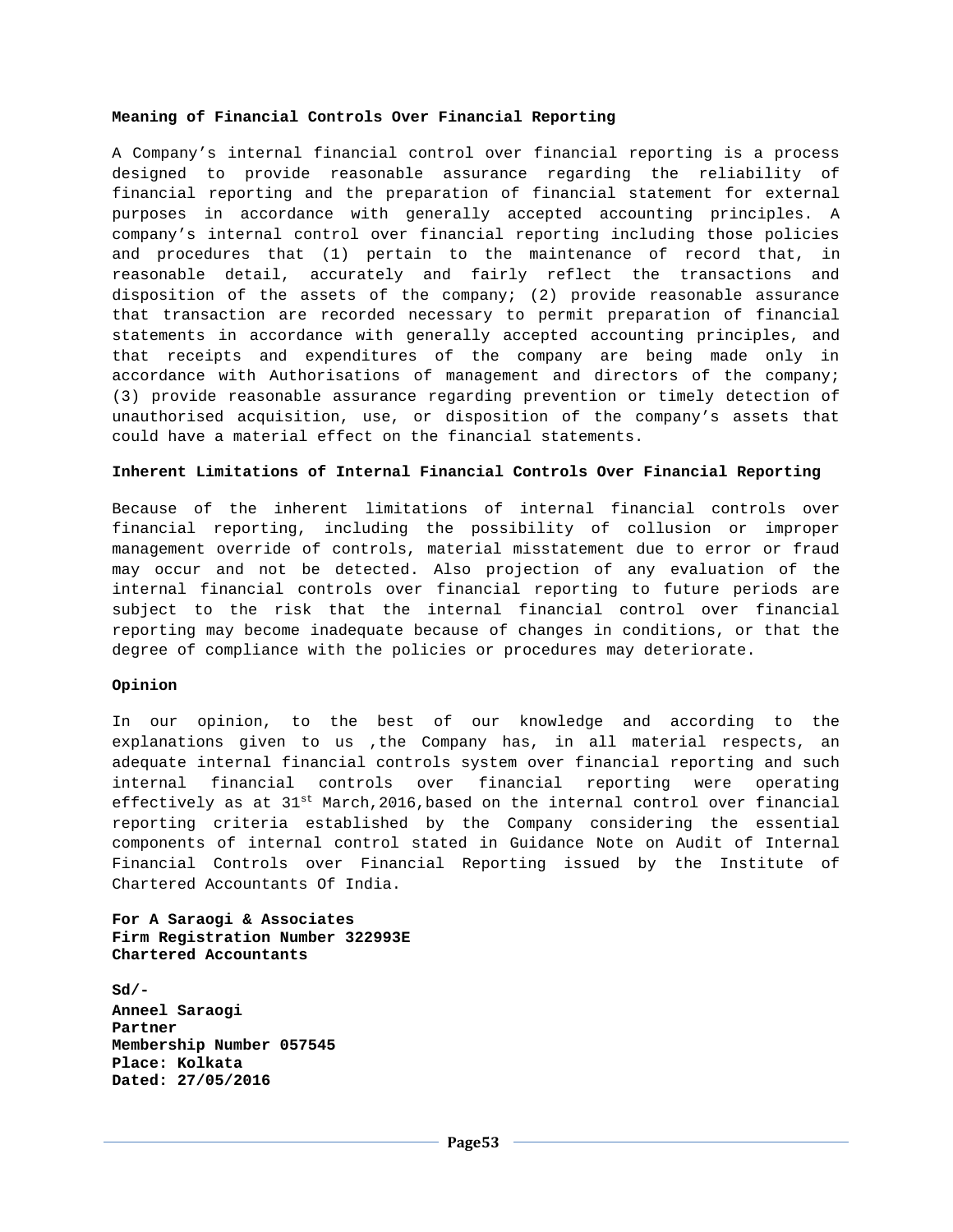**Meaning of Financial Controls Over Financial Reporting**

A Company's internal financial control over financial reporting is a process designed to provide reasonable assurance regarding the reliability of financial reporting and the preparation of financial statement for external purposes in accordance with generally accepted accounting principles. A company's internal control over financial reporting including those policies and procedures that (1) pertain to the maintenance of record that, in reasonable detail, accurately and fairly reflect the transactions and disposition of the assets of the company; (2) provide reasonable assurance that transaction are recorded necessary to permit preparation of financial statements in accordance with generally accepted accounting principles, and that receipts and expenditures of the company are being made only in accordance with Authorisations of management and directors of the company; (3) provide reasonable assurance regarding prevention or timely detection of unauthorised acquisition, use, or disposition of the company's assets that could have a material effect on the financial statements.

**Inherent Limitations of Internal Financial Controls Over Financial Reporting**

Because of the inherent limitations of internal financial controls over financial reporting, including the possibility of collusion or improper management override of controls, material misstatement due to error or fraud may occur and not be detected. Also projection of any evaluation of the internal financial controls over financial reporting to future periods are subject to the risk that the internal financial control over financial reporting may become inadequate because of changes in conditions, or that the degree of compliance with the policies or procedures may deteriorate.

**Opinion**

In our opinion, to the best of our knowledge and according to the explanations given to us ,the Company has, in all material respects, an adequate internal financial controls system over financial reporting and such internal financial controls over financial reporting were operating effectively as at 31st March,2016,based on the internal control over financial reporting criteria established by the Company considering the essential components of internal control stated in Guidance Note on Audit of Internal Financial Controls over Financial Reporting issued by the Institute of Chartered Accountants Of India.

**For A Saraogi & Associates**
**Firm Registration Number 322993E**
**Chartered Accountants**

**Sd/-**
**Anneel Saraogi**
**Partner**
**Membership Number 057545**
**Place: Kolkata**
**Dated: 27/05/2016**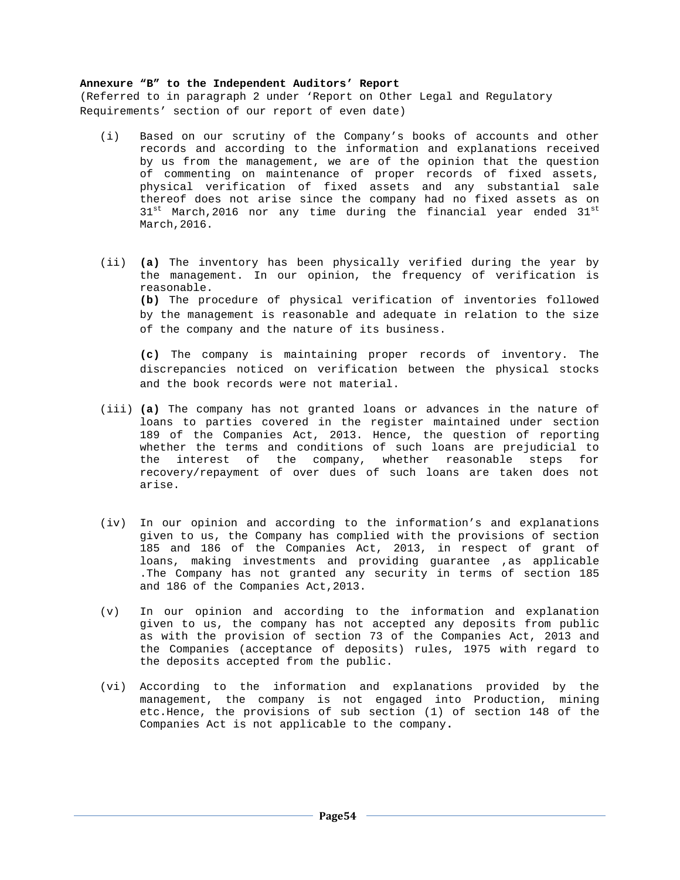**Annexure "B" to the Independent Auditors' Report**

(Referred to in paragraph 2 under 'Report on Other Legal and Regulatory Requirements' section of our report of even date)

(i) Based on our scrutiny of the Company's books of accounts and other records and according to the information and explanations received by us from the management, we are of the opinion that the question of commenting on maintenance of proper records of fixed assets, physical verification of fixed assets and any substantial sale thereof does not arise since the company had no fixed assets as on 31st March,2016 nor any time during the financial year ended 31st March,2016.

(ii) **(a)** The inventory has been physically verified during the year by the management. In our opinion, the frequency of verification is reasonable.

**(b)** The procedure of physical verification of inventories followed by the management is reasonable and adequate in relation to the size of the company and the nature of its business.

**(c)** The company is maintaining proper records of inventory. The discrepancies noticed on verification between the physical stocks and the book records were not material.

(iii) **(a)** The company has not granted loans or advances in the nature of loans to parties covered in the register maintained under section 189 of the Companies Act, 2013. Hence, the question of reporting whether the terms and conditions of such loans are prejudicial to the interest of the company, whether reasonable steps for recovery/repayment of over dues of such loans are taken does not arise.

(iv) In our opinion and according to the information's and explanations given to us, the Company has complied with the provisions of section 185 and 186 of the Companies Act, 2013, in respect of grant of loans, making investments and providing guarantee ,as applicable .The Company has not granted any security in terms of section 185 and 186 of the Companies Act,2013.

(v) In our opinion and according to the information and explanation given to us, the company has not accepted any deposits from public as with the provision of section 73 of the Companies Act, 2013 and the Companies (acceptance of deposits) rules, 1975 with regard to the deposits accepted from the public.

(vi) According to the information and explanations provided by the management, the company is not engaged into Production, mining etc.Hence, the provisions of sub section (1) of section 148 of the Companies Act is not applicable to the company.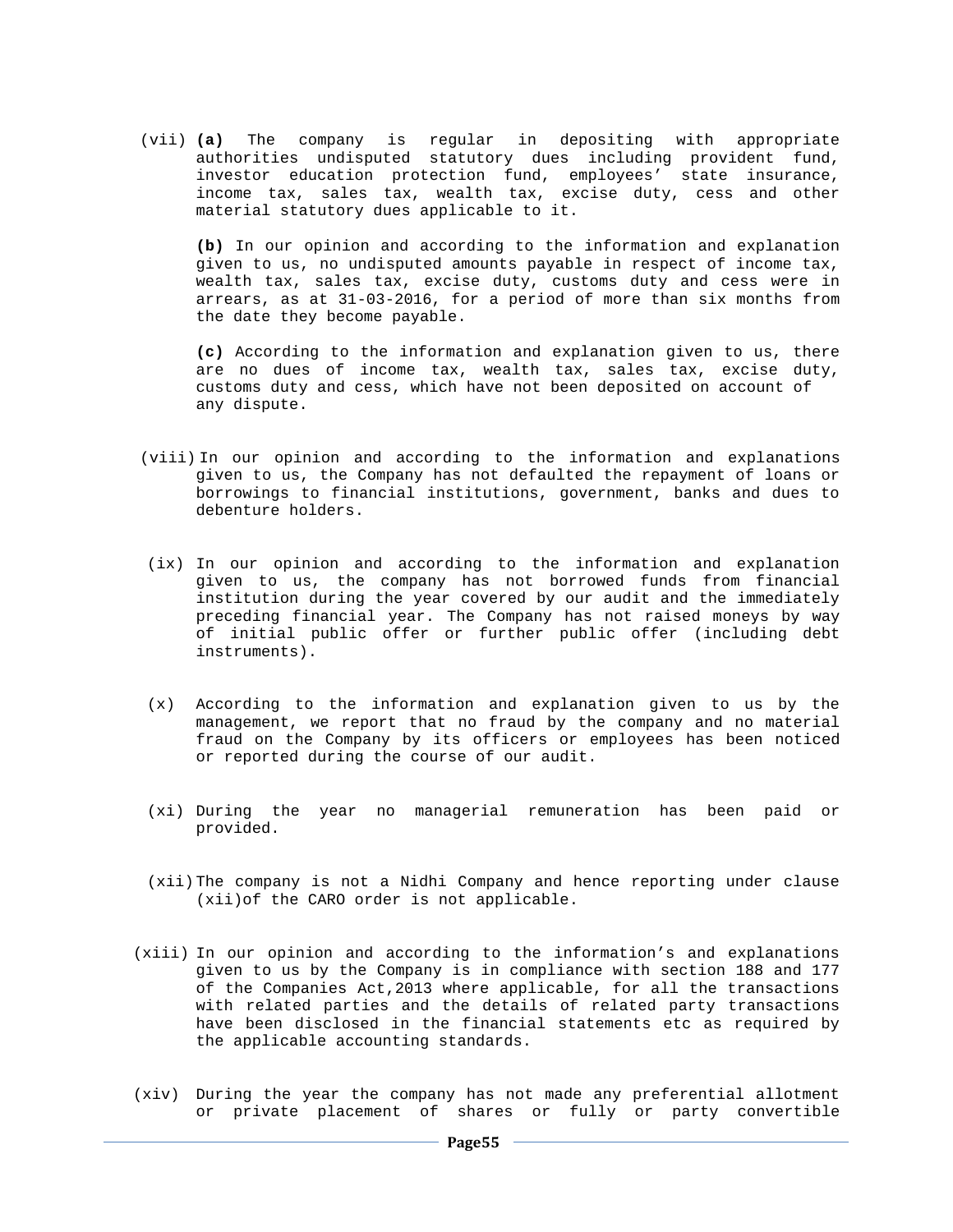(vii) **(a)** The company is regular in depositing with appropriate authorities undisputed statutory dues including provident fund, investor education protection fund, employees' state insurance, income tax, sales tax, wealth tax, excise duty, cess and other material statutory dues applicable to it.

**(b)** In our opinion and according to the information and explanation given to us, no undisputed amounts payable in respect of income tax, wealth tax, sales tax, excise duty, customs duty and cess were in arrears, as at 31-03-2016, for a period of more than six months from the date they become payable.

**(c)** According to the information and explanation given to us, there are no dues of income tax, wealth tax, sales tax, excise duty, customs duty and cess, which have not been deposited on account of any dispute.

(viii) In our opinion and according to the information and explanations given to us, the Company has not defaulted the repayment of loans or borrowings to financial institutions, government, banks and dues to debenture holders.

(ix) In our opinion and according to the information and explanation given to us, the company has not borrowed funds from financial institution during the year covered by our audit and the immediately preceding financial year. The Company has not raised moneys by way of initial public offer or further public offer (including debt instruments).

(x) According to the information and explanation given to us by the management, we report that no fraud by the company and no material fraud on the Company by its officers or employees has been noticed or reported during the course of our audit.

(xi) During the year no managerial remuneration has been paid or provided.

(xii) The company is not a Nidhi Company and hence reporting under clause (xii)of the CARO order is not applicable.

(xiii) In our opinion and according to the information's and explanations given to us by the Company is in compliance with section 188 and 177 of the Companies Act,2013 where applicable, for all the transactions with related parties and the details of related party transactions have been disclosed in the financial statements etc as required by the applicable accounting standards.

(xiv) During the year the company has not made any preferential allotment or private placement of shares or fully or party convertible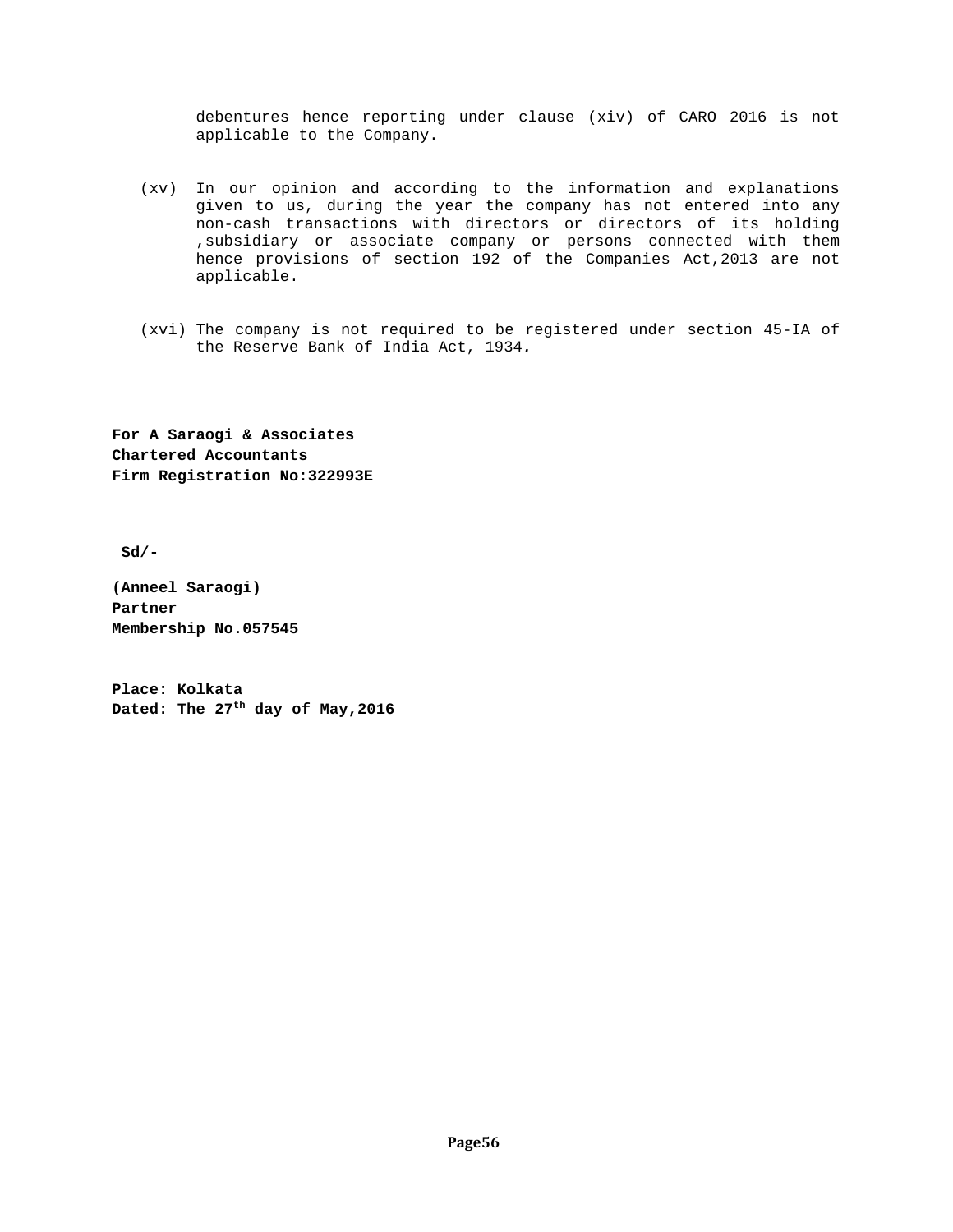debentures hence reporting under clause (xiv) of CARO 2016 is not applicable to the Company.

(xv) In our opinion and according to the information and explanations given to us, during the year the company has not entered into any non-cash transactions with directors or directors of its holding ,subsidiary or associate company or persons connected with them hence provisions of section 192 of the Companies Act,2013 are not applicable.

(xvi) The company is not required to be registered under section 45-IA of the Reserve Bank of India Act, 1934.

**For A Saraogi & Associates**
**Chartered Accountants**
**Firm Registration No:322993E**

**Sd/-**

**(Anneel Saraogi)**
**Partner**
**Membership No.057545**

**Place: Kolkata**
**Dated: The 27th day of May,2016**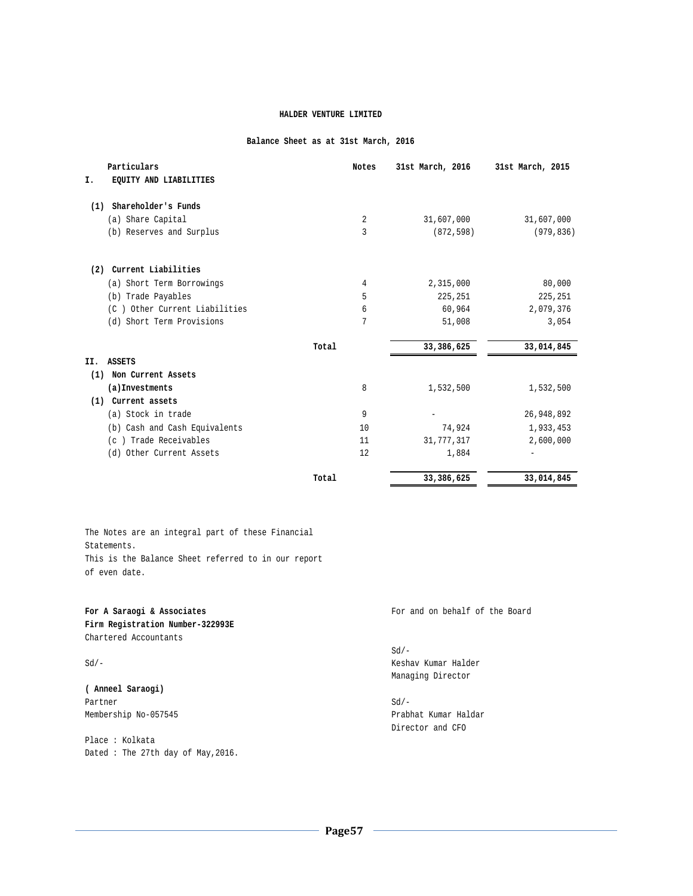**HALDER VENTURE LIMITED**

**Balance Sheet as at 31st March, 2016**

| Particulars | Notes | 31st March, 2016 | 31st March, 2015 |
|---|---|---|---|
| **I. EQUITY AND LIABILITIES** | | | |
| **(1) Shareholder's Funds** | | | |
| (a) Share Capital | 2 | 31,607,000 | 31,607,000 |
| (b) Reserves and Surplus | 3 | (872,598) | (979,836) |
| **(2) Current Liabilities** | | | |
| (a) Short Term Borrowings | 4 | 2,315,000 | 80,000 |
| (b) Trade Payables | 5 | 225,251 | 225,251 |
| (C ) Other Current Liabilities | 6 | 60,964 | 2,079,376 |
| (d) Short Term Provisions | 7 | 51,008 | 3,054 |
| **Total** | | **33,386,625** | **33,014,845** |
| **II. ASSETS** | | | |
| **(1) Non Current Assets** | | | |
| **(a)Investments** | 8 | 1,532,500 | 1,532,500 |
| **(1) Current assets** | | | |
| (a) Stock in trade | 9 | - | 26,948,892 |
| (b) Cash and Cash Equivalents | 10 | 74,924 | 1,933,453 |
| (c ) Trade Receivables | 11 | 31,777,317 | 2,600,000 |
| (d) Other Current Assets | 12 | 1,884 | - |
| **Total** | | **33,386,625** | **33,014,845** |

The Notes are an integral part of these Financial Statements.
This is the Balance Sheet referred to in our report of even date.

**For A Saraogi & Associates**
**Firm Registration Number-322993E**
Chartered Accountants

Sd/-

**( Anneel Saraogi)**
Partner
Membership No-057545

Place : Kolkata
Dated : The 27th day of May,2016.

For and on behalf of the Board

Sd/-
Keshav Kumar Halder
Managing Director

Sd/-
Prabhat Kumar Haldar
Director and CFO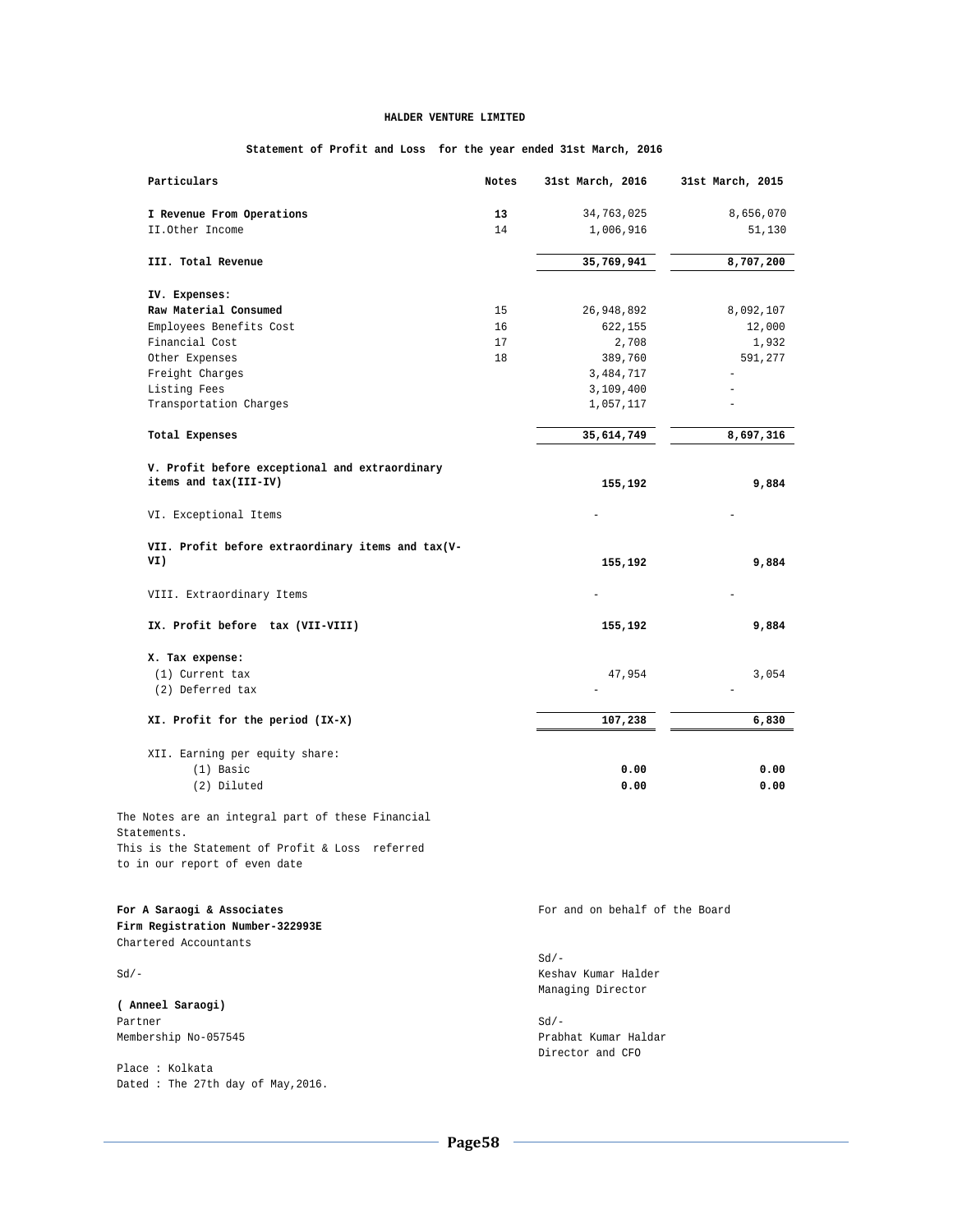# HALDER VENTURE LIMITED

## Statement of Profit and Loss for the year ended 31st March, 2016

| Particulars | Notes | 31st March, 2016 | 31st March, 2015 |
|---|---|---|---|
| **I Revenue From Operations** | **13** | 34,763,025 | 8,656,070 |
| II.Other Income | 14 | 1,006,916 | 51,130 |
| **III. Total Revenue** | | **35,769,941** | **8,707,200** |
| **IV. Expenses:** | | | |
| **Raw Material Consumed** | 15 | 26,948,892 | 8,092,107 |
| Employees Benefits Cost | 16 | 622,155 | 12,000 |
| Financial Cost | 17 | 2,708 | 1,932 |
| Other Expenses | 18 | 389,760 | 591,277 |
| Freight Charges | | 3,484,717 | - |
| Listing Fees | | 3,109,400 | - |
| Transportation Charges | | 1,057,117 | - |
| **Total Expenses** | | **35,614,749** | **8,697,316** |
| **V. Profit before exceptional and extraordinary items and tax(III-IV)** | | **155,192** | **9,884** |
| VI. Exceptional Items | | - | - |
| **VII. Profit before extraordinary items and tax(V-VI)** | | **155,192** | **9,884** |
| VIII. Extraordinary Items | | - | - |
| **IX. Profit before tax (VII-VIII)** | | **155,192** | **9,884** |
| **X. Tax expense:** | | | |
| (1) Current tax | | 47,954 | 3,054 |
| (2) Deferred tax | | - | - |
| **XI. Profit for the period (IX-X)** | | **107,238** | **6,830** |
| XII. Earning per equity share: | | | |
| (1) Basic | | **0.00** | **0.00** |
| (2) Diluted | | **0.00** | **0.00** |

The Notes are an integral part of these Financial Statements.
This is the Statement of Profit & Loss referred to in our report of even date

**For A Saraogi & Associates**
**Firm Registration Number-322993E**
Chartered Accountants

Sd/-

**( Anneel Saraogi)**
Partner
Membership No-057545

Place : Kolkata
Dated : The 27th day of May,2016.

For and on behalf of the Board

Sd/-
Keshav Kumar Halder
Managing Director

Sd/-
Prabhat Kumar Haldar
Director and CFO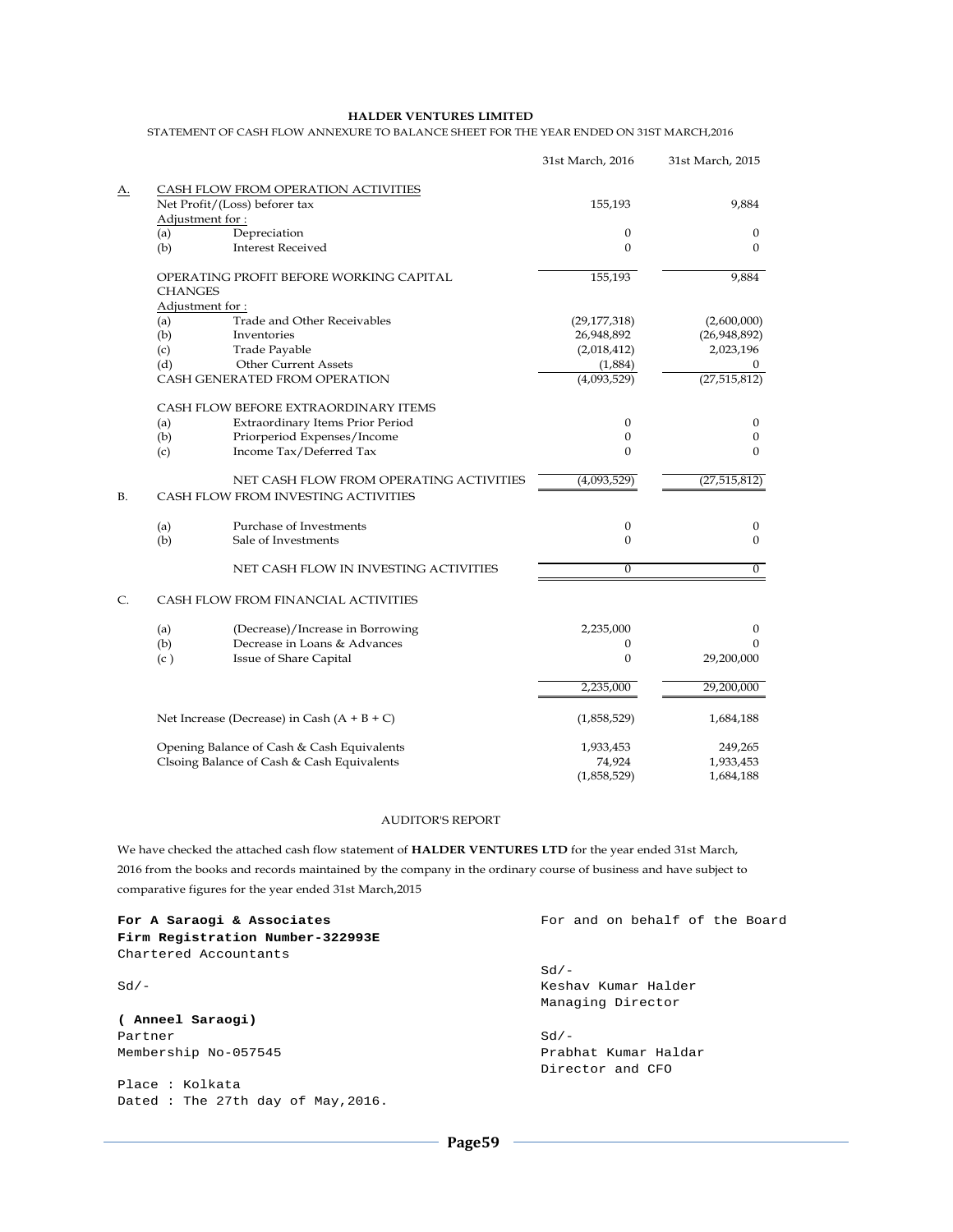**HALDER VENTURES LIMITED**

STATEMENT OF CASH FLOW ANNEXURE TO BALANCE SHEET FOR THE YEAR ENDED ON 31ST MARCH,2016

| | | | 31st March, 2016 | 31st March, 2015 |
|---|---|---|---|---|
| A. | CASH FLOW FROM OPERATION ACTIVITIES | | | |
| | Net Profit/(Loss) beforer tax | | 155,193 | 9,884 |
| | Adjustment for : | | | |
| | (a) | Depreciation | 0 | 0 |
| | (b) | Interest Received | 0 | 0 |
| | OPERATING PROFIT BEFORE WORKING CAPITAL CHANGES | | 155,193 | 9,884 |
| | Adjustment for : | | | |
| | (a) | Trade and Other Receivables | (29,177,318) | (2,600,000) |
| | (b) | Inventories | 26,948,892 | (26,948,892) |
| | (c) | Trade Payable | (2,018,412) | 2,023,196 |
| | (d) | Other Current Assets | (1,884) | 0 |
| | CASH GENERATED FROM OPERATION | | (4,093,529) | (27,515,812) |
| | CASH FLOW BEFORE EXTRAORDINARY ITEMS | | | |
| | (a) | Extraordinary Items Prior Period | 0 | 0 |
| | (b) | Priorperiod Expenses/Income | 0 | 0 |
| | (c) | Income Tax/Deferred Tax | 0 | 0 |
| | | NET CASH FLOW FROM OPERATING ACTIVITIES | (4,093,529) | (27,515,812) |
| B. | CASH FLOW FROM INVESTING ACTIVITIES | | | |
| | (a) | Purchase of Investments | 0 | 0 |
| | (b) | Sale of Investments | 0 | 0 |
| | | NET CASH FLOW IN INVESTING ACTIVITIES | 0 | 0 |
| C. | CASH FLOW FROM FINANCIAL ACTIVITIES | | | |
| | (a) | (Decrease)/Increase in Borrowing | 2,235,000 | 0 |
| | (b) | Decrease in Loans & Advances | 0 | 0 |
| | (c ) | Issue of Share Capital | 0 | 29,200,000 |
| | | | 2,235,000 | 29,200,000 |
| | Net Increase (Decrease) in Cash (A + B + C) | | (1,858,529) | 1,684,188 |
| | Opening Balance of Cash & Cash Equivalents | | 1,933,453 | 249,265 |
| | Clsoing Balance of Cash & Cash Equivalents | | 74,924 | 1,933,453 |
| | | | (1,858,529) | 1,684,188 |

AUDITOR'S REPORT

We have checked the attached cash flow statement of **HALDER VENTURES LTD** for the year ended 31st March, 2016 from the books and records maintained by the company in the ordinary course of business and have subject to comparative figures for the year ended 31st March,2015

**For A Saraogi & Associates**
**Firm Registration Number-322993E**
Chartered Accountants

Sd/-

**( Anneel Saraogi)**
Partner
Membership No-057545

Place : Kolkata
Dated : The 27th day of May,2016.

For and on behalf of the Board

Sd/-
Keshav Kumar Halder
Managing Director

Sd/-
Prabhat Kumar Haldar
Director and CFO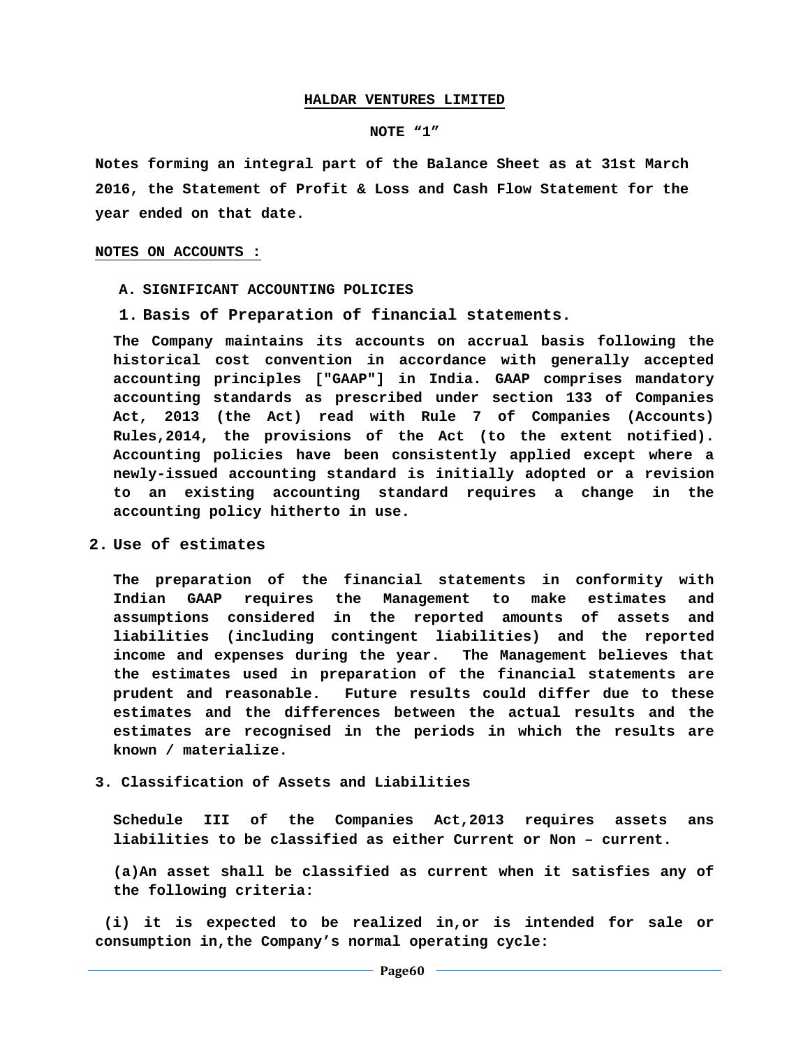# HALDAR VENTURES LIMITED

## NOTE "1"

**Notes forming an integral part of the Balance Sheet as at 31st March 2016, the Statement of Profit & Loss and Cash Flow Statement for the year ended on that date.**

**NOTES ON ACCOUNTS :**

**A. SIGNIFICANT ACCOUNTING POLICIES**

**1. Basis of Preparation of financial statements.**

**The Company maintains its accounts on accrual basis following the historical cost convention in accordance with generally accepted accounting principles ["GAAP"] in India. GAAP comprises mandatory accounting standards as prescribed under section 133 of Companies Act, 2013 (the Act) read with Rule 7 of Companies (Accounts) Rules,2014, the provisions of the Act (to the extent notified). Accounting policies have been consistently applied except where a newly-issued accounting standard is initially adopted or a revision to an existing accounting standard requires a change in the accounting policy hitherto in use.**

**2. Use of estimates**

**The preparation of the financial statements in conformity with Indian GAAP requires the Management to make estimates and assumptions considered in the reported amounts of assets and liabilities (including contingent liabilities) and the reported income and expenses during the year. The Management believes that the estimates used in preparation of the financial statements are prudent and reasonable. Future results could differ due to these estimates and the differences between the actual results and the estimates are recognised in the periods in which the results are known / materialize.**

**3. Classification of Assets and Liabilities**

**Schedule III of the Companies Act,2013 requires assets ans liabilities to be classified as either Current or Non – current.**

**(a)An asset shall be classified as current when it satisfies any of the following criteria:**

**(i) it is expected to be realized in,or is intended for sale or consumption in,the Company's normal operating cycle:**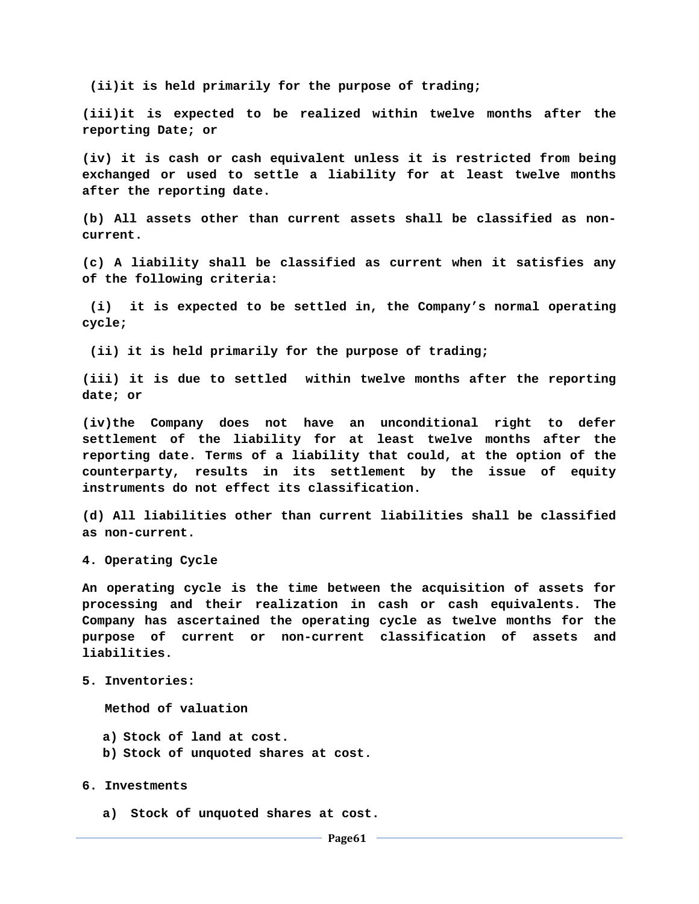**(ii)it is held primarily for the purpose of trading;**

**(iii)it is expected to be realized within twelve months after the reporting Date; or**

**(iv) it is cash or cash equivalent unless it is restricted from being exchanged or used to settle a liability for at least twelve months after the reporting date.**

**(b) All assets other than current assets shall be classified as non-current.**

**(c) A liability shall be classified as current when it satisfies any of the following criteria:**

**(i) it is expected to be settled in, the Company's normal operating cycle;**

**(ii) it is held primarily for the purpose of trading;**

**(iii) it is due to settled within twelve months after the reporting date; or**

**(iv)the Company does not have an unconditional right to defer settlement of the liability for at least twelve months after the reporting date. Terms of a liability that could, at the option of the counterparty, results in its settlement by the issue of equity instruments do not effect its classification.**

**(d) All liabilities other than current liabilities shall be classified as non-current.**

**4. Operating Cycle**

**An operating cycle is the time between the acquisition of assets for processing and their realization in cash or cash equivalents. The Company has ascertained the operating cycle as twelve months for the purpose of current or non-current classification of assets and liabilities.**

**5. Inventories:**

**Method of valuation**

**a) Stock of land at cost.**
**b) Stock of unquoted shares at cost.**

**6. Investments**

**a) Stock of unquoted shares at cost.**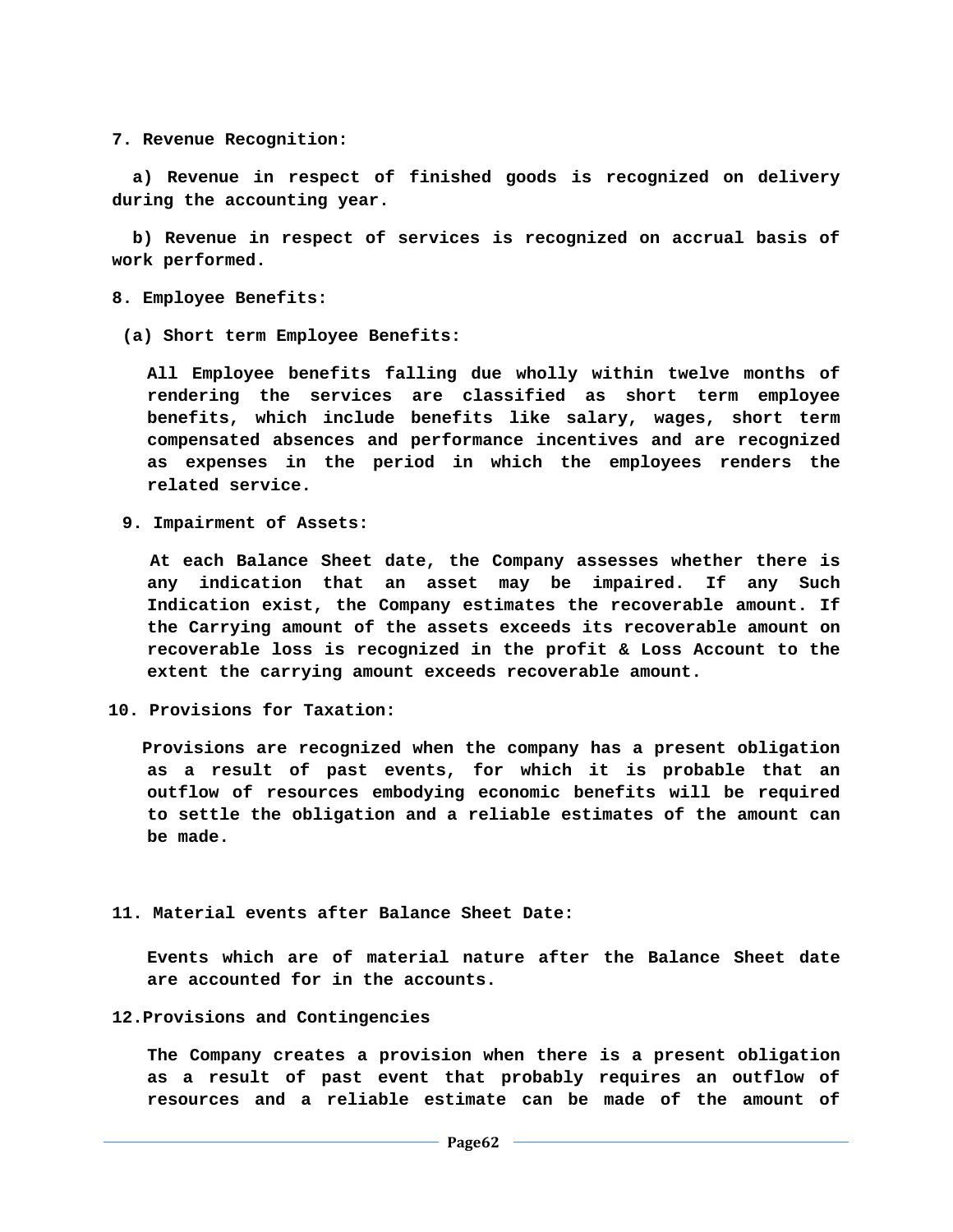**7. Revenue Recognition:**

**a) Revenue in respect of finished goods is recognized on delivery during the accounting year.**

**b) Revenue in respect of services is recognized on accrual basis of work performed.**

**8. Employee Benefits:**

**(a) Short term Employee Benefits:**

**All Employee benefits falling due wholly within twelve months of rendering the services are classified as short term employee benefits, which include benefits like salary, wages, short term compensated absences and performance incentives and are recognized as expenses in the period in which the employees renders the related service.**

**9. Impairment of Assets:**

**At each Balance Sheet date, the Company assesses whether there is any indication that an asset may be impaired. If any Such Indication exist, the Company estimates the recoverable amount. If the Carrying amount of the assets exceeds its recoverable amount on recoverable loss is recognized in the profit & Loss Account to the extent the carrying amount exceeds recoverable amount.**

**10. Provisions for Taxation:**

**Provisions are recognized when the company has a present obligation as a result of past events, for which it is probable that an outflow of resources embodying economic benefits will be required to settle the obligation and a reliable estimates of the amount can be made.**

**11. Material events after Balance Sheet Date:**

**Events which are of material nature after the Balance Sheet date are accounted for in the accounts.**

**12.Provisions and Contingencies**

**The Company creates a provision when there is a present obligation as a result of past event that probably requires an outflow of resources and a reliable estimate can be made of the amount of**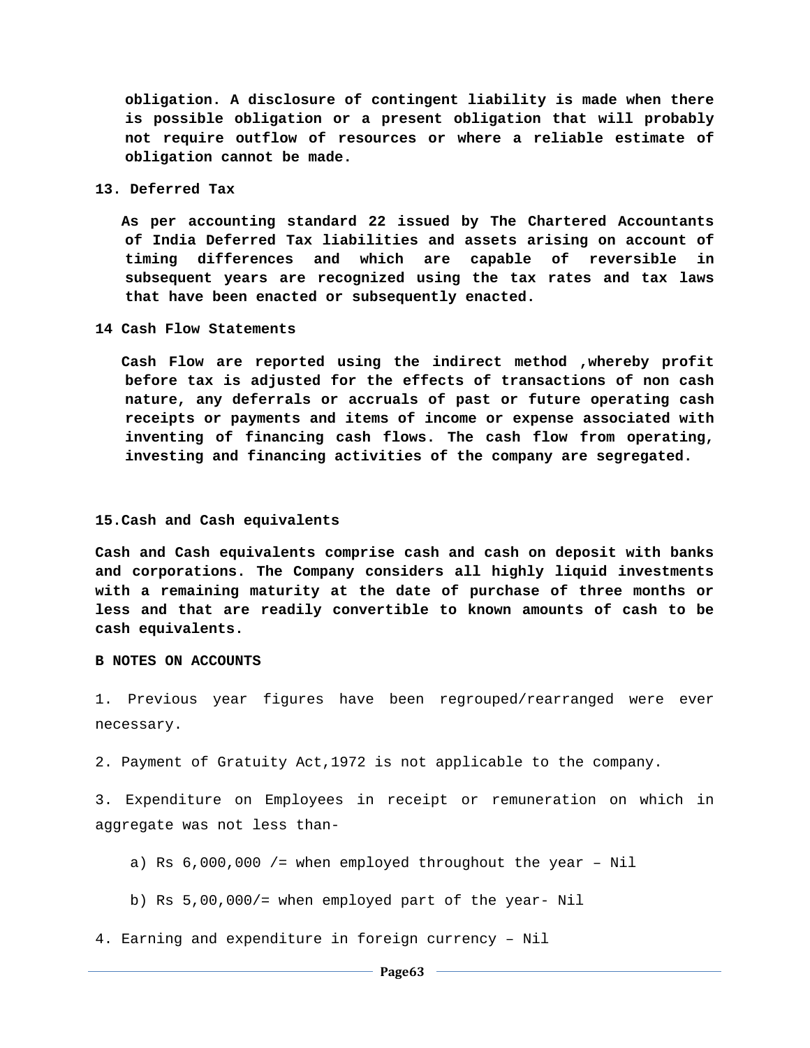**obligation. A disclosure of contingent liability is made when there is possible obligation or a present obligation that will probably not require outflow of resources or where a reliable estimate of obligation cannot be made.**

**13. Deferred Tax**

**As per accounting standard 22 issued by The Chartered Accountants of India Deferred Tax liabilities and assets arising on account of timing differences and which are capable of reversible in subsequent years are recognized using the tax rates and tax laws that have been enacted or subsequently enacted.**

**14 Cash Flow Statements**

**Cash Flow are reported using the indirect method ,whereby profit before tax is adjusted for the effects of transactions of non cash nature, any deferrals or accruals of past or future operating cash receipts or payments and items of income or expense associated with inventing of financing cash flows. The cash flow from operating, investing and financing activities of the company are segregated.**

**15.Cash and Cash equivalents**

**Cash and Cash equivalents comprise cash and cash on deposit with banks and corporations. The Company considers all highly liquid investments with a remaining maturity at the date of purchase of three months or less and that are readily convertible to known amounts of cash to be cash equivalents.**

**B NOTES ON ACCOUNTS**

1. Previous year figures have been regrouped/rearranged were ever necessary.

2. Payment of Gratuity Act,1972 is not applicable to the company.

3. Expenditure on Employees in receipt or remuneration on which in aggregate was not less than-

   a) Rs 6,000,000 /= when employed throughout the year – Nil

   b) Rs 5,00,000/= when employed part of the year- Nil

4. Earning and expenditure in foreign currency – Nil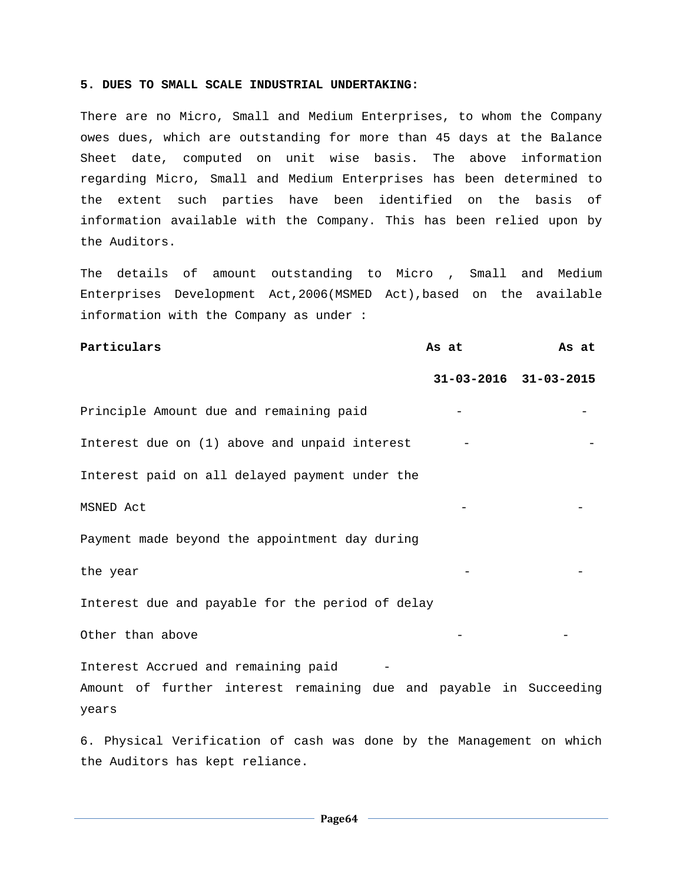**5. DUES TO SMALL SCALE INDUSTRIAL UNDERTAKING:**

There are no Micro, Small and Medium Enterprises, to whom the Company owes dues, which are outstanding for more than 45 days at the Balance Sheet date, computed on unit wise basis. The above information regarding Micro, Small and Medium Enterprises has been determined to the extent such parties have been identified on the basis of information available with the Company. This has been relied upon by the Auditors.

The details of amount outstanding to Micro , Small and Medium Enterprises Development Act,2006(MSMED Act),based on the available information with the Company as under :

| **Particulars** | **As at 31-03-2016** | **As at 31-03-2015** |
|---|---|---|
| Principle Amount due and remaining paid | - | - |
| Interest due on (1) above and unpaid interest | - | - |
| Interest paid on all delayed payment under the MSNED Act | - | - |
| Payment made beyond the appointment day during the year | - | - |
| Interest due and payable for the period of delay Other than above | - | - |
| Interest Accrued and remaining paid | - | |
| Amount of further interest remaining due and payable in Succeeding years | | |

6. Physical Verification of cash was done by the Management on which the Auditors has kept reliance.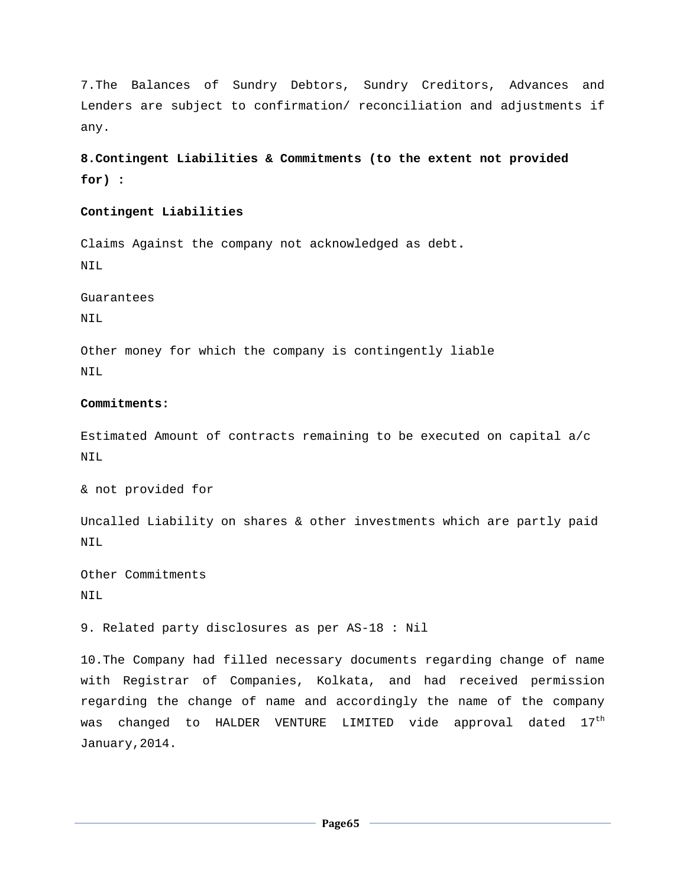7.The Balances of Sundry Debtors, Sundry Creditors, Advances and Lenders are subject to confirmation/ reconciliation and adjustments if any.

**8.Contingent Liabilities & Commitments (to the extent not provided for) :**

**Contingent Liabilities**

Claims Against the company not acknowledged as debt.
NIL

Guarantees
NIL

Other money for which the company is contingently liable
NIL

**Commitments:**

Estimated Amount of contracts remaining to be executed on capital a/c
NIL

& not provided for

Uncalled Liability on shares & other investments which are partly paid
NIL

Other Commitments
NIL

9. Related party disclosures as per AS-18 : Nil

10.The Company had filled necessary documents regarding change of name with Registrar of Companies, Kolkata, and had received permission regarding the change of name and accordingly the name of the company was changed to HALDER VENTURE LIMITED vide approval dated 17th January,2014.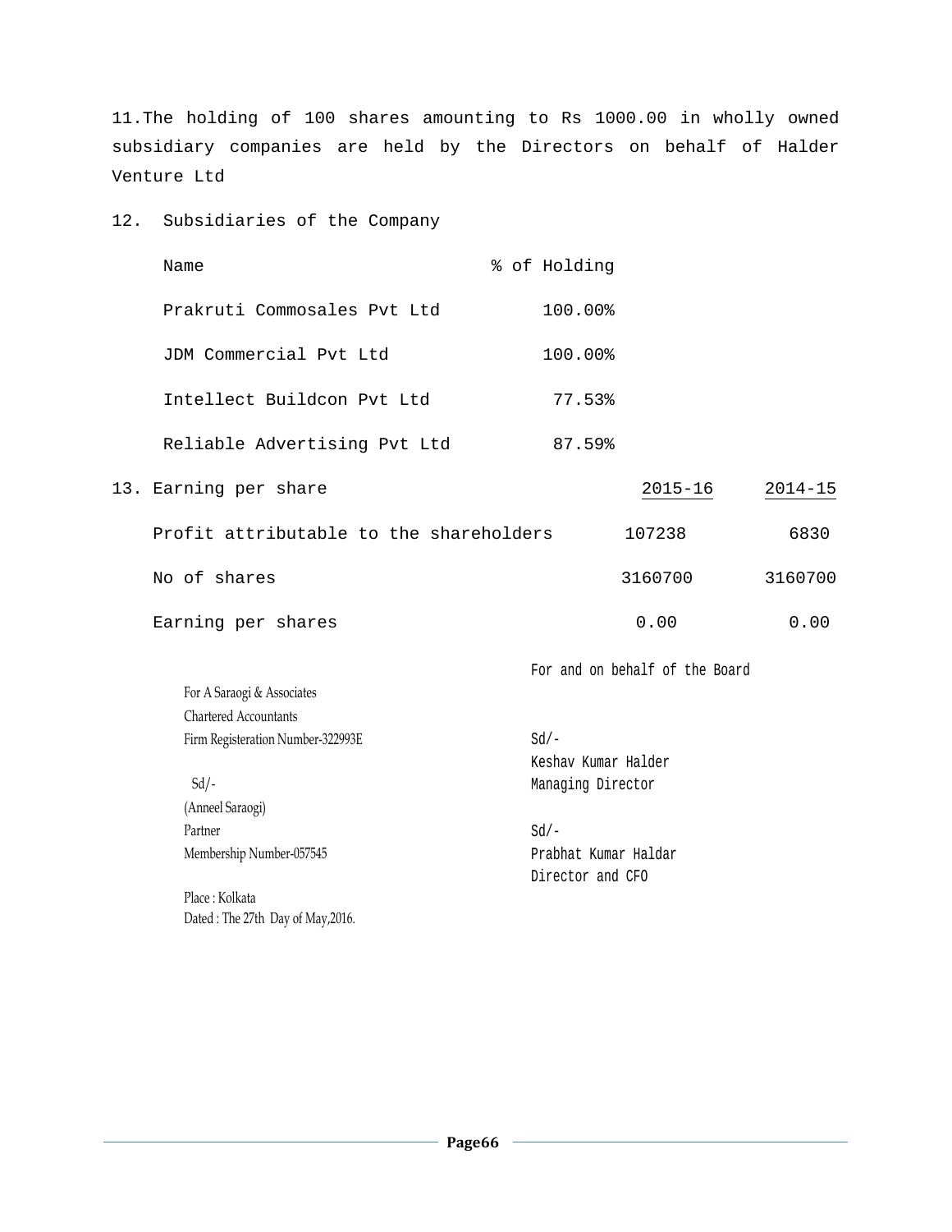11.The holding of 100 shares amounting to Rs 1000.00 in wholly owned subsidiary companies are held by the Directors on behalf of Halder Venture Ltd

12. Subsidiaries of the Company

| Name | % of Holding |
|---|---|
| Prakruti Commosales Pvt Ltd | 100.00% |
| JDM Commercial Pvt Ltd | 100.00% |
| Intellect Buildcon Pvt Ltd | 77.53% |
| Reliable Advertising Pvt Ltd | 87.59% |

13. Earning per share

| | 2015-16 | 2014-15 |
|---|---|---|
| Profit attributable to the shareholders | 107238 | 6830 |
| No of shares | 3160700 | 3160700 |
| Earning per shares | 0.00 | 0.00 |

For A Saraogi & Associates
Chartered Accountants
Firm Registeration Number-322993E

Sd/-
(Anneel Saraogi)
Partner
Membership Number-057545

Place : Kolkata
Dated : The 27th Day of May,2016.

For and on behalf of the Board

Sd/-
Keshav Kumar Halder
Managing Director

Sd/-
Prabhat Kumar Haldar
Director and CFO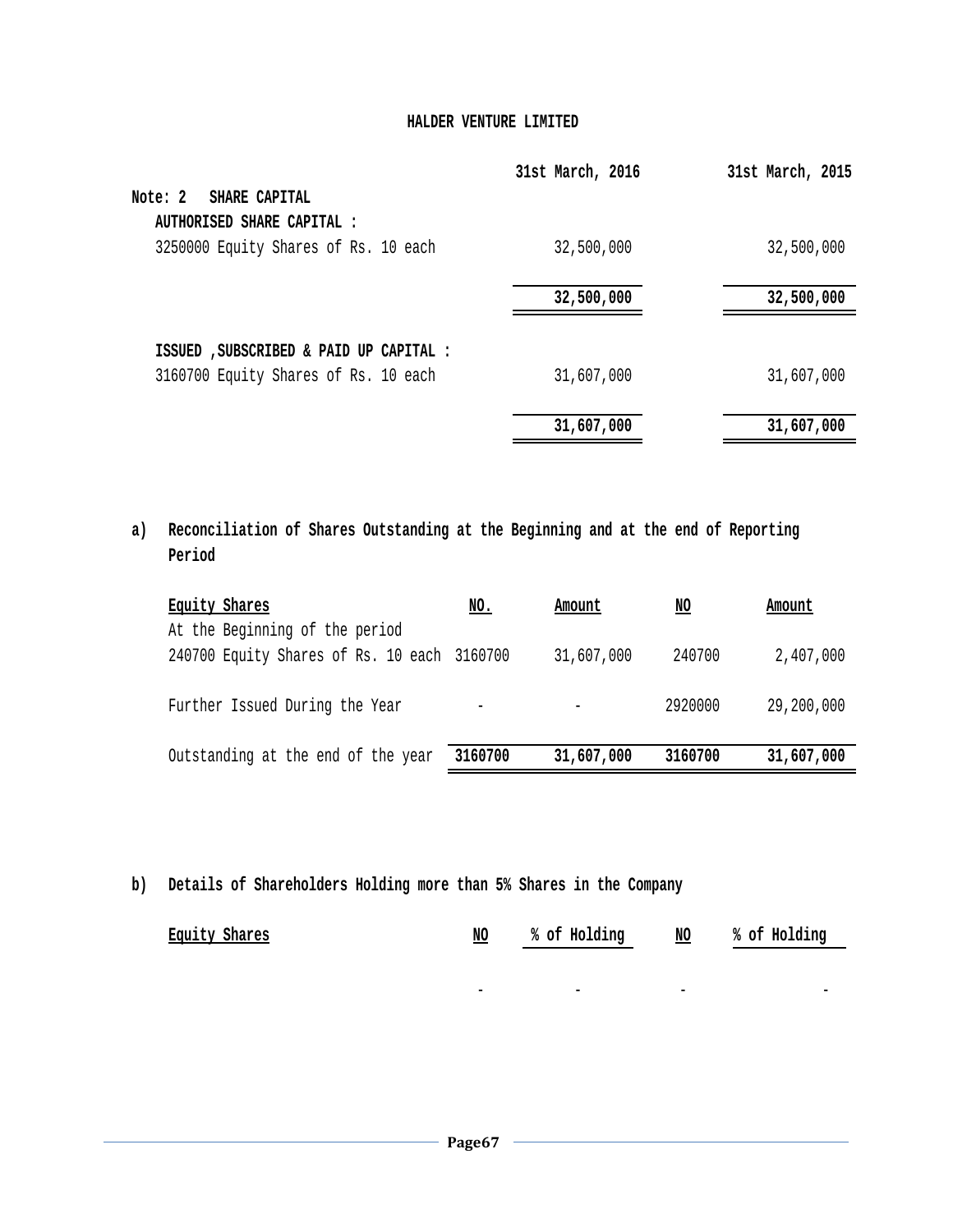**HALDER VENTURE LIMITED**

| | 31st March, 2016 | 31st March, 2015 |
|---|---|---|
| **Note: 2 SHARE CAPITAL** | | |
| **AUTHORISED SHARE CAPITAL :** | | |
| 3250000 Equity Shares of Rs. 10 each | 32,500,000 | 32,500,000 |
| | **32,500,000** | **32,500,000** |
| **ISSUED ,SUBSCRIBED & PAID UP CAPITAL :** | | |
| 3160700 Equity Shares of Rs. 10 each | 31,607,000 | 31,607,000 |
| | **31,607,000** | **31,607,000** |

**a) Reconciliation of Shares Outstanding at the Beginning and at the end of Reporting Period**

| Equity Shares | NO. | Amount | NO | Amount |
|---|---|---|---|---|
| At the Beginning of the period | | | | |
| 240700 Equity Shares of Rs. 10 each | 3160700 | 31,607,000 | 240700 | 2,407,000 |
| Further Issued During the Year | - | - | 2920000 | 29,200,000 |
| Outstanding at the end of the year | **3160700** | **31,607,000** | **3160700** | **31,607,000** |

**b) Details of Shareholders Holding more than 5% Shares in the Company**

| Equity Shares | NO | % of Holding | NO | % of Holding |
|---|---|---|---|---|
| | - | - | - | - |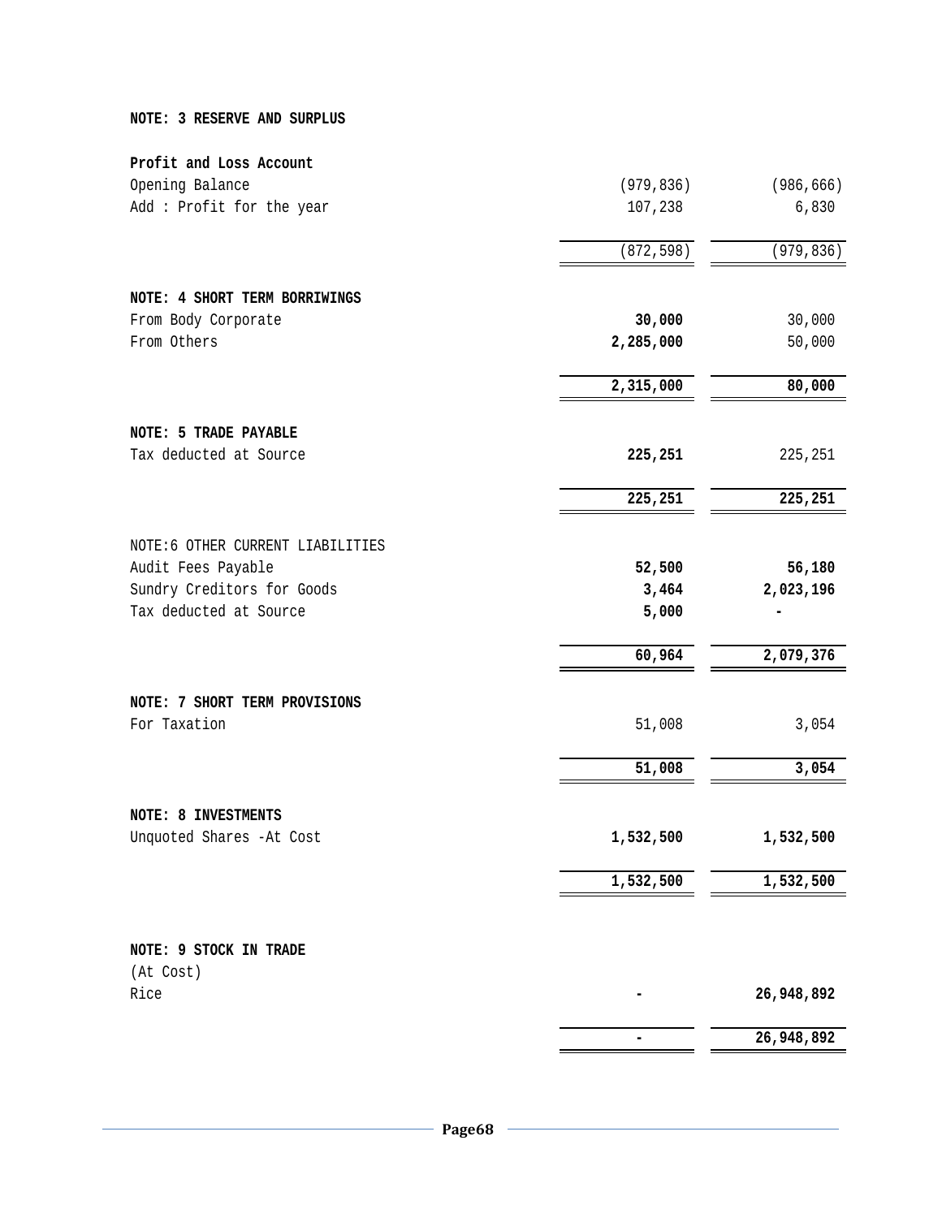**NOTE: 3 RESERVE AND SURPLUS**

| **Profit and Loss Account** | | |
|---|---|---|
| Opening Balance | (979,836) | (986,666) |
| Add : Profit for the year | 107,238 | 6,830 |
| | (872,598) | (979,836) |

**NOTE: 4 SHORT TERM BORRIWINGS**

| | | |
|---|---|---|
| From Body Corporate | **30,000** | 30,000 |
| From Others | **2,285,000** | 50,000 |
| | **2,315,000** | **80,000** |

**NOTE: 5 TRADE PAYABLE**

| | | |
|---|---|---|
| Tax deducted at Source | **225,251** | 225,251 |
| | **225,251** | **225,251** |

NOTE:6 OTHER CURRENT LIABILITIES

| | | |
|---|---|---|
| Audit Fees Payable | **52,500** | **56,180** |
| Sundry Creditors for Goods | **3,464** | **2,023,196** |
| Tax deducted at Source | **5,000** | **-** |
| | **60,964** | **2,079,376** |

**NOTE: 7 SHORT TERM PROVISIONS**

| | | |
|---|---|---|
| For Taxation | 51,008 | 3,054 |
| | **51,008** | **3,054** |

**NOTE: 8 INVESTMENTS**

| | | |
|---|---|---|
| Unquoted Shares -At Cost | **1,532,500** | **1,532,500** |
| | **1,532,500** | **1,532,500** |

**NOTE: 9 STOCK IN TRADE**

| (At Cost) | | |
|---|---|---|
| Rice | **-** | **26,948,892** |
| | **-** | **26,948,892** |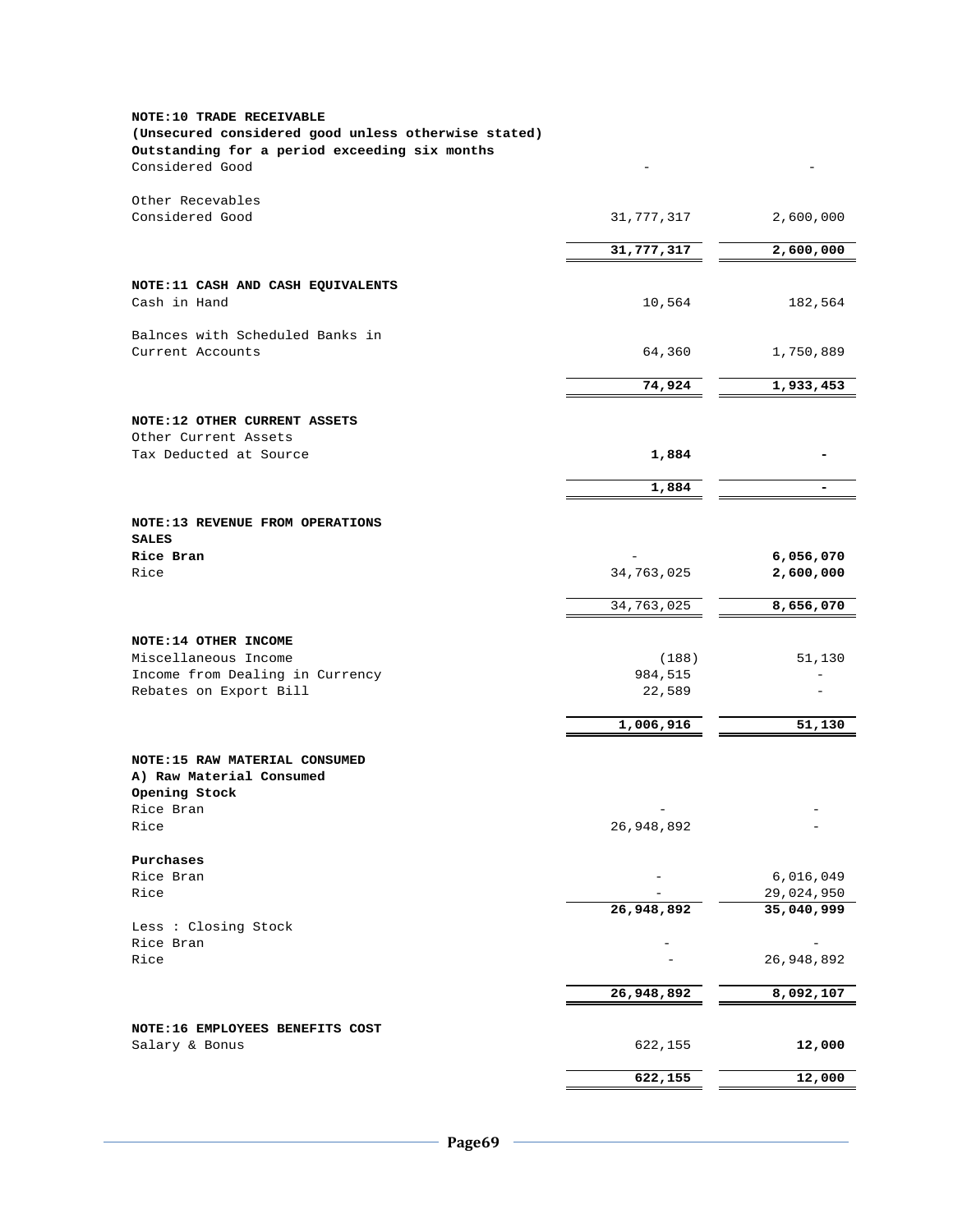**NOTE:10 TRADE RECEIVABLE**
**(Unsecured considered good unless otherwise stated)**
**Outstanding for a period exceeding six months**

| | | |
|---|---|---|
| Considered Good | - | - |
| Other Recevables | | |
| Considered Good | 31,777,317 | 2,600,000 |
| | **31,777,317** | **2,600,000** |

**NOTE:11 CASH AND CASH EQUIVALENTS**

| | | |
|---|---|---|
| Cash in Hand | 10,564 | 182,564 |
| Balnces with Scheduled Banks in | | |
| Current Accounts | 64,360 | 1,750,889 |
| | **74,924** | **1,933,453** |

**NOTE:12 OTHER CURRENT ASSETS**

| | | |
|---|---|---|
| Other Current Assets | | |
| Tax Deducted at Source | **1,884** | **-** |
| | **1,884** | **-** |

**NOTE:13 REVENUE FROM OPERATIONS**

| | | |
|---|---|---|
| **SALES** | | |
| **Rice Bran** | - | **6,056,070** |
| Rice | 34,763,025 | **2,600,000** |
| | 34,763,025 | **8,656,070** |

**NOTE:14 OTHER INCOME**

| | | |
|---|---|---|
| Miscellaneous Income | (188) | 51,130 |
| Income from Dealing in Currency | 984,515 | - |
| Rebates on Export Bill | 22,589 | - |
| | **1,006,916** | **51,130** |

**NOTE:15 RAW MATERIAL CONSUMED**

| | | |
|---|---|---|
| **A) Raw Material Consumed** | | |
| **Opening Stock** | | |
| Rice Bran | - | - |
| Rice | 26,948,892 | - |
| **Purchases** | | |
| Rice Bran | - | 6,016,049 |
| Rice | - | 29,024,950 |
| | **26,948,892** | **35,040,999** |
| Less : Closing Stock | | |
| Rice Bran | - | - |
| Rice | - | 26,948,892 |
| | **26,948,892** | **8,092,107** |

**NOTE:16 EMPLOYEES BENEFITS COST**

| | | |
|---|---|---|
| Salary & Bonus | 622,155 | **12,000** |
| | **622,155** | **12,000** |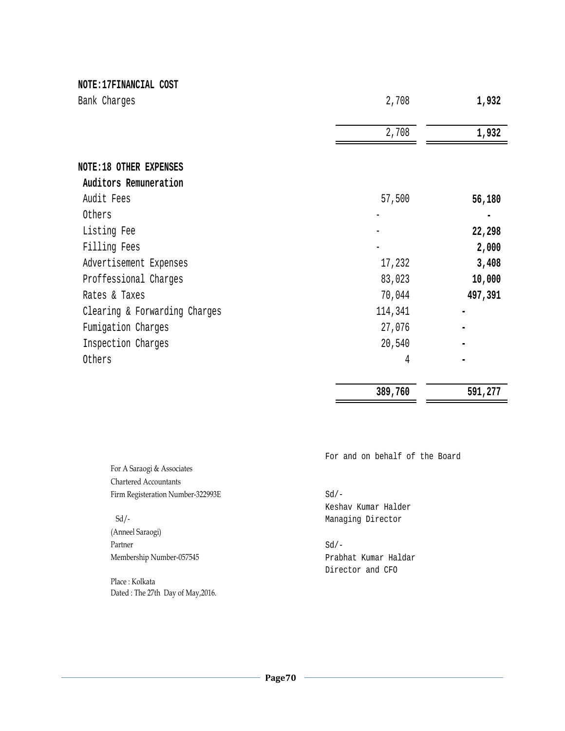**NOTE:17FINANCIAL COST**

| | | |
|---|---|---|
| Bank Charges | 2,708 | **1,932** |
| | 2,708 | **1,932** |

**NOTE:18 OTHER EXPENSES**

| | | |
|---|---|---|
| **Auditors Remuneration** | | |
| Audit Fees | 57,500 | **56,180** |
| Others | - | **-** |
| Listing Fee | - | **22,298** |
| Filling Fees | - | **2,000** |
| Advertisement Expenses | 17,232 | **3,408** |
| Proffessional Charges | 83,023 | **10,000** |
| Rates & Taxes | 70,044 | **497,391** |
| Clearing & Forwarding Charges | 114,341 | **-** |
| Fumigation Charges | 27,076 | **-** |
| Inspection Charges | 20,540 | **-** |
| Others | 4 | **-** |
| | **389,760** | **591,277** |

For A Saraogi & Associates
Chartered Accountants
Firm Registeration Number-322993E

Sd/-
(Anneel Saraogi)
Partner
Membership Number-057545

Place : Kolkata
Dated : The 27th Day of May,2016.

For and on behalf of the Board

Sd/-
Keshav Kumar Halder
Managing Director

Sd/-
Prabhat Kumar Haldar
Director and CFO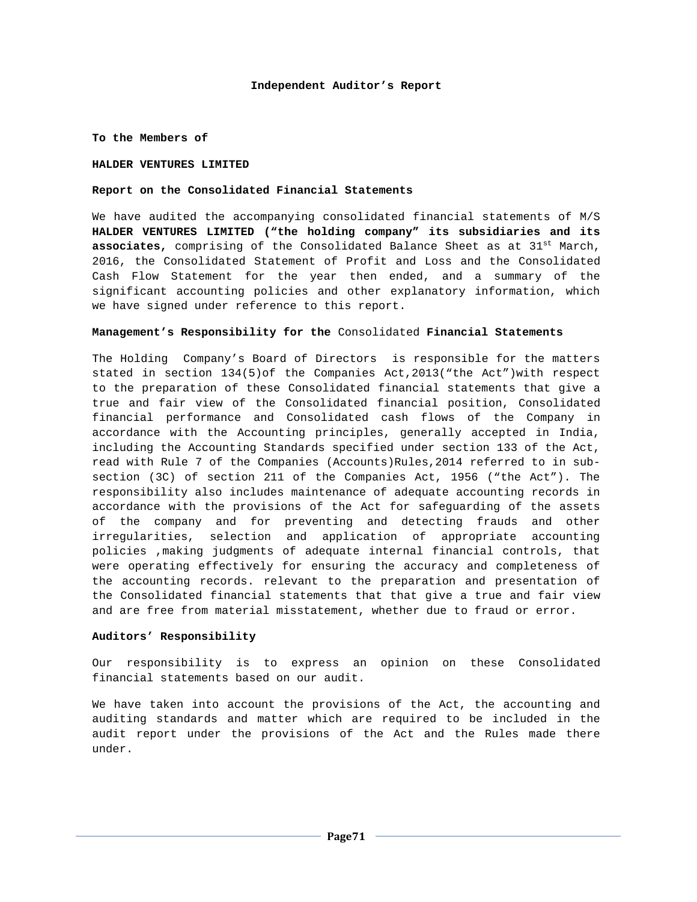# Independent Auditor's Report

**To the Members of**

**HALDER VENTURES LIMITED**

**Report on the Consolidated Financial Statements**

We have audited the accompanying consolidated financial statements of M/S **HALDER VENTURES LIMITED ("the holding company" its subsidiaries and its associates,** comprising of the Consolidated Balance Sheet as at 31st March, 2016, the Consolidated Statement of Profit and Loss and the Consolidated Cash Flow Statement for the year then ended, and a summary of the significant accounting policies and other explanatory information, which we have signed under reference to this report.

**Management's Responsibility for the** Consolidated **Financial Statements**

The Holding Company's Board of Directors is responsible for the matters stated in section 134(5)of the Companies Act,2013("the Act")with respect to the preparation of these Consolidated financial statements that give a true and fair view of the Consolidated financial position, Consolidated financial performance and Consolidated cash flows of the Company in accordance with the Accounting principles, generally accepted in India, including the Accounting Standards specified under section 133 of the Act, read with Rule 7 of the Companies (Accounts)Rules,2014 referred to in sub-section (3C) of section 211 of the Companies Act, 1956 ("the Act"). The responsibility also includes maintenance of adequate accounting records in accordance with the provisions of the Act for safeguarding of the assets of the company and for preventing and detecting frauds and other irregularities, selection and application of appropriate accounting policies ,making judgments of adequate internal financial controls, that were operating effectively for ensuring the accuracy and completeness of the accounting records. relevant to the preparation and presentation of the Consolidated financial statements that that give a true and fair view and are free from material misstatement, whether due to fraud or error.

**Auditors' Responsibility**

Our responsibility is to express an opinion on these Consolidated financial statements based on our audit.

We have taken into account the provisions of the Act, the accounting and auditing standards and matter which are required to be included in the audit report under the provisions of the Act and the Rules made there under.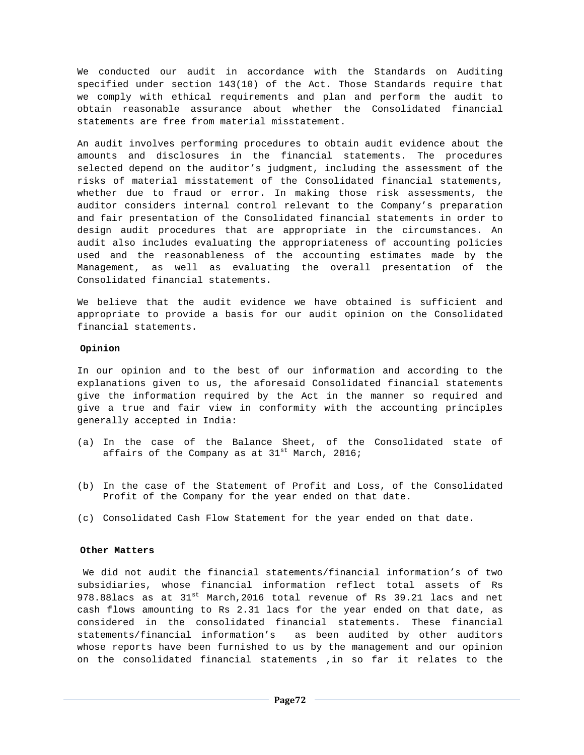We conducted our audit in accordance with the Standards on Auditing specified under section 143(10) of the Act. Those Standards require that we comply with ethical requirements and plan and perform the audit to obtain reasonable assurance about whether the Consolidated financial statements are free from material misstatement.

An audit involves performing procedures to obtain audit evidence about the amounts and disclosures in the financial statements. The procedures selected depend on the auditor's judgment, including the assessment of the risks of material misstatement of the Consolidated financial statements, whether due to fraud or error. In making those risk assessments, the auditor considers internal control relevant to the Company's preparation and fair presentation of the Consolidated financial statements in order to design audit procedures that are appropriate in the circumstances. An audit also includes evaluating the appropriateness of accounting policies used and the reasonableness of the accounting estimates made by the Management, as well as evaluating the overall presentation of the Consolidated financial statements.

We believe that the audit evidence we have obtained is sufficient and appropriate to provide a basis for our audit opinion on the Consolidated financial statements.

**Opinion**

In our opinion and to the best of our information and according to the explanations given to us, the aforesaid Consolidated financial statements give the information required by the Act in the manner so required and give a true and fair view in conformity with the accounting principles generally accepted in India:

(a) In the case of the Balance Sheet, of the Consolidated state of affairs of the Company as at 31st March, 2016;

(b) In the case of the Statement of Profit and Loss, of the Consolidated Profit of the Company for the year ended on that date.

(c) Consolidated Cash Flow Statement for the year ended on that date.

**Other Matters**

We did not audit the financial statements/financial information's of two subsidiaries, whose financial information reflect total assets of Rs 978.88lacs as at 31st March,2016 total revenue of Rs 39.21 lacs and net cash flows amounting to Rs 2.31 lacs for the year ended on that date, as considered in the consolidated financial statements. These financial statements/financial information's as been audited by other auditors whose reports have been furnished to us by the management and our opinion on the consolidated financial statements ,in so far it relates to the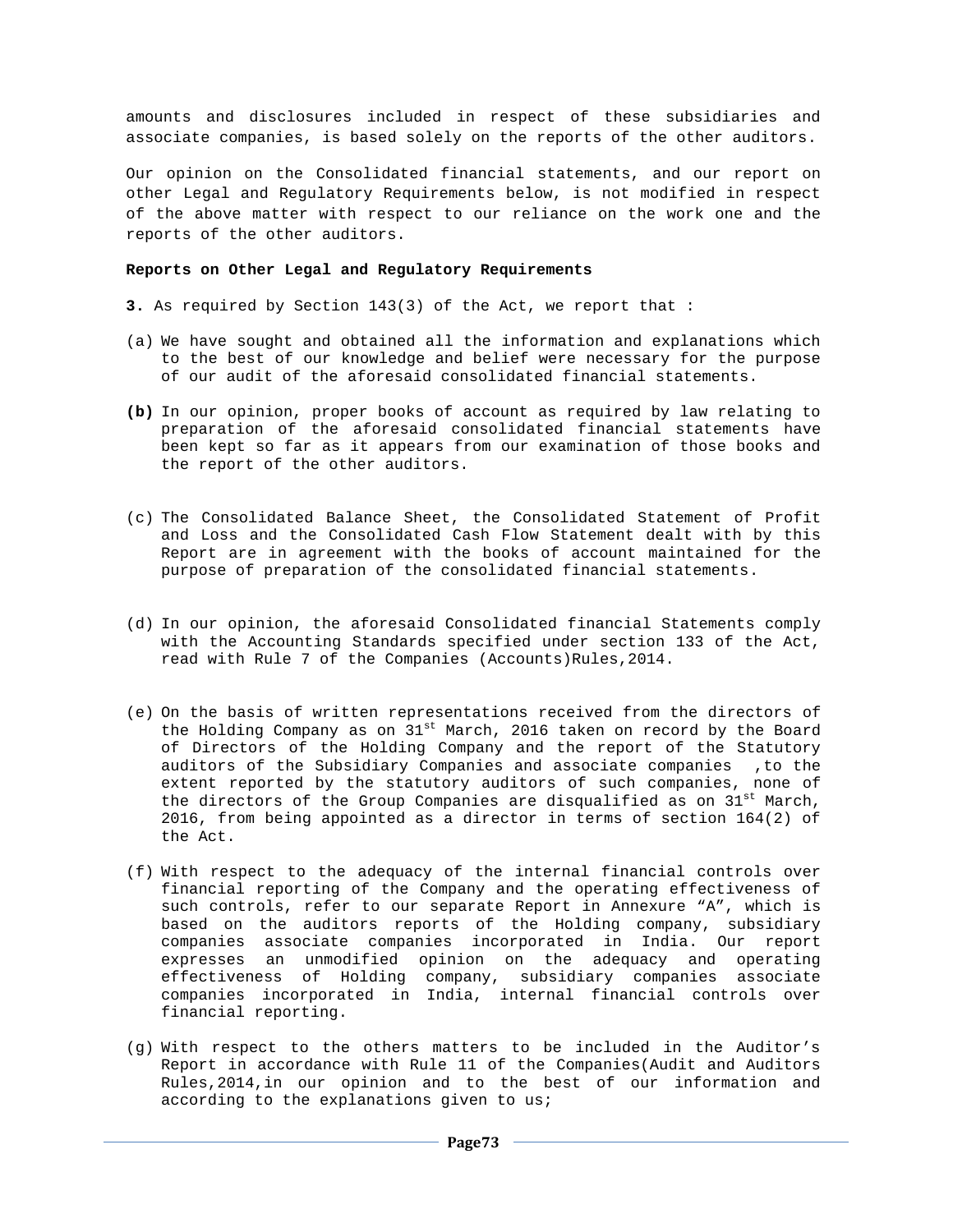amounts and disclosures included in respect of these subsidiaries and associate companies, is based solely on the reports of the other auditors.

Our opinion on the Consolidated financial statements, and our report on other Legal and Regulatory Requirements below, is not modified in respect of the above matter with respect to our reliance on the work one and the reports of the other auditors.

**Reports on Other Legal and Regulatory Requirements**

**3.** As required by Section 143(3) of the Act, we report that :

(a) We have sought and obtained all the information and explanations which to the best of our knowledge and belief were necessary for the purpose of our audit of the aforesaid consolidated financial statements.

**(b)** In our opinion, proper books of account as required by law relating to preparation of the aforesaid consolidated financial statements have been kept so far as it appears from our examination of those books and the report of the other auditors.

(c) The Consolidated Balance Sheet, the Consolidated Statement of Profit and Loss and the Consolidated Cash Flow Statement dealt with by this Report are in agreement with the books of account maintained for the purpose of preparation of the consolidated financial statements.

(d) In our opinion, the aforesaid Consolidated financial Statements comply with the Accounting Standards specified under section 133 of the Act, read with Rule 7 of the Companies (Accounts)Rules,2014.

(e) On the basis of written representations received from the directors of the Holding Company as on 31st March, 2016 taken on record by the Board of Directors of the Holding Company and the report of the Statutory auditors of the Subsidiary Companies and associate companies ,to the extent reported by the statutory auditors of such companies, none of the directors of the Group Companies are disqualified as on 31st March, 2016, from being appointed as a director in terms of section 164(2) of the Act.

(f) With respect to the adequacy of the internal financial controls over financial reporting of the Company and the operating effectiveness of such controls, refer to our separate Report in Annexure "A", which is based on the auditors reports of the Holding company, subsidiary companies associate companies incorporated in India. Our report expresses an unmodified opinion on the adequacy and operating effectiveness of Holding company, subsidiary companies associate companies incorporated in India, internal financial controls over financial reporting.

(g) With respect to the others matters to be included in the Auditor's Report in accordance with Rule 11 of the Companies(Audit and Auditors Rules,2014,in our opinion and to the best of our information and according to the explanations given to us;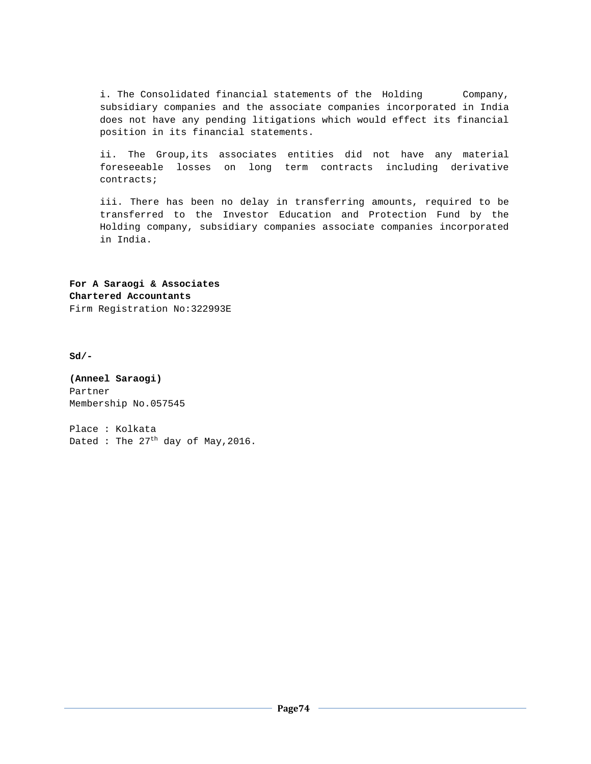i. The Consolidated financial statements of the Holding Company, subsidiary companies and the associate companies incorporated in India does not have any pending litigations which would effect its financial position in its financial statements.

ii. The Group,its associates entities did not have any material foreseeable losses on long term contracts including derivative contracts;

iii. There has been no delay in transferring amounts, required to be transferred to the Investor Education and Protection Fund by the Holding company, subsidiary companies associate companies incorporated in India.

**For A Saraogi & Associates**
**Chartered Accountants**
Firm Registration No:322993E

**Sd/-**

**(Anneel Saraogi)**
Partner
Membership No.057545

Place : Kolkata
Dated : The 27th day of May,2016.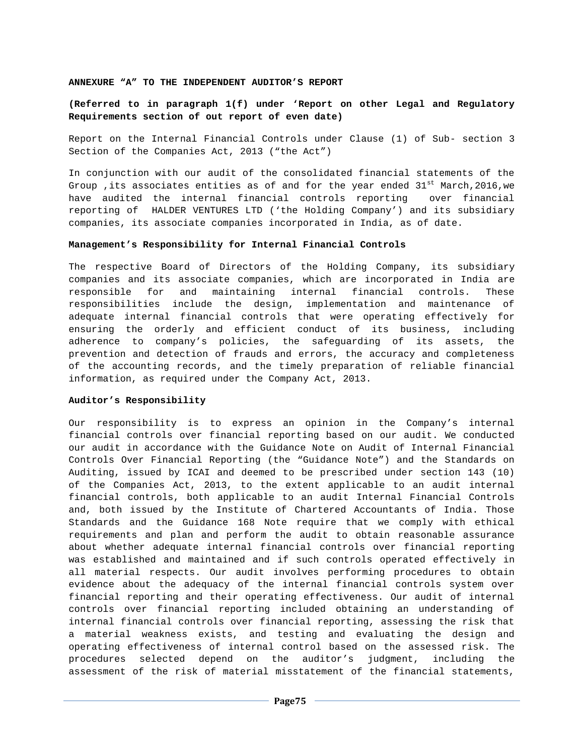**ANNEXURE "A" TO THE INDEPENDENT AUDITOR'S REPORT**

**(Referred to in paragraph 1(f) under 'Report on other Legal and Regulatory Requirements section of out report of even date)**

Report on the Internal Financial Controls under Clause (1) of Sub- section 3 Section of the Companies Act, 2013 ("the Act")

In conjunction with our audit of the consolidated financial statements of the Group ,its associates entities as of and for the year ended 31st March,2016,we have audited the internal financial controls reporting over financial reporting of HALDER VENTURES LTD ('the Holding Company') and its subsidiary companies, its associate companies incorporated in India, as of date.

**Management's Responsibility for Internal Financial Controls**

The respective Board of Directors of the Holding Company, its subsidiary companies and its associate companies, which are incorporated in India are responsible for and maintaining internal financial controls. These responsibilities include the design, implementation and maintenance of adequate internal financial controls that were operating effectively for ensuring the orderly and efficient conduct of its business, including adherence to company's policies, the safeguarding of its assets, the prevention and detection of frauds and errors, the accuracy and completeness of the accounting records, and the timely preparation of reliable financial information, as required under the Company Act, 2013.

**Auditor's Responsibility**

Our responsibility is to express an opinion in the Company's internal financial controls over financial reporting based on our audit. We conducted our audit in accordance with the Guidance Note on Audit of Internal Financial Controls Over Financial Reporting (the "Guidance Note") and the Standards on Auditing, issued by ICAI and deemed to be prescribed under section 143 (10) of the Companies Act, 2013, to the extent applicable to an audit internal financial controls, both applicable to an audit Internal Financial Controls and, both issued by the Institute of Chartered Accountants of India. Those Standards and the Guidance 168 Note require that we comply with ethical requirements and plan and perform the audit to obtain reasonable assurance about whether adequate internal financial controls over financial reporting was established and maintained and if such controls operated effectively in all material respects. Our audit involves performing procedures to obtain evidence about the adequacy of the internal financial controls system over financial reporting and their operating effectiveness. Our audit of internal controls over financial reporting included obtaining an understanding of internal financial controls over financial reporting, assessing the risk that a material weakness exists, and testing and evaluating the design and operating effectiveness of internal control based on the assessed risk. The procedures selected depend on the auditor's judgment, including the assessment of the risk of material misstatement of the financial statements,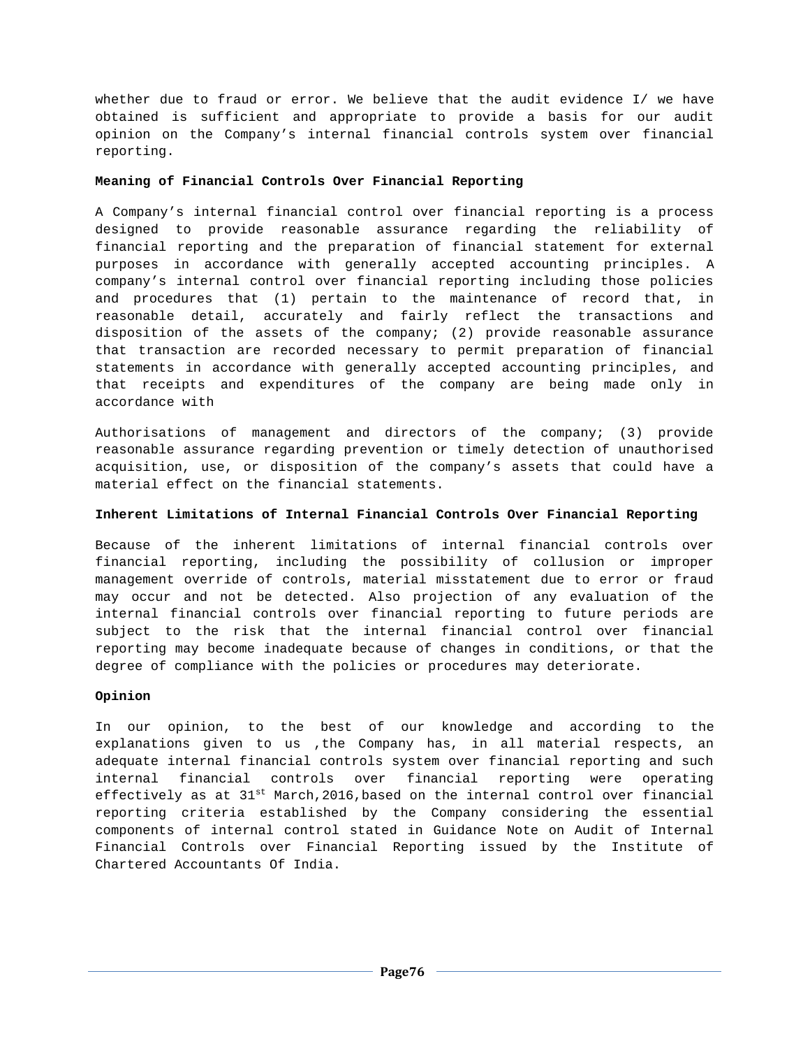whether due to fraud or error. We believe that the audit evidence I/ we have obtained is sufficient and appropriate to provide a basis for our audit opinion on the Company's internal financial controls system over financial reporting.

**Meaning of Financial Controls Over Financial Reporting**

A Company's internal financial control over financial reporting is a process designed to provide reasonable assurance regarding the reliability of financial reporting and the preparation of financial statement for external purposes in accordance with generally accepted accounting principles. A company's internal control over financial reporting including those policies and procedures that (1) pertain to the maintenance of record that, in reasonable detail, accurately and fairly reflect the transactions and disposition of the assets of the company; (2) provide reasonable assurance that transaction are recorded necessary to permit preparation of financial statements in accordance with generally accepted accounting principles, and that receipts and expenditures of the company are being made only in accordance with

Authorisations of management and directors of the company; (3) provide reasonable assurance regarding prevention or timely detection of unauthorised acquisition, use, or disposition of the company's assets that could have a material effect on the financial statements.

**Inherent Limitations of Internal Financial Controls Over Financial Reporting**

Because of the inherent limitations of internal financial controls over financial reporting, including the possibility of collusion or improper management override of controls, material misstatement due to error or fraud may occur and not be detected. Also projection of any evaluation of the internal financial controls over financial reporting to future periods are subject to the risk that the internal financial control over financial reporting may become inadequate because of changes in conditions, or that the degree of compliance with the policies or procedures may deteriorate.

**Opinion**

In our opinion, to the best of our knowledge and according to the explanations given to us ,the Company has, in all material respects, an adequate internal financial controls system over financial reporting and such internal financial controls over financial reporting were operating effectively as at 31st March,2016,based on the internal control over financial reporting criteria established by the Company considering the essential components of internal control stated in Guidance Note on Audit of Internal Financial Controls over Financial Reporting issued by the Institute of Chartered Accountants Of India.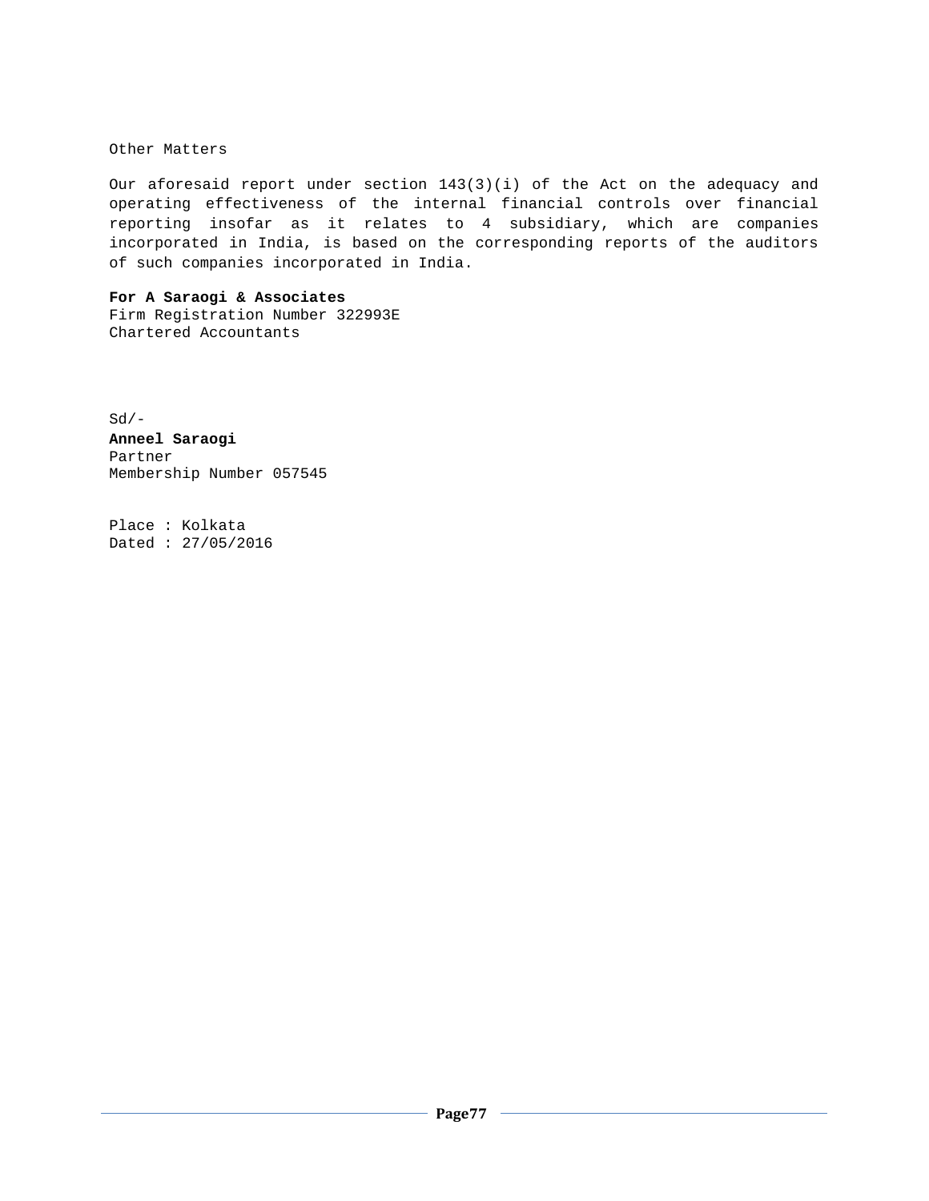Other Matters

Our aforesaid report under section 143(3)(i) of the Act on the adequacy and operating effectiveness of the internal financial controls over financial reporting insofar as it relates to 4 subsidiary, which are companies incorporated in India, is based on the corresponding reports of the auditors of such companies incorporated in India.

**For A Saraogi & Associates**
Firm Registration Number 322993E
Chartered Accountants

Sd/-
**Anneel Saraogi**
Partner
Membership Number 057545

Place : Kolkata
Dated : 27/05/2016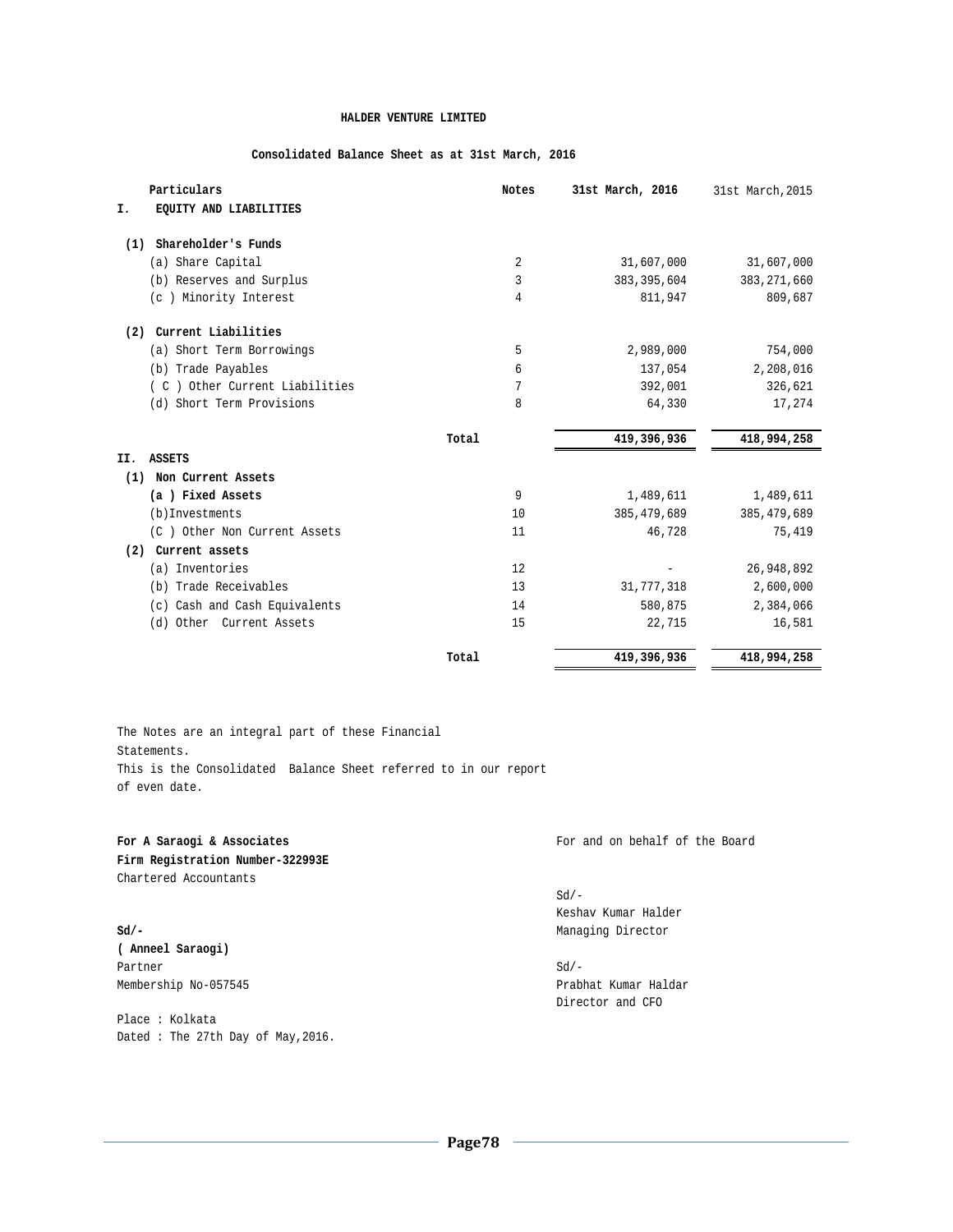# HALDER VENTURE LIMITED

## Consolidated Balance Sheet as at 31st March, 2016

| Particulars | Notes | 31st March, 2016 | 31st March,2015 |
|---|---|---|---|
| **I. EQUITY AND LIABILITIES** | | | |
| **(1) Shareholder's Funds** | | | |
| (a) Share Capital | 2 | 31,607,000 | 31,607,000 |
| (b) Reserves and Surplus | 3 | 383,395,604 | 383,271,660 |
| (c ) Minority Interest | 4 | 811,947 | 809,687 |
| **(2) Current Liabilities** | | | |
| (a) Short Term Borrowings | 5 | 2,989,000 | 754,000 |
| (b) Trade Payables | 6 | 137,054 | 2,208,016 |
| ( C ) Other Current Liabilities | 7 | 392,001 | 326,621 |
| (d) Short Term Provisions | 8 | 64,330 | 17,274 |
| **Total** | | **419,396,936** | **418,994,258** |
| **II. ASSETS** | | | |
| **(1) Non Current Assets** | | | |
| **(a ) Fixed Assets** | 9 | 1,489,611 | 1,489,611 |
| (b)Investments | 10 | 385,479,689 | 385,479,689 |
| (C ) Other Non Current Assets | 11 | 46,728 | 75,419 |
| **(2) Current assets** | | | |
| (a) Inventories | 12 | - | 26,948,892 |
| (b) Trade Receivables | 13 | 31,777,318 | 2,600,000 |
| (c) Cash and Cash Equivalents | 14 | 580,875 | 2,384,066 |
| (d) Other Current Assets | 15 | 22,715 | 16,581 |
| **Total** | | **419,396,936** | **418,994,258** |

The Notes are an integral part of these Financial Statements.
This is the Consolidated Balance Sheet referred to in our report of even date.

**For A Saraogi & Associates**
**Firm Registration Number-322993E**
Chartered Accountants

**Sd/-**
**( Anneel Saraogi)**
Partner
Membership No-057545

Place : Kolkata
Dated : The 27th Day of May,2016.

For and on behalf of the Board

Sd/-
Keshav Kumar Halder
Managing Director

Sd/-
Prabhat Kumar Haldar
Director and CFO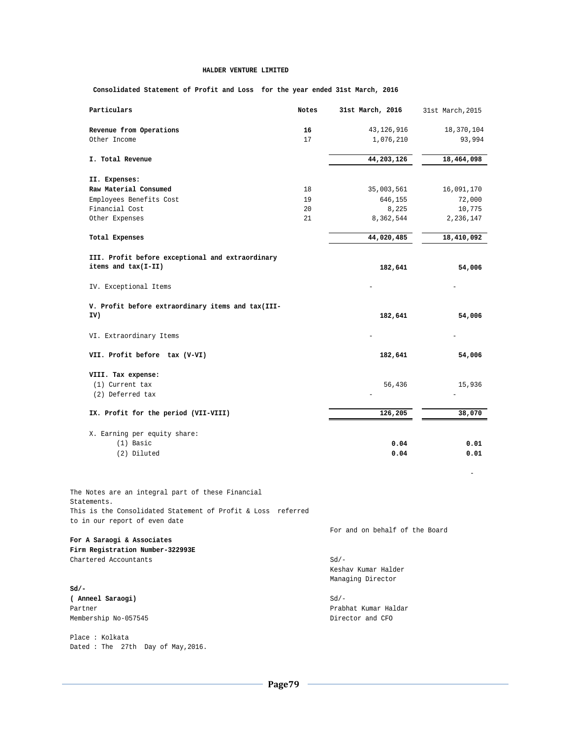**HALDER VENTURE LIMITED**

**Consolidated Statement of Profit and Loss for the year ended 31st March, 2016**

| Particulars | Notes | 31st March, 2016 | 31st March, 2015 |
|---|---|---|---|
| **Revenue from Operations** | **16** | 43,126,916 | 18,370,104 |
| Other Income | 17 | 1,076,210 | 93,994 |
| **I. Total Revenue** | | **44,203,126** | **18,464,098** |
| **II. Expenses:** | | | |
| **Raw Material Consumed** | 18 | 35,003,561 | 16,091,170 |
| Employees Benefits Cost | 19 | 646,155 | 72,000 |
| Financial Cost | 20 | 8,225 | 10,775 |
| Other Expenses | 21 | 8,362,544 | 2,236,147 |
| **Total Expenses** | | **44,020,485** | **18,410,092** |
| **III. Profit before exceptional and extraordinary items and tax(I-II)** | | **182,641** | **54,006** |
| IV. Exceptional Items | | - | - |
| **V. Profit before extraordinary items and tax(III-IV)** | | **182,641** | **54,006** |
| VI. Extraordinary Items | | - | - |
| **VII. Profit before tax (V-VI)** | | **182,641** | **54,006** |
| **VIII. Tax expense:** | | | |
| (1) Current tax | | 56,436 | 15,936 |
| (2) Deferred tax | | - | - |
| **IX. Profit for the period (VII-VIII)** | | **126,205** | **38,070** |
| X. Earning per equity share: | | | |
| (1) Basic | | **0.04** | **0.01** |
| (2) Diluted | | **0.04** | **0.01** |
| | | | - |

The Notes are an integral part of these Financial Statements.
This is the Consolidated Statement of Profit & Loss referred to in our report of even date

For and on behalf of the Board

**For A Saraogi & Associates**
**Firm Registration Number-322993E**
Chartered Accountants

Sd/-
Keshav Kumar Halder
Managing Director

**Sd/-**
**( Anneel Saraogi)**
Partner
Membership No-057545

Sd/-
Prabhat Kumar Haldar
Director and CFO

Place : Kolkata
Dated : The 27th Day of May,2016.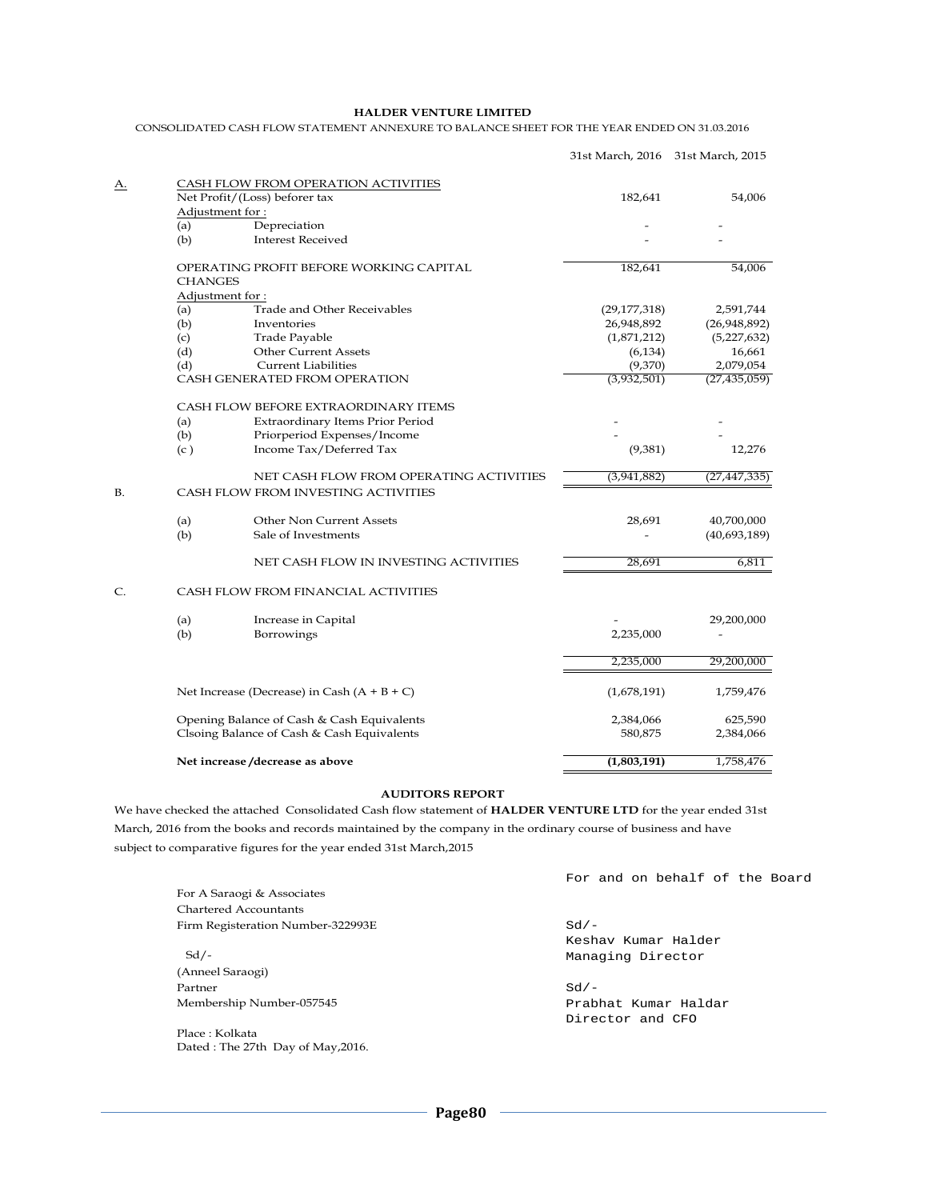**HALDER VENTURE LIMITED**

CONSOLIDATED CASH FLOW STATEMENT ANNEXURE TO BALANCE SHEET FOR THE YEAR ENDED ON 31.03.2016

| | | | 31st March, 2016 | 31st March, 2015 |
|---|---|---|---|---|
| A. | CASH FLOW FROM OPERATION ACTIVITIES | | | |
| | Net Profit/(Loss) beforer tax | | 182,641 | 54,006 |
| | Adjustment for : | | | |
| | (a) | Depreciation | - | - |
| | (b) | Interest Received | - | - |
| | OPERATING PROFIT BEFORE WORKING CAPITAL CHANGES | | 182,641 | 54,006 |
| | Adjustment for : | | | |
| | (a) | Trade and Other Receivables | (29,177,318) | 2,591,744 |
| | (b) | Inventories | 26,948,892 | (26,948,892) |
| | (c) | Trade Payable | (1,871,212) | (5,227,632) |
| | (d) | Other Current Assets | (6,134) | 16,661 |
| | (d) | Current Liabilities | (9,370) | 2,079,054 |
| | CASH GENERATED FROM OPERATION | | (3,932,501) | (27,435,059) |
| | CASH FLOW BEFORE EXTRAORDINARY ITEMS | | | |
| | (a) | Extraordinary Items Prior Period | - | - |
| | (b) | Priorperiod Expenses/Income | - | - |
| | (c ) | Income Tax/Deferred Tax | (9,381) | 12,276 |
| | | NET CASH FLOW FROM OPERATING ACTIVITIES | (3,941,882) | (27,447,335) |
| B. | CASH FLOW FROM INVESTING ACTIVITIES | | | |
| | (a) | Other Non Current Assets | 28,691 | 40,700,000 |
| | (b) | Sale of Investments | - | (40,693,189) |
| | | NET CASH FLOW IN INVESTING ACTIVITIES | 28,691 | 6,811 |
| C. | CASH FLOW FROM FINANCIAL ACTIVITIES | | | |
| | (a) | Increase in Capital | - | 29,200,000 |
| | (b) | Borrowings | 2,235,000 | - |
| | | | 2,235,000 | 29,200,000 |
| | Net Increase (Decrease) in Cash (A + B + C) | | (1,678,191) | 1,759,476 |
| | Opening Balance of Cash & Cash Equivalents | | 2,384,066 | 625,590 |
| | Clsoing Balance of Cash & Cash Equivalents | | 580,875 | 2,384,066 |
| | **Net increase /decrease as above** | | **(1,803,191)** | 1,758,476 |

**AUDITORS REPORT**

We have checked the attached Consolidated Cash flow statement of **HALDER VENTURE LTD** for the year ended 31st March, 2016 from the books and records maintained by the company in the ordinary course of business and have subject to comparative figures for the year ended 31st March,2015

For and on behalf of the Board

For A Saraogi & Associates
Chartered Accountants
Firm Registeration Number-322993E

Sd/-
(Anneel Saraogi)
Partner
Membership Number-057545

Place : Kolkata
Dated : The 27th Day of May,2016.

Sd/-
Keshav Kumar Halder
Managing Director

Sd/-
Prabhat Kumar Haldar
Director and CFO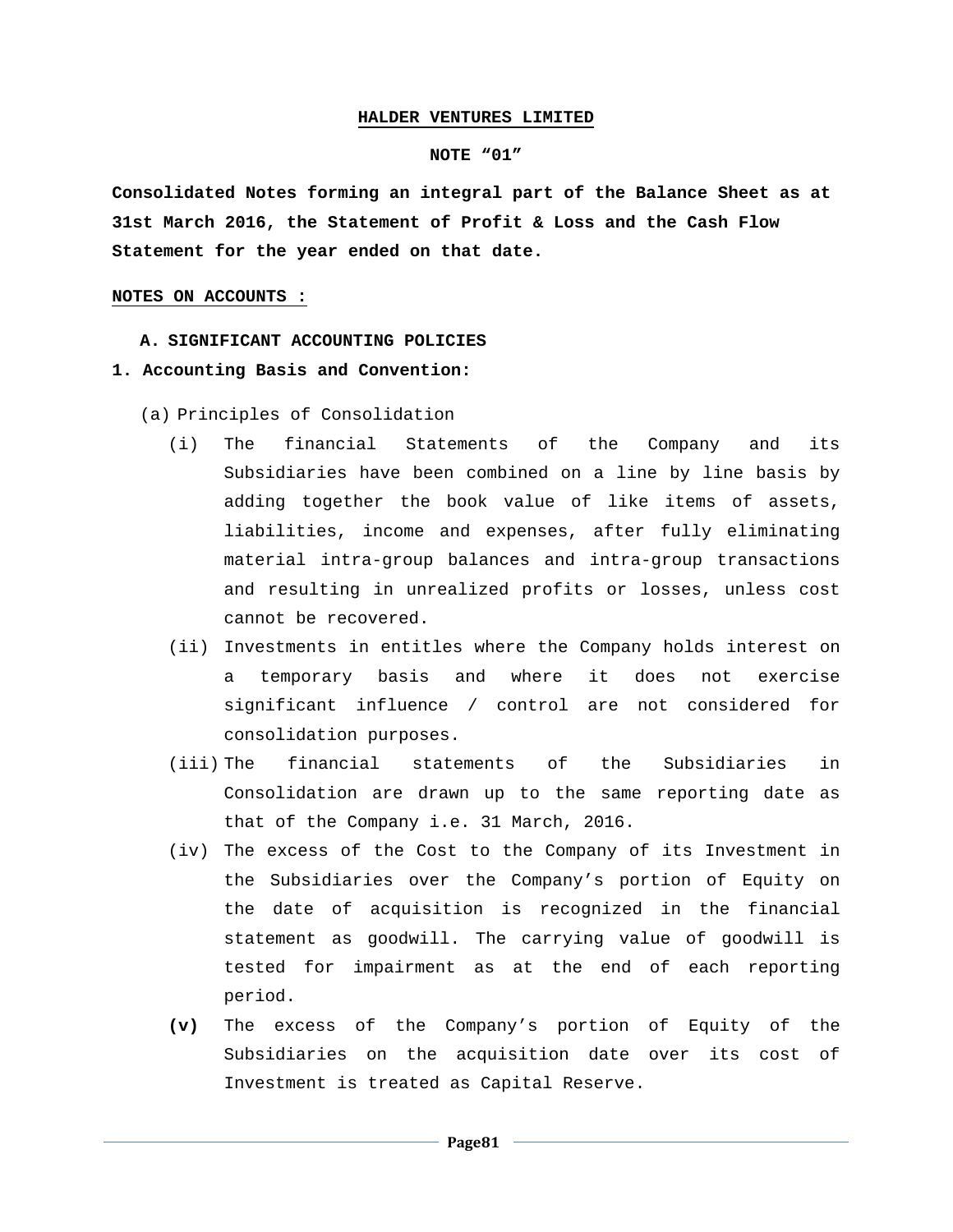# HALDER VENTURES LIMITED

## NOTE "01"

**Consolidated Notes forming an integral part of the Balance Sheet as at 31st March 2016, the Statement of Profit & Loss and the Cash Flow Statement for the year ended on that date.**

**NOTES ON ACCOUNTS :**

**A. SIGNIFICANT ACCOUNTING POLICIES**

**1. Accounting Basis and Convention:**

(a) Principles of Consolidation

(i) The financial Statements of the Company and its Subsidiaries have been combined on a line by line basis by adding together the book value of like items of assets, liabilities, income and expenses, after fully eliminating material intra-group balances and intra-group transactions and resulting in unrealized profits or losses, unless cost cannot be recovered.

(ii) Investments in entitles where the Company holds interest on a temporary basis and where it does not exercise significant influence / control are not considered for consolidation purposes.

(iii) The financial statements of the Subsidiaries in Consolidation are drawn up to the same reporting date as that of the Company i.e. 31 March, 2016.

(iv) The excess of the Cost to the Company of its Investment in the Subsidiaries over the Company's portion of Equity on the date of acquisition is recognized in the financial statement as goodwill. The carrying value of goodwill is tested for impairment as at the end of each reporting period.

**(v)** The excess of the Company's portion of Equity of the Subsidiaries on the acquisition date over its cost of Investment is treated as Capital Reserve.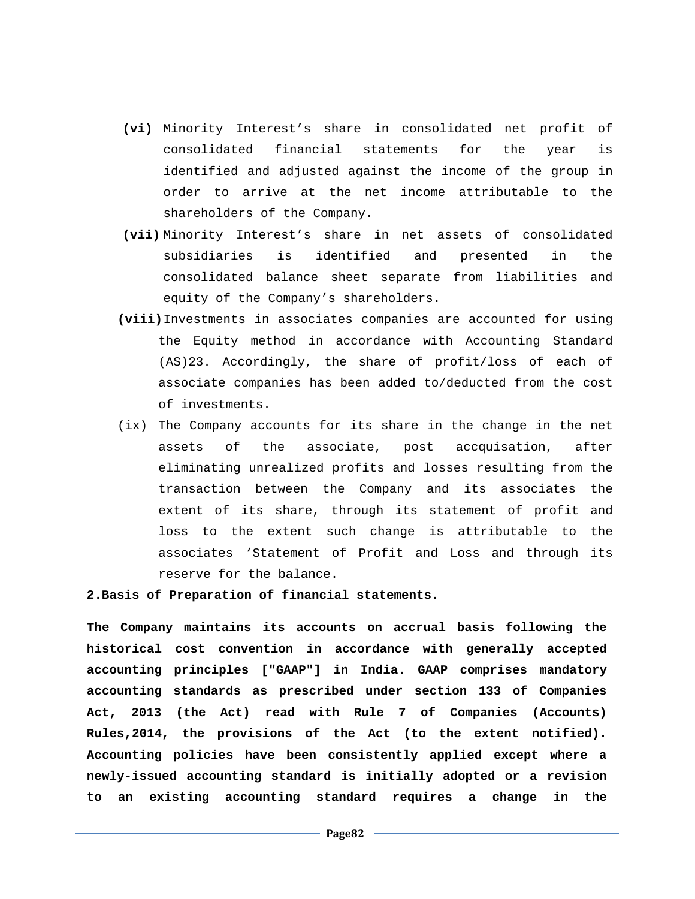**(vi)** Minority Interest’s share in consolidated net profit of consolidated financial statements for the year is identified and adjusted against the income of the group in order to arrive at the net income attributable to the shareholders of the Company.

**(vii)** Minority Interest’s share in net assets of consolidated subsidiaries is identified and presented in the consolidated balance sheet separate from liabilities and equity of the Company’s shareholders.

**(viii)** Investments in associates companies are accounted for using the Equity method in accordance with Accounting Standard (AS)23. Accordingly, the share of profit/loss of each of associate companies has been added to/deducted from the cost of investments.

(ix) The Company accounts for its share in the change in the net assets of the associate, post accquisation, after eliminating unrealized profits and losses resulting from the transaction between the Company and its associates the extent of its share, through its statement of profit and loss to the extent such change is attributable to the associates ‘Statement of Profit and Loss and through its reserve for the balance.

**2.Basis of Preparation of financial statements.**

**The Company maintains its accounts on accrual basis following the historical cost convention in accordance with generally accepted accounting principles ["GAAP"] in India. GAAP comprises mandatory accounting standards as prescribed under section 133 of Companies Act, 2013 (the Act) read with Rule 7 of Companies (Accounts) Rules,2014, the provisions of the Act (to the extent notified). Accounting policies have been consistently applied except where a newly-issued accounting standard is initially adopted or a revision to an existing accounting standard requires a change in the**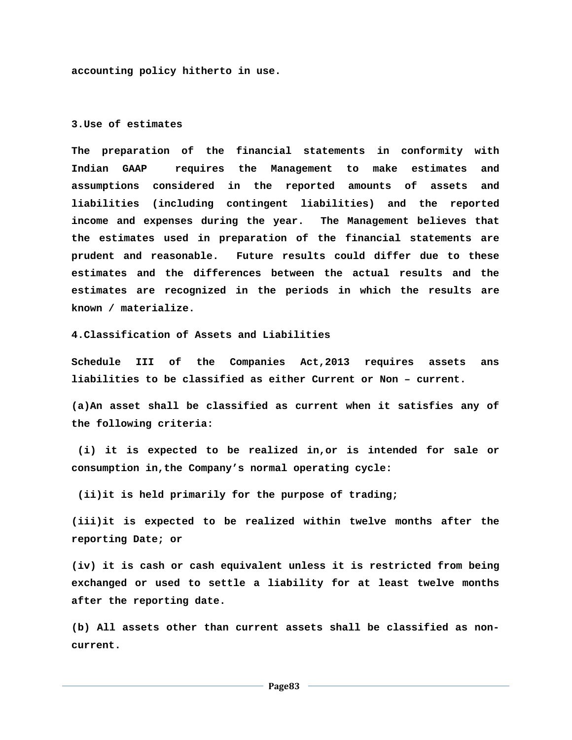**accounting policy hitherto in use.**

**3.Use of estimates**

**The preparation of the financial statements in conformity with Indian GAAP requires the Management to make estimates and assumptions considered in the reported amounts of assets and liabilities (including contingent liabilities) and the reported income and expenses during the year. The Management believes that the estimates used in preparation of the financial statements are prudent and reasonable. Future results could differ due to these estimates and the differences between the actual results and the estimates are recognized in the periods in which the results are known / materialize.**

**4.Classification of Assets and Liabilities**

**Schedule III of the Companies Act,2013 requires assets ans liabilities to be classified as either Current or Non – current.**

**(a)An asset shall be classified as current when it satisfies any of the following criteria:**

**(i) it is expected to be realized in,or is intended for sale or consumption in,the Company's normal operating cycle:**

**(ii)it is held primarily for the purpose of trading;**

**(iii)it is expected to be realized within twelve months after the reporting Date; or**

**(iv) it is cash or cash equivalent unless it is restricted from being exchanged or used to settle a liability for at least twelve months after the reporting date.**

**(b) All assets other than current assets shall be classified as non-current.**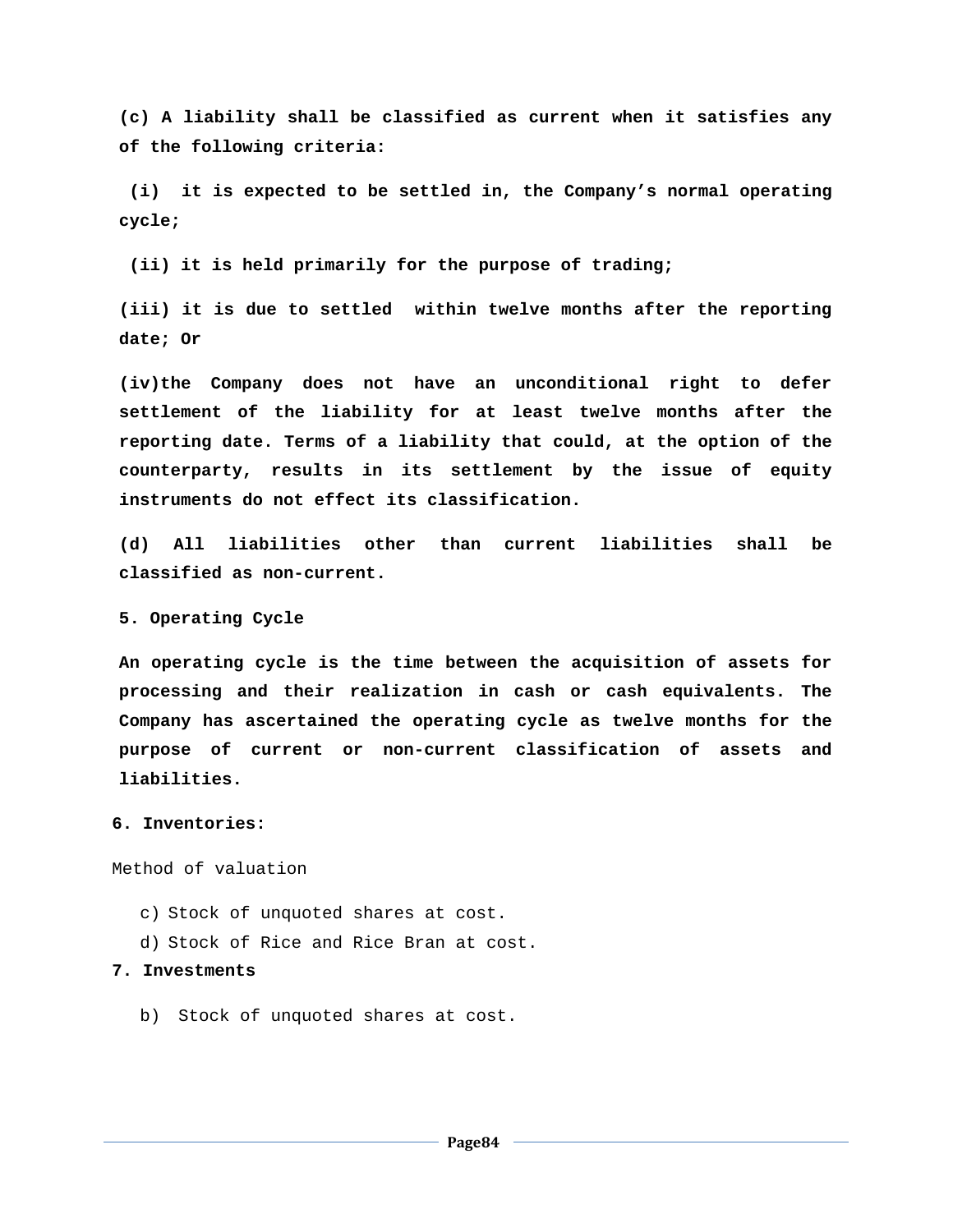**(c) A liability shall be classified as current when it satisfies any of the following criteria:**

**(i) it is expected to be settled in, the Company's normal operating cycle;**

**(ii) it is held primarily for the purpose of trading;**

**(iii) it is due to settled within twelve months after the reporting date; Or**

**(iv)the Company does not have an unconditional right to defer settlement of the liability for at least twelve months after the reporting date. Terms of a liability that could, at the option of the counterparty, results in its settlement by the issue of equity instruments do not effect its classification.**

**(d) All liabilities other than current liabilities shall be classified as non-current.**

**5. Operating Cycle**

**An operating cycle is the time between the acquisition of assets for processing and their realization in cash or cash equivalents. The Company has ascertained the operating cycle as twelve months for the purpose of current or non-current classification of assets and liabilities.**

**6. Inventories:**

Method of valuation

c) Stock of unquoted shares at cost.

d) Stock of Rice and Rice Bran at cost.

**7. Investments**

b) Stock of unquoted shares at cost.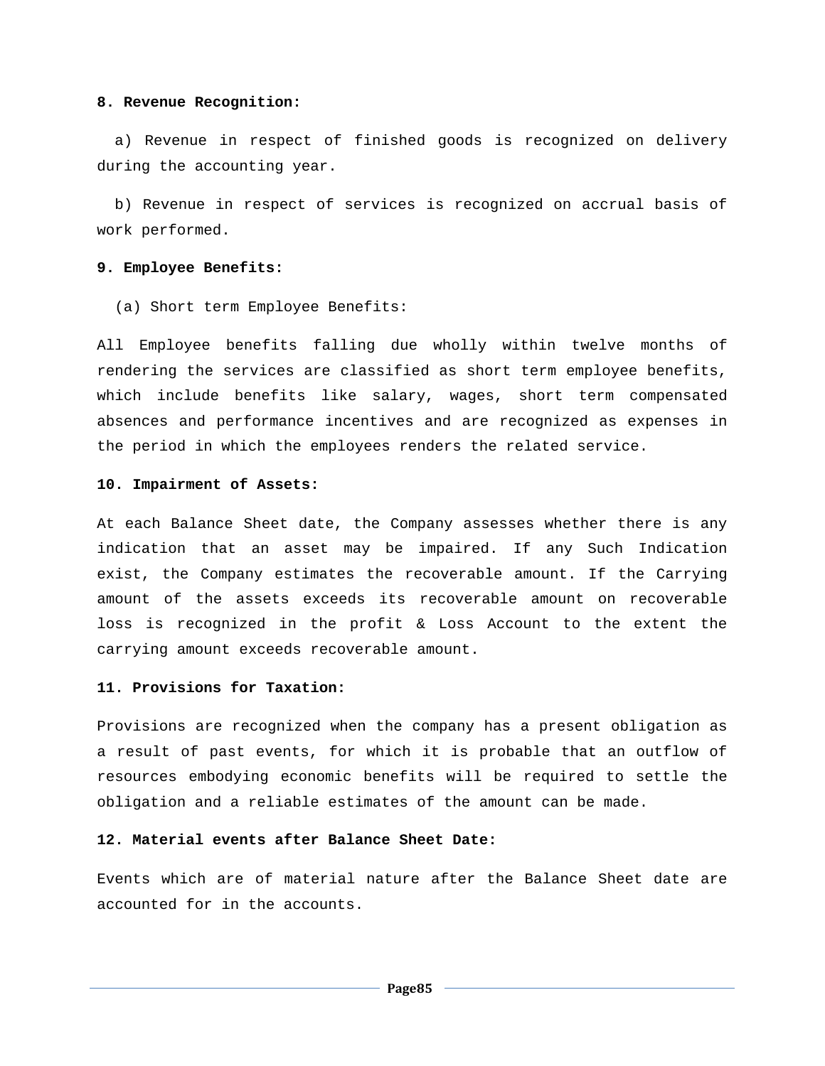**8. Revenue Recognition:**

a) Revenue in respect of finished goods is recognized on delivery during the accounting year.

b) Revenue in respect of services is recognized on accrual basis of work performed.

**9. Employee Benefits:**

(a) Short term Employee Benefits:

All Employee benefits falling due wholly within twelve months of rendering the services are classified as short term employee benefits, which include benefits like salary, wages, short term compensated absences and performance incentives and are recognized as expenses in the period in which the employees renders the related service.

**10. Impairment of Assets:**

At each Balance Sheet date, the Company assesses whether there is any indication that an asset may be impaired. If any Such Indication exist, the Company estimates the recoverable amount. If the Carrying amount of the assets exceeds its recoverable amount on recoverable loss is recognized in the profit & Loss Account to the extent the carrying amount exceeds recoverable amount.

**11. Provisions for Taxation:**

Provisions are recognized when the company has a present obligation as a result of past events, for which it is probable that an outflow of resources embodying economic benefits will be required to settle the obligation and a reliable estimates of the amount can be made.

**12. Material events after Balance Sheet Date:**

Events which are of material nature after the Balance Sheet date are accounted for in the accounts.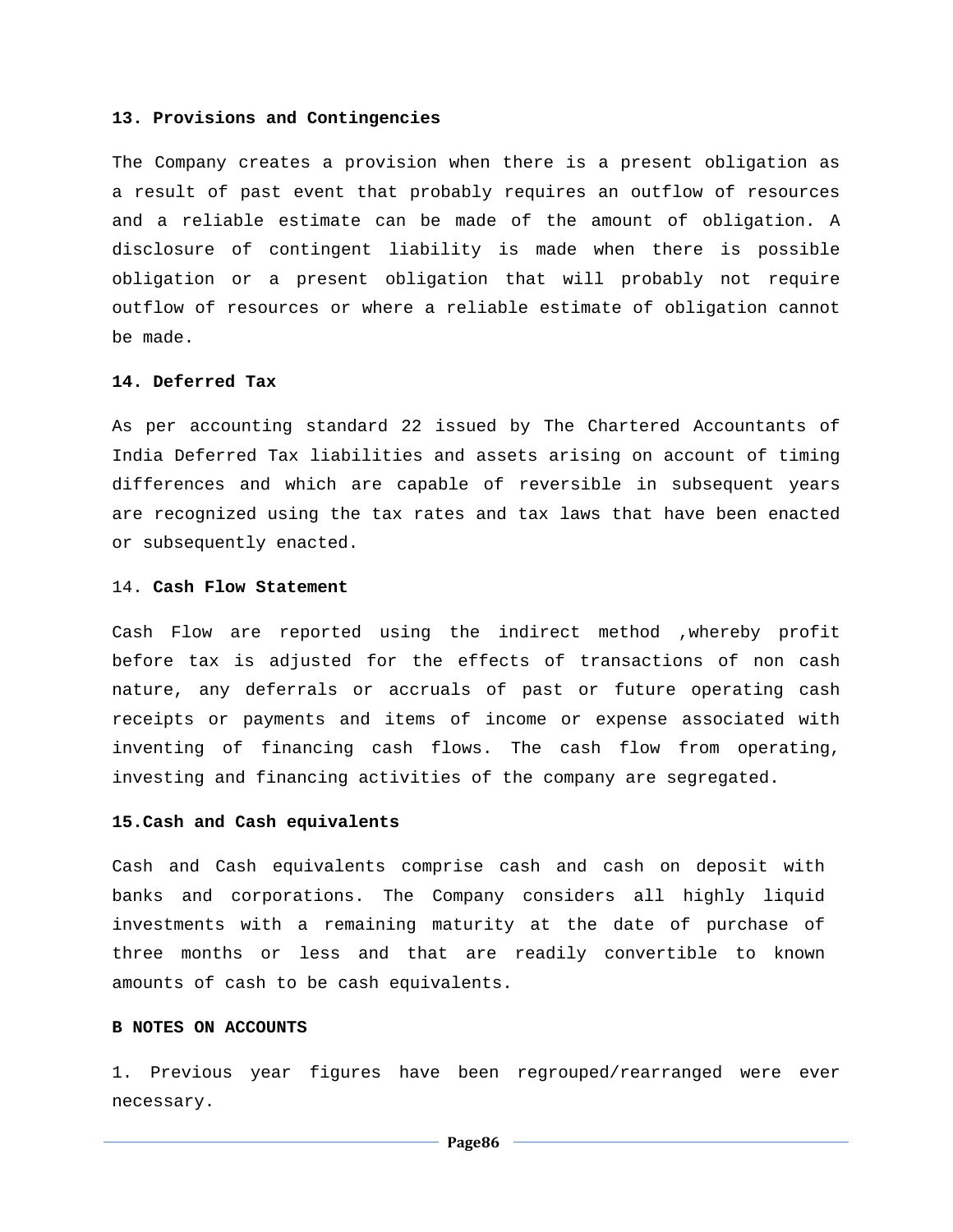**13. Provisions and Contingencies**

The Company creates a provision when there is a present obligation as a result of past event that probably requires an outflow of resources and a reliable estimate can be made of the amount of obligation. A disclosure of contingent liability is made when there is possible obligation or a present obligation that will probably not require outflow of resources or where a reliable estimate of obligation cannot be made.

**14. Deferred Tax**

As per accounting standard 22 issued by The Chartered Accountants of India Deferred Tax liabilities and assets arising on account of timing differences and which are capable of reversible in subsequent years are recognized using the tax rates and tax laws that have been enacted or subsequently enacted.

14. **Cash Flow Statement**

Cash Flow are reported using the indirect method ,whereby profit before tax is adjusted for the effects of transactions of non cash nature, any deferrals or accruals of past or future operating cash receipts or payments and items of income or expense associated with inventing of financing cash flows. The cash flow from operating, investing and financing activities of the company are segregated.

**15.Cash and Cash equivalents**

Cash and Cash equivalents comprise cash and cash on deposit with banks and corporations. The Company considers all highly liquid investments with a remaining maturity at the date of purchase of three months or less and that are readily convertible to known amounts of cash to be cash equivalents.

**B NOTES ON ACCOUNTS**

1. Previous year figures have been regrouped/rearranged were ever necessary.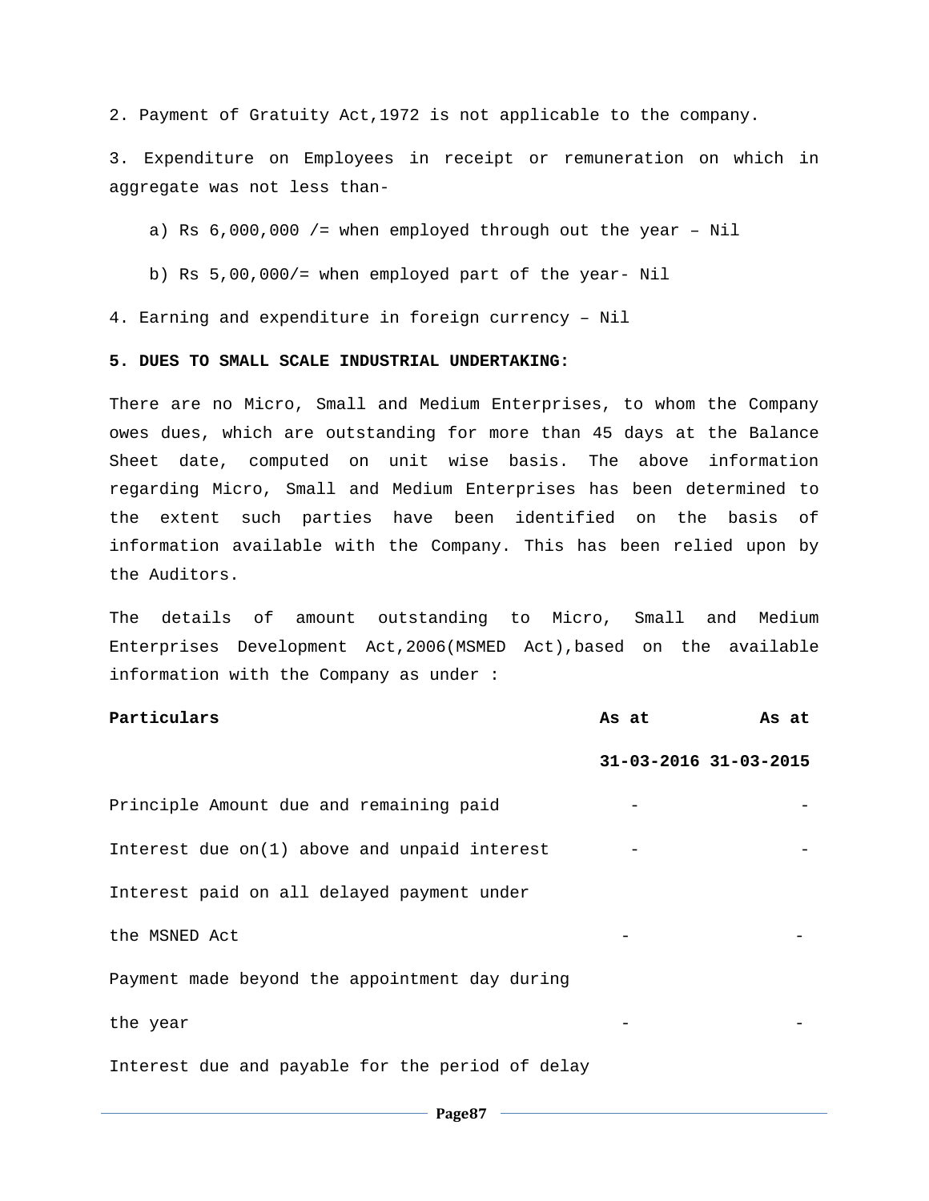2. Payment of Gratuity Act,1972 is not applicable to the company.

3. Expenditure on Employees in receipt or remuneration on which in aggregate was not less than-

a) Rs 6,000,000 /= when employed through out the year – Nil

b) Rs 5,00,000/= when employed part of the year- Nil

4. Earning and expenditure in foreign currency – Nil

**5. DUES TO SMALL SCALE INDUSTRIAL UNDERTAKING:**

There are no Micro, Small and Medium Enterprises, to whom the Company owes dues, which are outstanding for more than 45 days at the Balance Sheet date, computed on unit wise basis. The above information regarding Micro, Small and Medium Enterprises has been determined to the extent such parties have been identified on the basis of information available with the Company. This has been relied upon by the Auditors.

The details of amount outstanding to Micro, Small and Medium Enterprises Development Act,2006(MSMED Act),based on the available information with the Company as under :

| **Particulars** | **As at 31-03-2016** | **As at 31-03-2015** |
|---|---|---|
| Principle Amount due and remaining paid | - | - |
| Interest due on(1) above and unpaid interest | - | - |
| Interest paid on all delayed payment under the MSNED Act | - | - |
| Payment made beyond the appointment day during the year | - | - |
| Interest due and payable for the period of delay | | |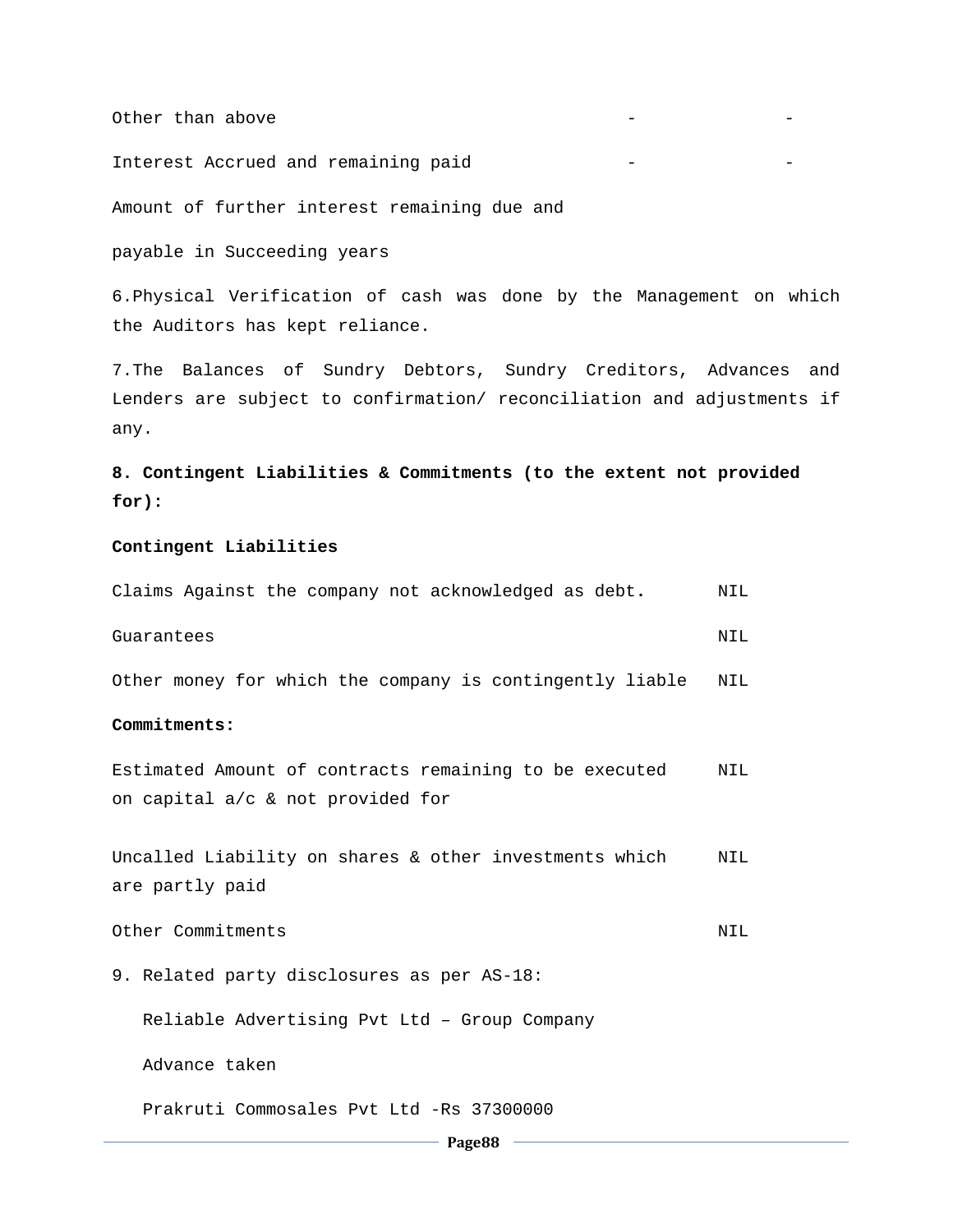| | | |
|---|---|---|
| Other than above | - | - |
| Interest Accrued and remaining paid | - | - |
| Amount of further interest remaining due and payable in Succeeding years | | |

6.Physical Verification of cash was done by the Management on which the Auditors has kept reliance.

7.The Balances of Sundry Debtors, Sundry Creditors, Advances and Lenders are subject to confirmation/ reconciliation and adjustments if any.

**8. Contingent Liabilities & Commitments (to the extent not provided for):**

**Contingent Liabilities**

| | |
|---|---|
| Claims Against the company not acknowledged as debt. | NIL |
| Guarantees | NIL |
| Other money for which the company is contingently liable | NIL |

**Commitments:**

| | |
|---|---|
| Estimated Amount of contracts remaining to be executed on capital a/c & not provided for | NIL |
| Uncalled Liability on shares & other investments which are partly paid | NIL |
| Other Commitments | NIL |

9. Related party disclosures as per AS-18:

Reliable Advertising Pvt Ltd – Group Company

Advance taken

Prakruti Commosales Pvt Ltd -Rs 37300000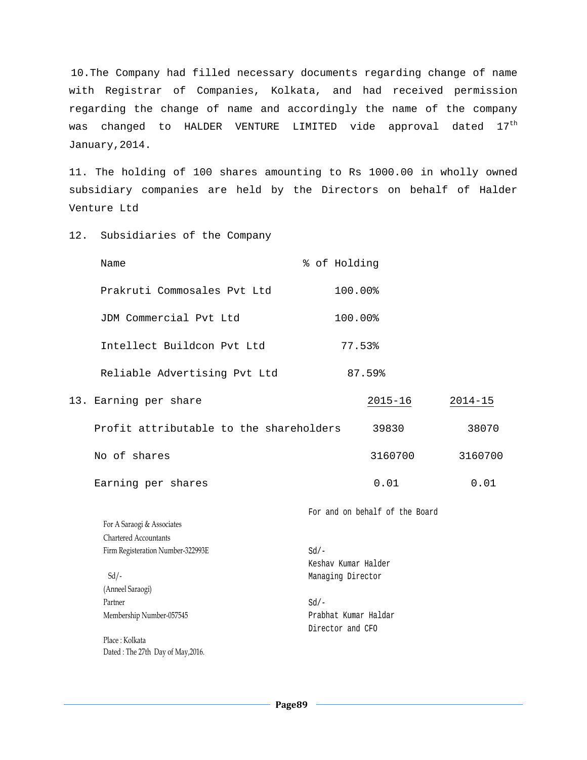10. The Company had filled necessary documents regarding change of name with Registrar of Companies, Kolkata, and had received permission regarding the change of name and accordingly the name of the company was changed to HALDER VENTURE LIMITED vide approval dated 17th January,2014.

11. The holding of 100 shares amounting to Rs 1000.00 in wholly owned subsidiary companies are held by the Directors on behalf of Halder Venture Ltd

12. Subsidiaries of the Company

| Name | % of Holding |
|---|---|
| Prakruti Commosales Pvt Ltd | 100.00% |
| JDM Commercial Pvt Ltd | 100.00% |
| Intellect Buildcon Pvt Ltd | 77.53% |
| Reliable Advertising Pvt Ltd | 87.59% |

13. Earning per share

| | 2015-16 | 2014-15 |
|---|---|---|
| Profit attributable to the shareholders | 39830 | 38070 |
| No of shares | 3160700 | 3160700 |
| Earning per shares | 0.01 | 0.01 |

For A Saraogi & Associates
Chartered Accountants
Firm Registeration Number-322993E

Sd/-
(Anneel Saraogi)
Partner
Membership Number-057545

Place : Kolkata
Dated : The 27th Day of May,2016.

For and on behalf of the Board

Sd/-
Keshav Kumar Halder
Managing Director

Sd/-
Prabhat Kumar Haldar
Director and CFO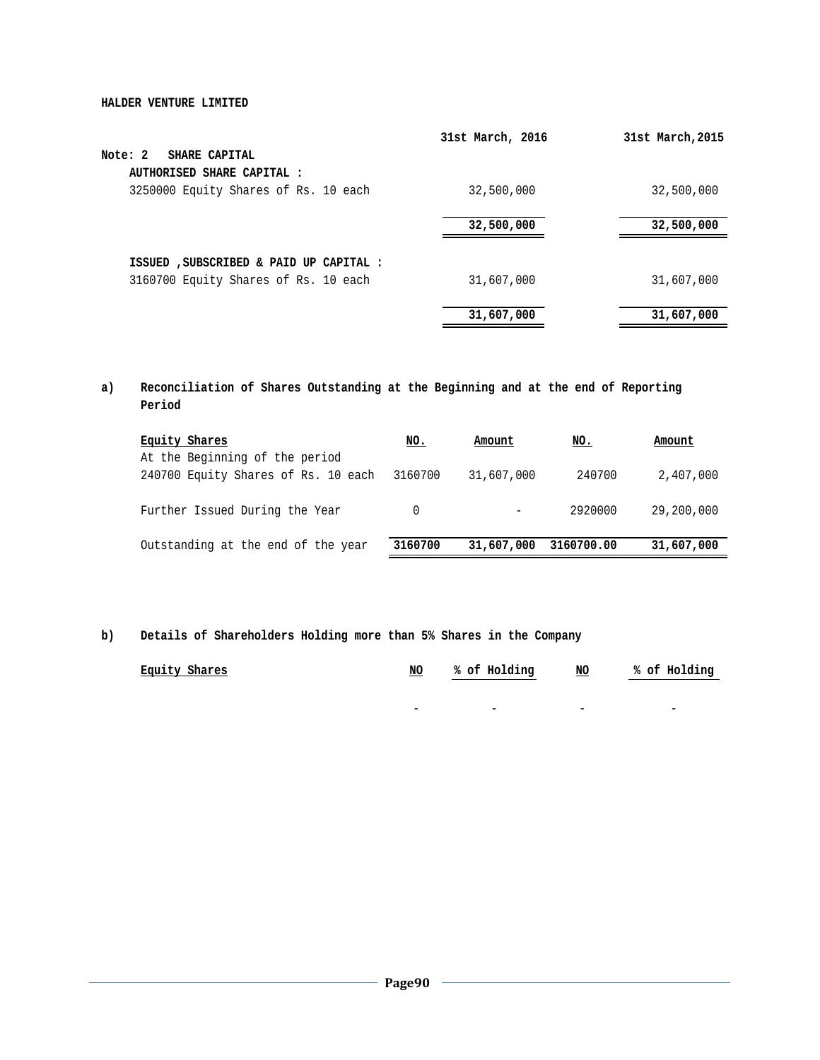**HALDER VENTURE LIMITED**

| | 31st March, 2016 | 31st March,2015 |
|---|---|---|
| **Note: 2 SHARE CAPITAL** | | |
| **AUTHORISED SHARE CAPITAL :** | | |
| 3250000 Equity Shares of Rs. 10 each | 32,500,000 | 32,500,000 |
| | **32,500,000** | **32,500,000** |
| **ISSUED ,SUBSCRIBED & PAID UP CAPITAL :** | | |
| 3160700 Equity Shares of Rs. 10 each | 31,607,000 | 31,607,000 |
| | **31,607,000** | **31,607,000** |

**a) Reconciliation of Shares Outstanding at the Beginning and at the end of Reporting Period**

| Equity Shares | NO. | Amount | NO. | Amount |
|---|---|---|---|---|
| At the Beginning of the period<br>240700 Equity Shares of Rs. 10 each | 3160700 | 31,607,000 | 240700 | 2,407,000 |
| Further Issued During the Year | 0 | - | 2920000 | 29,200,000 |
| Outstanding at the end of the year | **3160700** | **31,607,000** | **3160700.00** | **31,607,000** |

**b) Details of Shareholders Holding more than 5% Shares in the Company**

| Equity Shares | NO | % of Holding | NO | % of Holding |
|---|---|---|---|---|
| | - | - | - | - |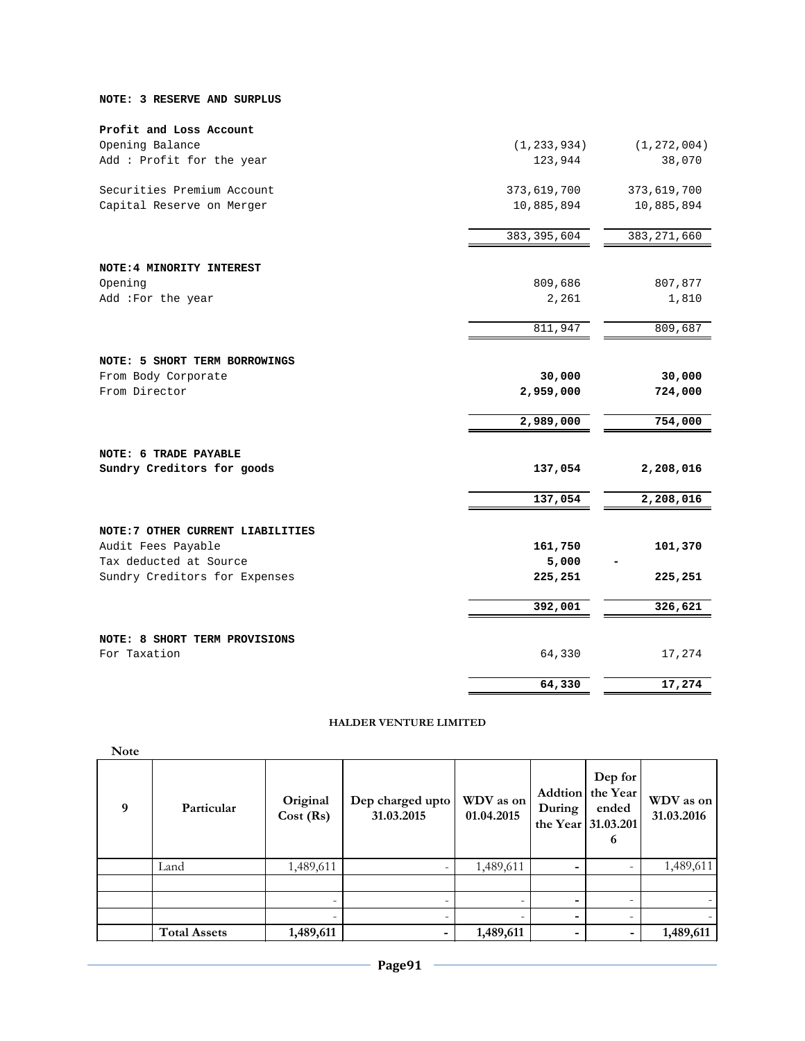**NOTE: 3 RESERVE AND SURPLUS**

| | | |
|---|---|---|
| **Profit and Loss Account** | | |
| Opening Balance | (1,233,934) | (1,272,004) |
| Add : Profit for the year | 123,944 | 38,070 |
| Securities Premium Account | 373,619,700 | 373,619,700 |
| Capital Reserve on Merger | 10,885,894 | 10,885,894 |
| | 383,395,604 | 383,271,660 |

**NOTE:4 MINORITY INTEREST**

| | | |
|---|---|---|
| Opening | 809,686 | 807,877 |
| Add :For the year | 2,261 | 1,810 |
| | 811,947 | 809,687 |

**NOTE: 5 SHORT TERM BORROWINGS**

| | | |
|---|---|---|
| From Body Corporate | **30,000** | **30,000** |
| From Director | **2,959,000** | **724,000** |
| | **2,989,000** | **754,000** |

**NOTE: 6 TRADE PAYABLE**

| | | |
|---|---|---|
| **Sundry Creditors for goods** | **137,054** | **2,208,016** |
| | **137,054** | **2,208,016** |

**NOTE:7 OTHER CURRENT LIABILITIES**

| | | |
|---|---|---|
| Audit Fees Payable | **161,750** | **101,370** |
| Tax deducted at Source | **5,000** | - |
| Sundry Creditors for Expenses | **225,251** | **225,251** |
| | **392,001** | **326,621** |

**NOTE: 8 SHORT TERM PROVISIONS**

| | | |
|---|---|---|
| For Taxation | 64,330 | 17,274 |
| | **64,330** | **17,274** |

**HALDER VENTURE LIMITED**

**Note**

| 9 | Particular | Original Cost (Rs) | Dep charged upto 31.03.2015 | WDV as on 01.04.2015 | Addtion During the Year | Dep for the Year ended 31.03.2016 | WDV as on 31.03.2016 |
|---|---|---|---|---|---|---|---|
| | Land | 1,489,611 | - | 1,489,611 | - | - | 1,489,611 |
| | | | | | | | |
| | | - | - | - | - | - | - |
| | | - | - | - | - | - | - |
| | **Total Assets** | **1,489,611** | **-** | **1,489,611** | **-** | **-** | **1,489,611** |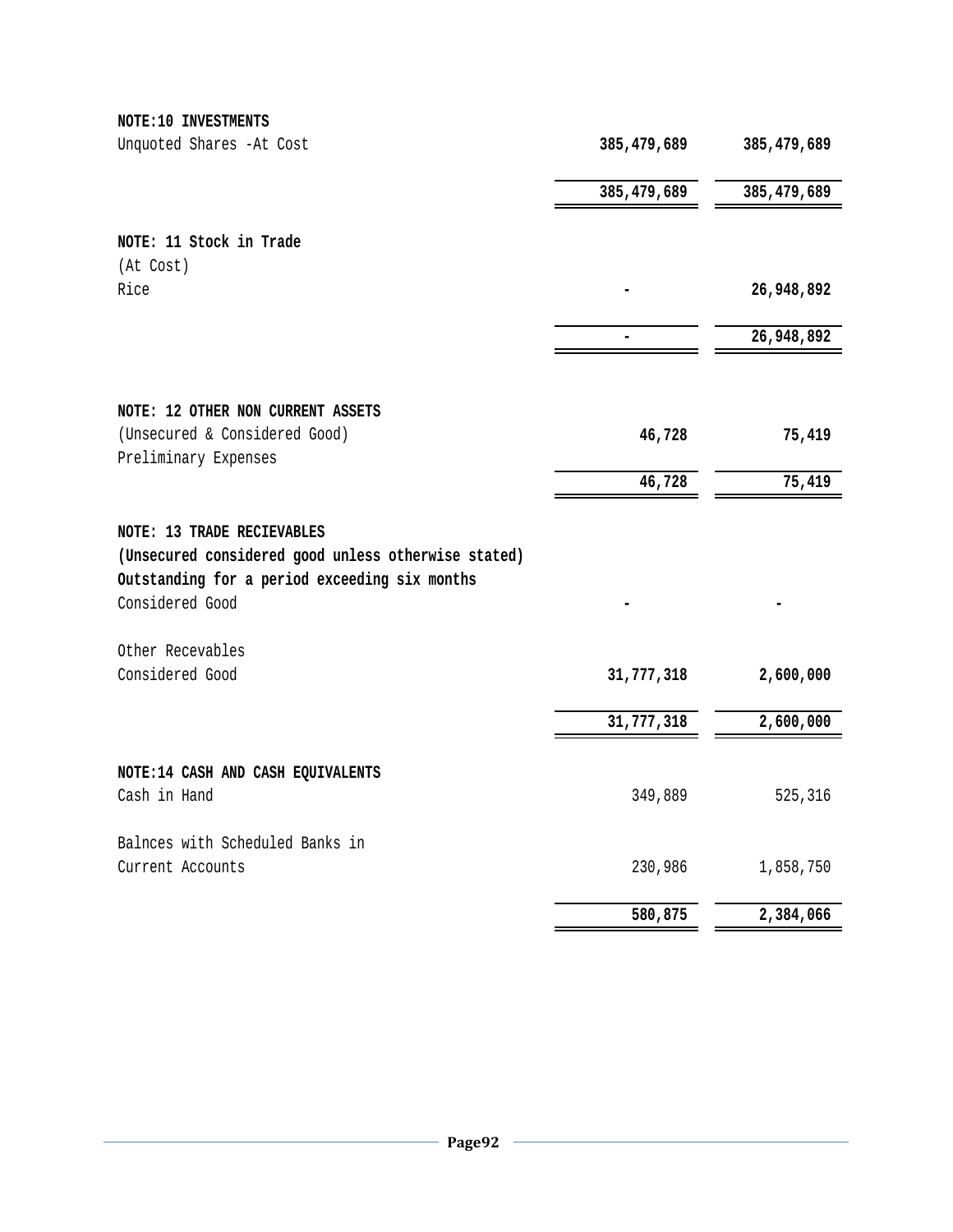**NOTE:10 INVESTMENTS**

| | | |
|---|---|---|
| Unquoted Shares -At Cost | **385,479,689** | **385,479,689** |
| | **385,479,689** | **385,479,689** |

**NOTE: 11 Stock in Trade**

| | | |
|---|---|---|
| (At Cost) | | |
| Rice | **-** | **26,948,892** |
| | **-** | **26,948,892** |

**NOTE: 12 OTHER NON CURRENT ASSETS**

| | | |
|---|---|---|
| (Unsecured & Considered Good) | **46,728** | **75,419** |
| Preliminary Expenses | | |
| | **46,728** | **75,419** |

**NOTE: 13 TRADE RECIEVABLES**

**(Unsecured considered good unless otherwise stated)**

| | | |
|---|---|---|
| **Outstanding for a period exceeding six months** | | |
| Considered Good | **-** | **-** |
| Other Recevables | | |
| Considered Good | **31,777,318** | **2,600,000** |
| | **31,777,318** | **2,600,000** |

**NOTE:14 CASH AND CASH EQUIVALENTS**

| | | |
|---|---|---|
| Cash in Hand | 349,889 | 525,316 |
| Balnces with Scheduled Banks in | | |
| Current Accounts | 230,986 | 1,858,750 |
| | **580,875** | **2,384,066** |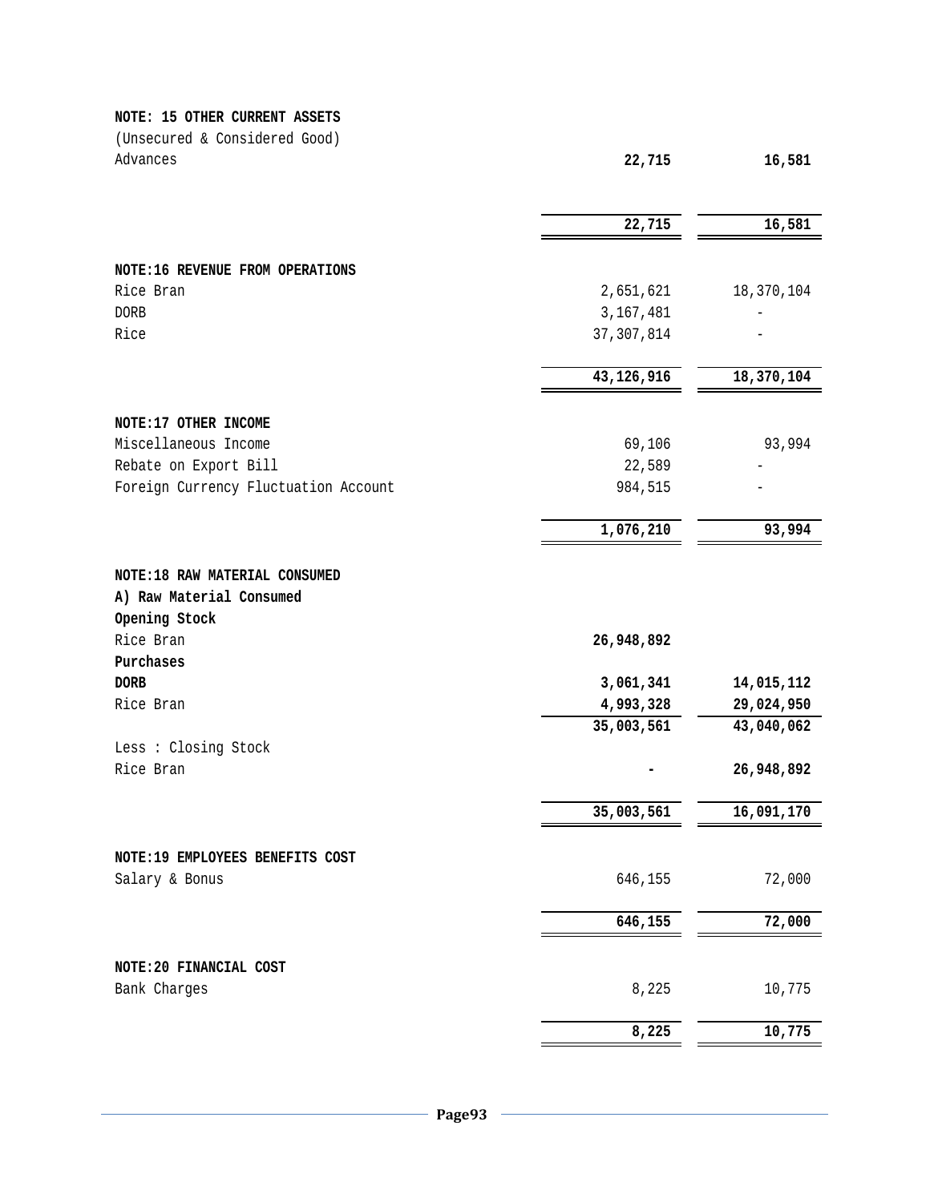**NOTE: 15 OTHER CURRENT ASSETS**

(Unsecured & Considered Good)

| | | |
|---|---|---|
| Advances | **22,715** | **16,581** |
| | **22,715** | **16,581** |

**NOTE:16 REVENUE FROM OPERATIONS**

| | | |
|---|---|---|
| Rice Bran | 2,651,621 | 18,370,104 |
| DORB | 3,167,481 | - |
| Rice | 37,307,814 | - |
| | **43,126,916** | **18,370,104** |

**NOTE:17 OTHER INCOME**

| | | |
|---|---|---|
| Miscellaneous Income | 69,106 | 93,994 |
| Rebate on Export Bill | 22,589 | - |
| Foreign Currency Fluctuation Account | 984,515 | - |
| | **1,076,210** | **93,994** |

**NOTE:18 RAW MATERIAL CONSUMED**

| | | |
|---|---|---|
| **A) Raw Material Consumed** | | |
| **Opening Stock** | | |
| Rice Bran | **26,948,892** | |
| **Purchases** | | |
| **DORB** | **3,061,341** | **14,015,112** |
| Rice Bran | **4,993,328** | **29,024,950** |
| | **35,003,561** | **43,040,062** |
| Less : Closing Stock | | |
| Rice Bran | **-** | **26,948,892** |
| | **35,003,561** | **16,091,170** |

**NOTE:19 EMPLOYEES BENEFITS COST**

| | | |
|---|---|---|
| Salary & Bonus | 646,155 | 72,000 |
| | **646,155** | **72,000** |

**NOTE:20 FINANCIAL COST**

| | | |
|---|---|---|
| Bank Charges | 8,225 | 10,775 |
| | **8,225** | **10,775** |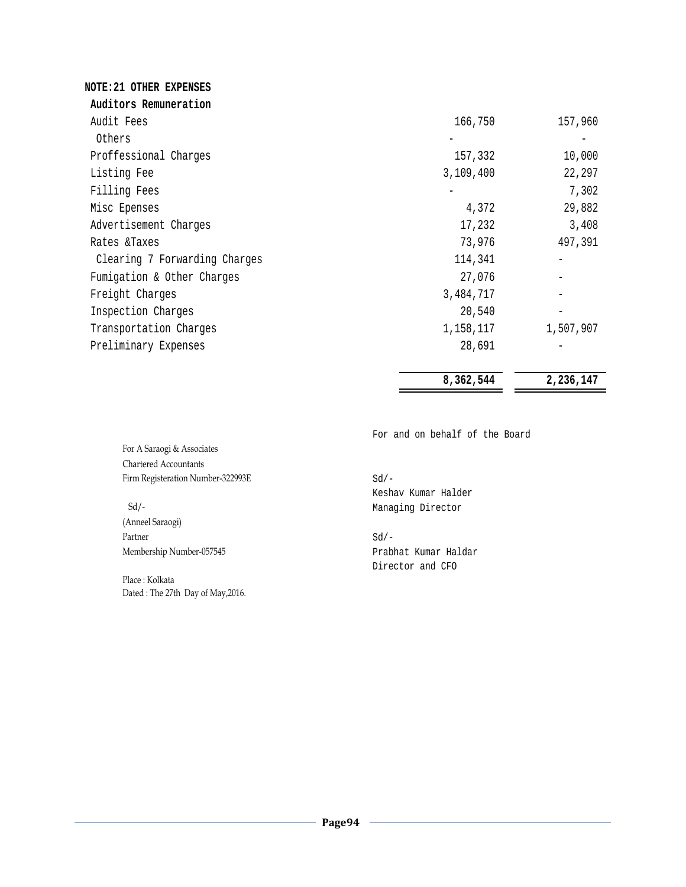**NOTE:21 OTHER EXPENSES**

| | | |
|---|---|---|
| **Auditors Remuneration** | | |
| Audit Fees | 166,750 | 157,960 |
| Others | - | - |
| Proffessional Charges | 157,332 | 10,000 |
| Listing Fee | 3,109,400 | 22,297 |
| Filling Fees | - | 7,302 |
| Misc Epenses | 4,372 | 29,882 |
| Advertisement Charges | 17,232 | 3,408 |
| Rates &Taxes | 73,976 | 497,391 |
| Clearing 7 Forwarding Charges | 114,341 | - |
| Fumigation & Other Charges | 27,076 | - |
| Freight Charges | 3,484,717 | - |
| Inspection Charges | 20,540 | - |
| Transportation Charges | 1,158,117 | 1,507,907 |
| Preliminary Expenses | 28,691 | - |
| | **8,362,544** | **2,236,147** |

For A Saraogi & Associates
Chartered Accountants
Firm Registeration Number-322993E

Sd/-
(Anneel Saraogi)
Partner
Membership Number-057545

Place : Kolkata
Dated : The 27th Day of May,2016.

For and on behalf of the Board

Sd/-
Keshav Kumar Halder
Managing Director

Sd/-
Prabhat Kumar Haldar
Director and CFO